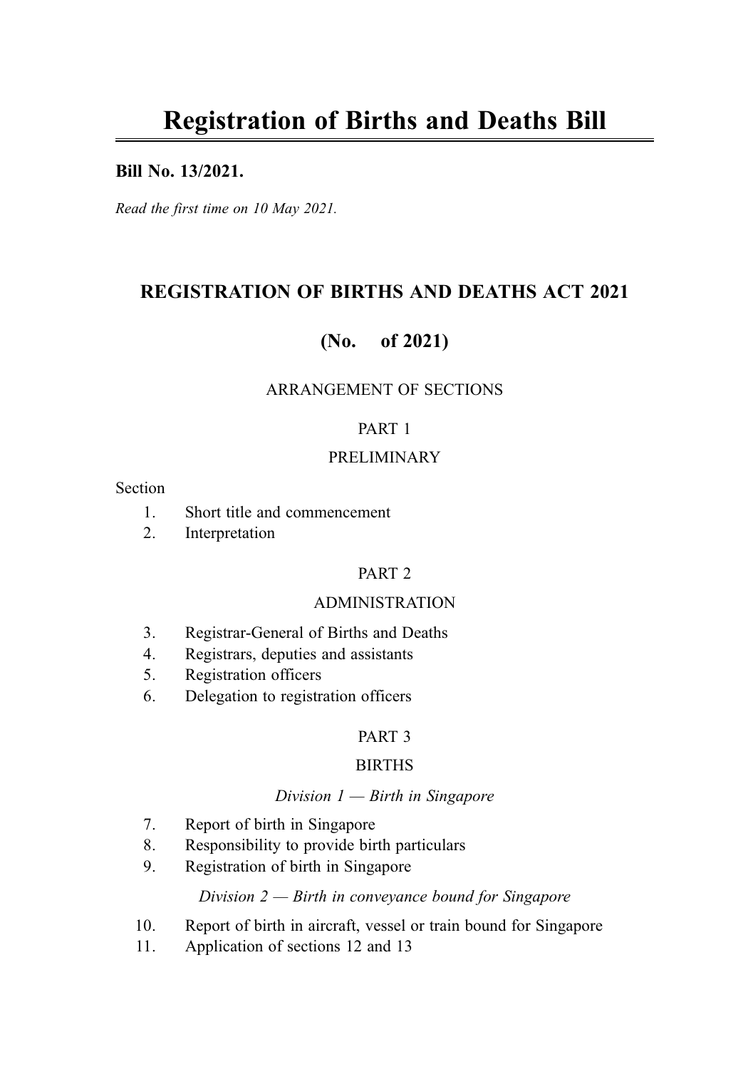# Registration of Births and Deaths Bill

**Bill No. 13/2021.**

*Read the first time on 10 May 2021.*

## REGISTRATION OF BIRTHS AND DEATHS ACT 2021

## (No. of 2021)

ARRANGEMENT OF SECTIONS

PART 1

PRELIMINARY

Section

1. Short title and commencement
2. Interpretation

PART 2

ADMINISTRATION

3. Registrar-General of Births and Deaths
4. Registrars, deputies and assistants
5. Registration officers
6. Delegation to registration officers

PART 3

BIRTHS

*Division 1 — Birth in Singapore*

7. Report of birth in Singapore
8. Responsibility to provide birth particulars
9. Registration of birth in Singapore

*Division 2 — Birth in conveyance bound for Singapore*

10. Report of birth in aircraft, vessel or train bound for Singapore
11. Application of sections 12 and 13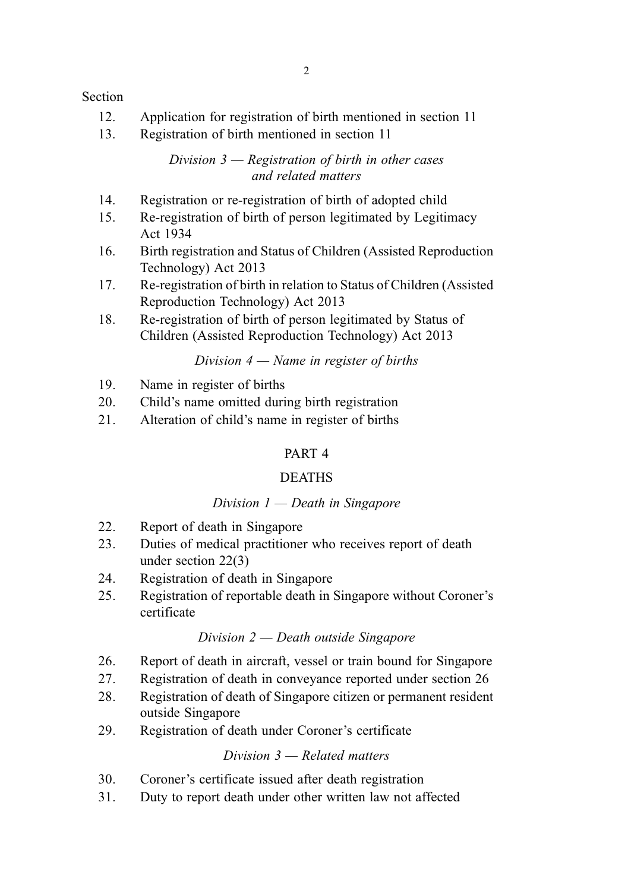Section

12. Application for registration of birth mentioned in section 11
13. Registration of birth mentioned in section 11

*Division 3 — Registration of birth in other cases and related matters*

14. Registration or re-registration of birth of adopted child
15. Re-registration of birth of person legitimated by Legitimacy Act 1934
16. Birth registration and Status of Children (Assisted Reproduction Technology) Act 2013
17. Re-registration of birth in relation to Status of Children (Assisted Reproduction Technology) Act 2013
18. Re-registration of birth of person legitimated by Status of Children (Assisted Reproduction Technology) Act 2013

*Division 4 — Name in register of births*

19. Name in register of births
20. Child's name omitted during birth registration
21. Alteration of child's name in register of births

PART 4

DEATHS

*Division 1 — Death in Singapore*

22. Report of death in Singapore
23. Duties of medical practitioner who receives report of death under section 22(3)
24. Registration of death in Singapore
25. Registration of reportable death in Singapore without Coroner's certificate

*Division 2 — Death outside Singapore*

26. Report of death in aircraft, vessel or train bound for Singapore
27. Registration of death in conveyance reported under section 26
28. Registration of death of Singapore citizen or permanent resident outside Singapore
29. Registration of death under Coroner's certificate

*Division 3 — Related matters*

30. Coroner's certificate issued after death registration
31. Duty to report death under other written law not affected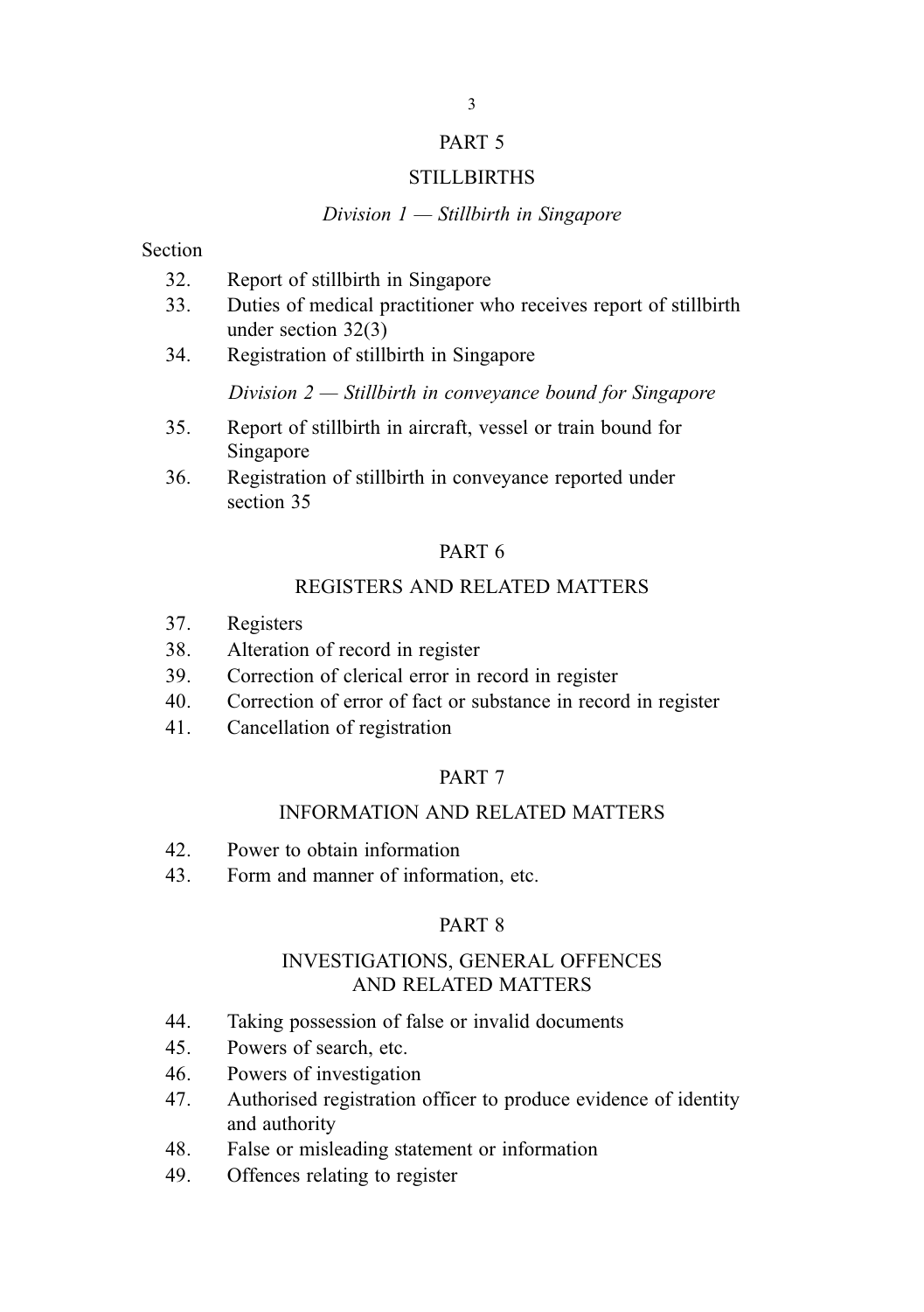## PART 5

## STILLBIRTHS

*Division 1 — Stillbirth in Singapore*

Section

32. Report of stillbirth in Singapore
33. Duties of medical practitioner who receives report of stillbirth under section 32(3)
34. Registration of stillbirth in Singapore

*Division 2 — Stillbirth in conveyance bound for Singapore*

35. Report of stillbirth in aircraft, vessel or train bound for Singapore
36. Registration of stillbirth in conveyance reported under section 35

## PART 6

## REGISTERS AND RELATED MATTERS

37. Registers
38. Alteration of record in register
39. Correction of clerical error in record in register
40. Correction of error of fact or substance in record in register
41. Cancellation of registration

## PART 7

## INFORMATION AND RELATED MATTERS

42. Power to obtain information
43. Form and manner of information, etc.

## PART 8

## INVESTIGATIONS, GENERAL OFFENCES AND RELATED MATTERS

44. Taking possession of false or invalid documents
45. Powers of search, etc.
46. Powers of investigation
47. Authorised registration officer to produce evidence of identity and authority
48. False or misleading statement or information
49. Offences relating to register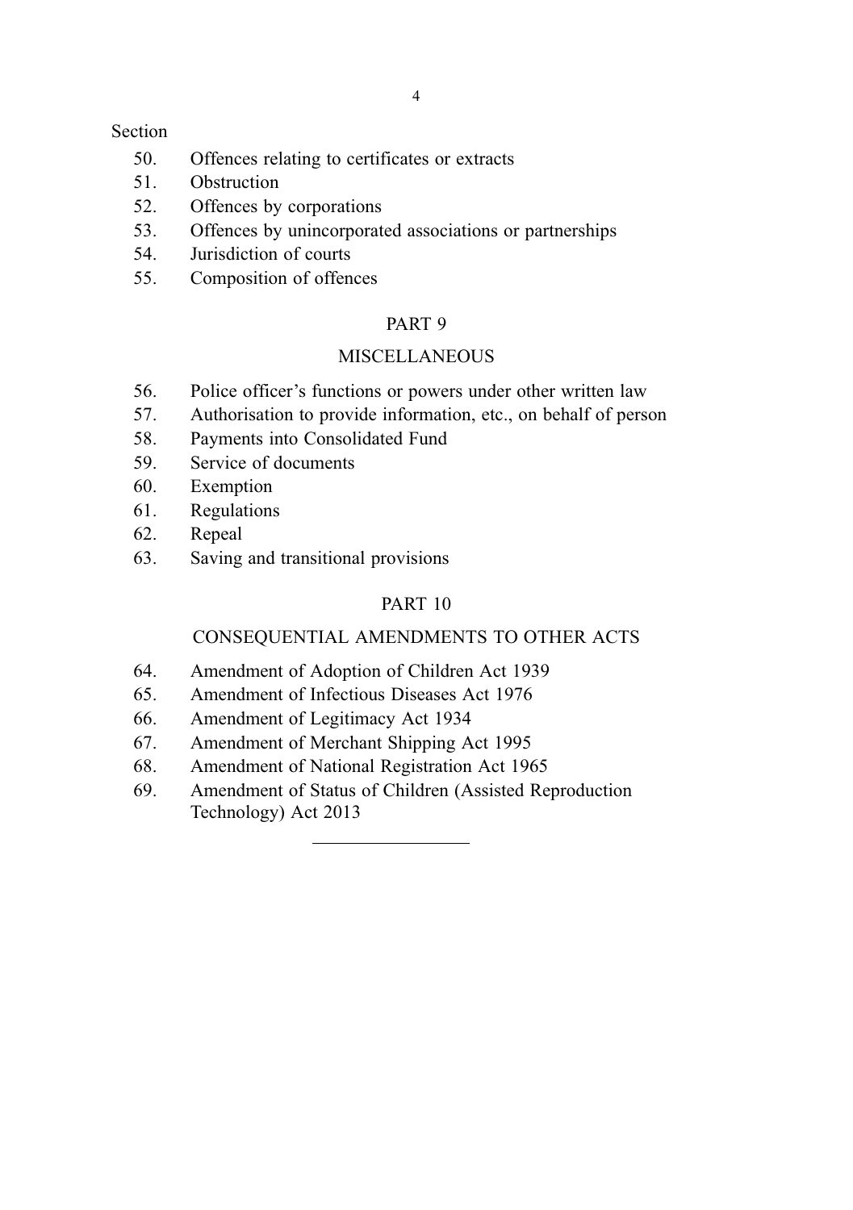Section

50. Offences relating to certificates or extracts
51. Obstruction
52. Offences by corporations
53. Offences by unincorporated associations or partnerships
54. Jurisdiction of courts
55. Composition of offences

PART 9

MISCELLANEOUS

56. Police officer's functions or powers under other written law
57. Authorisation to provide information, etc., on behalf of person
58. Payments into Consolidated Fund
59. Service of documents
60. Exemption
61. Regulations
62. Repeal
63. Saving and transitional provisions

PART 10

CONSEQUENTIAL AMENDMENTS TO OTHER ACTS

64. Amendment of Adoption of Children Act 1939
65. Amendment of Infectious Diseases Act 1976
66. Amendment of Legitimacy Act 1934
67. Amendment of Merchant Shipping Act 1995
68. Amendment of National Registration Act 1965
69. Amendment of Status of Children (Assisted Reproduction Technology) Act 2013

---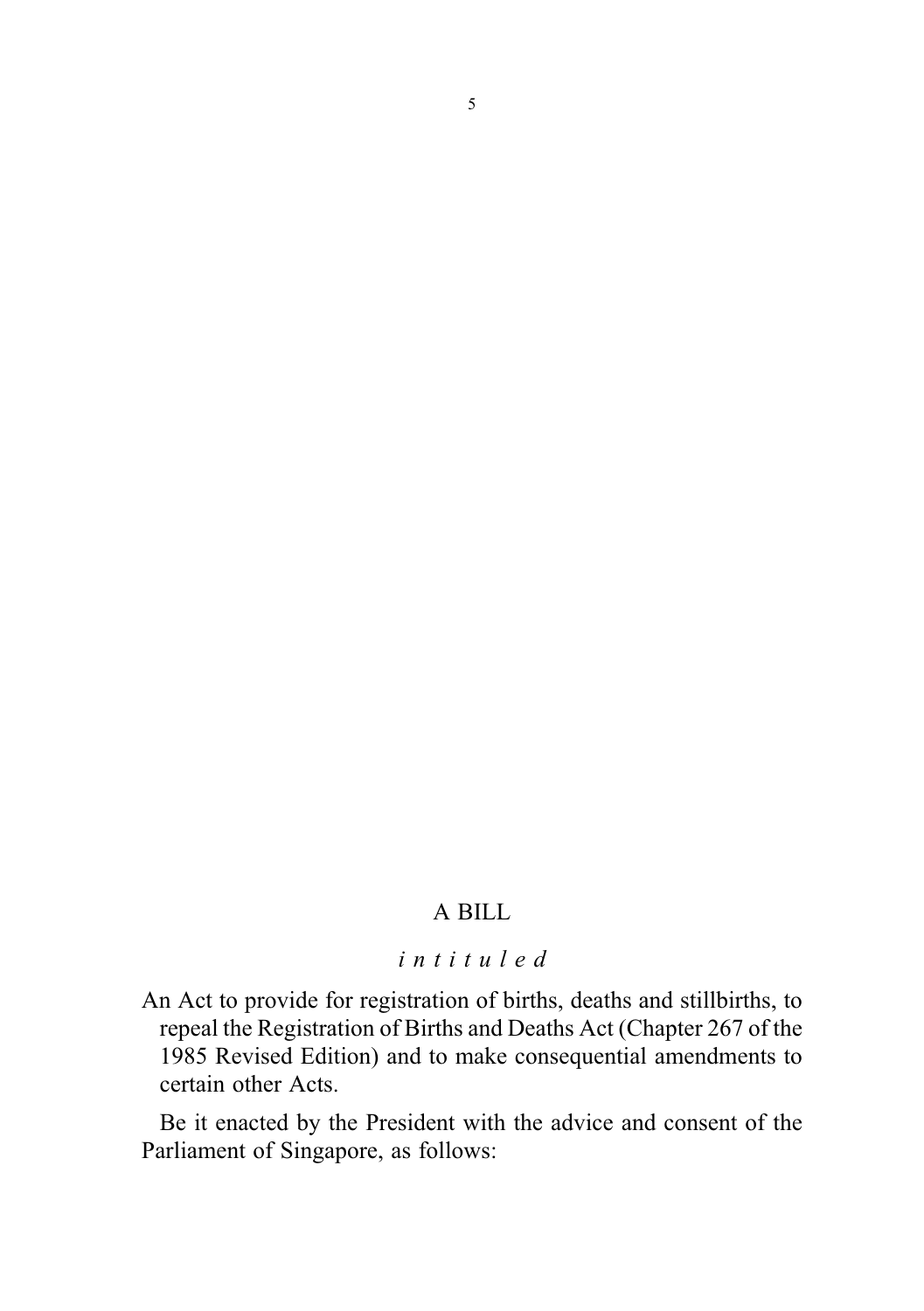A BILL

*intituled*

An Act to provide for registration of births, deaths and stillbirths, to repeal the Registration of Births and Deaths Act (Chapter 267 of the 1985 Revised Edition) and to make consequential amendments to certain other Acts.

Be it enacted by the President with the advice and consent of the Parliament of Singapore, as follows: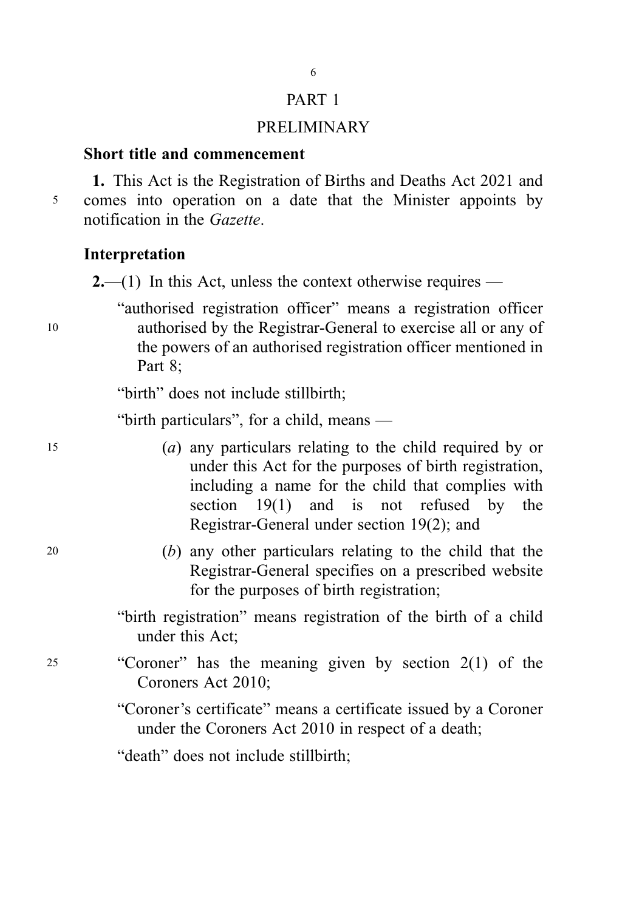# PART 1

## PRELIMINARY

### Short title and commencement

**1.** This Act is the Registration of Births and Deaths Act 2021 and comes into operation on a date that the Minister appoints by notification in the *Gazette*.

### Interpretation

**2.**—(1) In this Act, unless the context otherwise requires —

"authorised registration officer" means a registration officer authorised by the Registrar-General to exercise all or any of the powers of an authorised registration officer mentioned in Part 8;

"birth" does not include stillbirth;

"birth particulars", for a child, means —

(*a*) any particulars relating to the child required by or under this Act for the purposes of birth registration, including a name for the child that complies with section 19(1) and is not refused by the Registrar-General under section 19(2); and

(*b*) any other particulars relating to the child that the Registrar-General specifies on a prescribed website for the purposes of birth registration;

"birth registration" means registration of the birth of a child under this Act;

"Coroner" has the meaning given by section 2(1) of the Coroners Act 2010;

"Coroner's certificate" means a certificate issued by a Coroner under the Coroners Act 2010 in respect of a death;

"death" does not include stillbirth;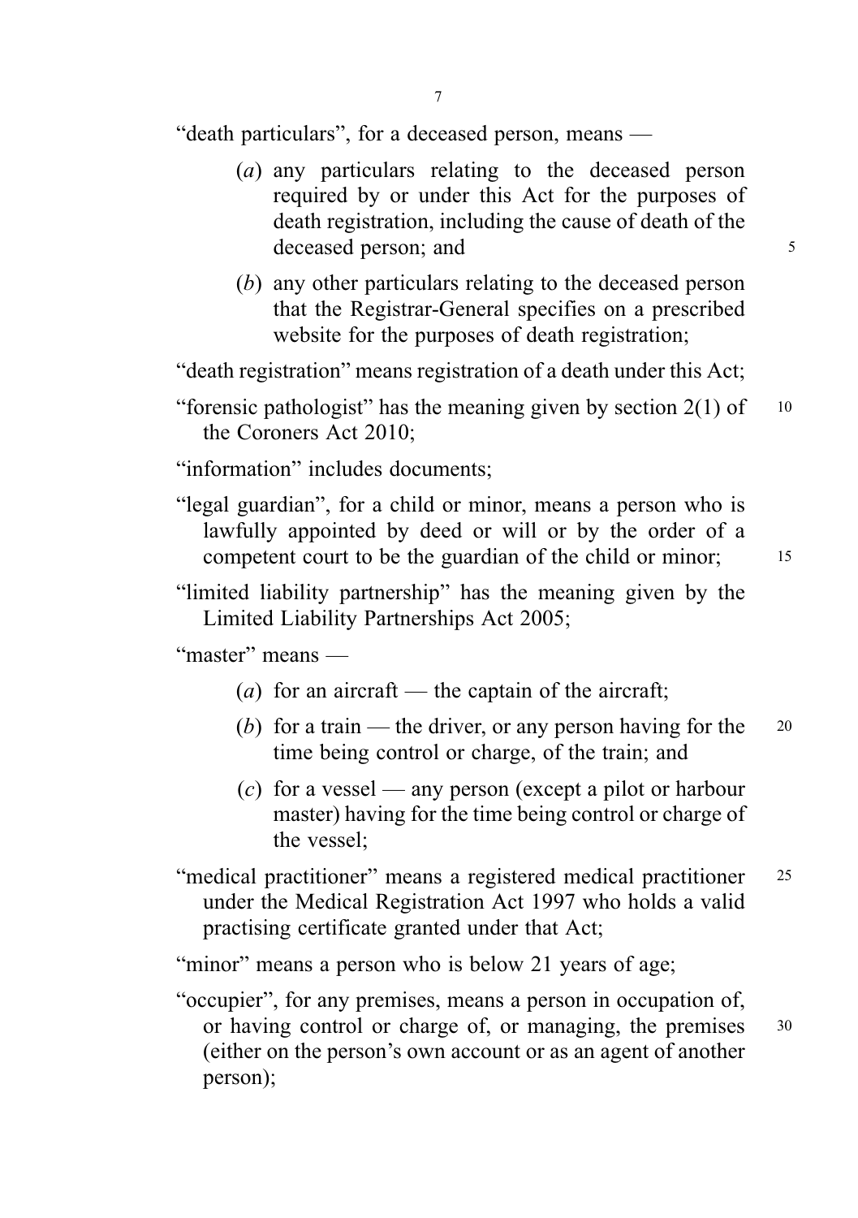"death particulars", for a deceased person, means —

- (*a*) any particulars relating to the deceased person required by or under this Act for the purposes of death registration, including the cause of death of the deceased person; and
- (*b*) any other particulars relating to the deceased person that the Registrar-General specifies on a prescribed website for the purposes of death registration;

"death registration" means registration of a death under this Act;

"forensic pathologist" has the meaning given by section 2(1) of the Coroners Act 2010;

"information" includes documents;

"legal guardian", for a child or minor, means a person who is lawfully appointed by deed or will or by the order of a competent court to be the guardian of the child or minor;

"limited liability partnership" has the meaning given by the Limited Liability Partnerships Act 2005;

"master" means —

- (*a*) for an aircraft — the captain of the aircraft;
- (*b*) for a train — the driver, or any person having for the time being control or charge, of the train; and
- (*c*) for a vessel — any person (except a pilot or harbour master) having for the time being control or charge of the vessel;

"medical practitioner" means a registered medical practitioner under the Medical Registration Act 1997 who holds a valid practising certificate granted under that Act;

"minor" means a person who is below 21 years of age;

"occupier", for any premises, means a person in occupation of, or having control or charge of, or managing, the premises (either on the person's own account or as an agent of another person);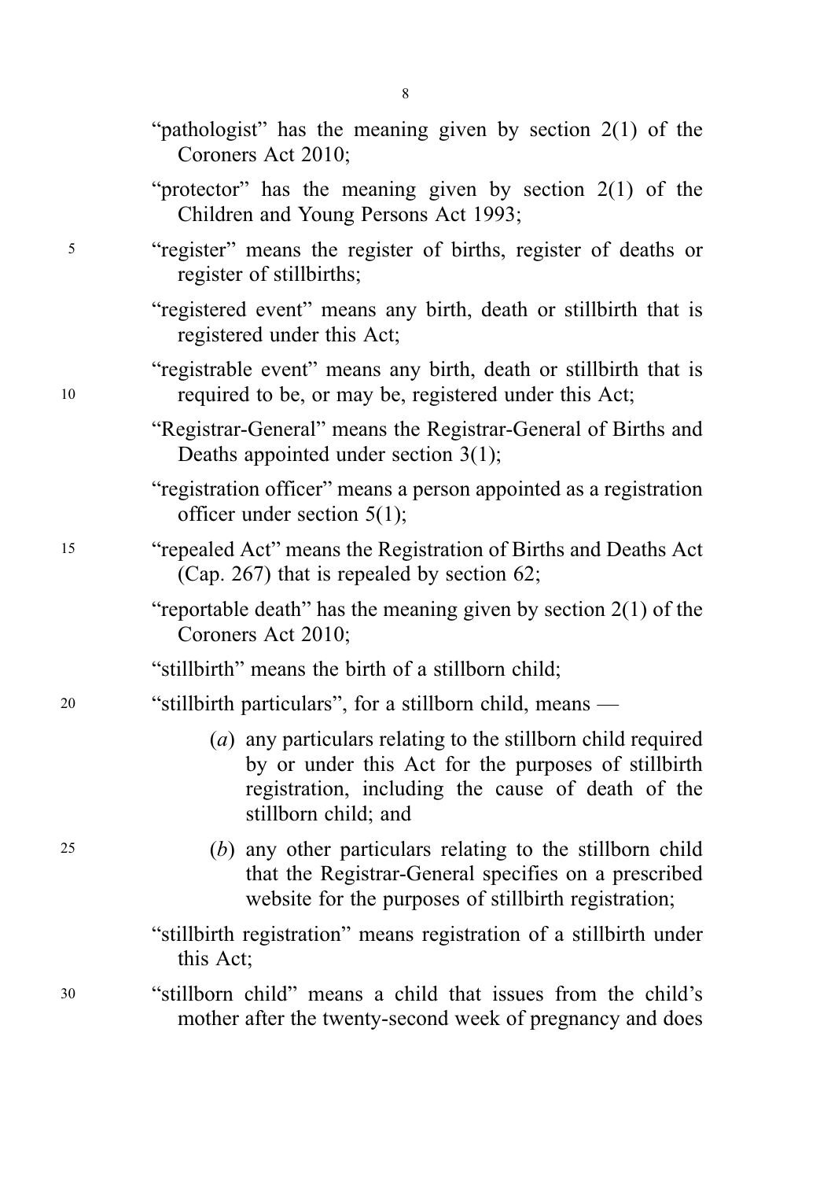"pathologist" has the meaning given by section 2(1) of the Coroners Act 2010;

"protector" has the meaning given by section 2(1) of the Children and Young Persons Act 1993;

"register" means the register of births, register of deaths or register of stillbirths;

"registered event" means any birth, death or stillbirth that is registered under this Act;

"registrable event" means any birth, death or stillbirth that is required to be, or may be, registered under this Act;

"Registrar-General" means the Registrar-General of Births and Deaths appointed under section 3(1);

"registration officer" means a person appointed as a registration officer under section 5(1);

"repealed Act" means the Registration of Births and Deaths Act (Cap. 267) that is repealed by section 62;

"reportable death" has the meaning given by section 2(1) of the Coroners Act 2010;

"stillbirth" means the birth of a stillborn child;

"stillbirth particulars", for a stillborn child, means —

(*a*) any particulars relating to the stillborn child required by or under this Act for the purposes of stillbirth registration, including the cause of death of the stillborn child; and

(*b*) any other particulars relating to the stillborn child that the Registrar-General specifies on a prescribed website for the purposes of stillbirth registration;

"stillbirth registration" means registration of a stillbirth under this Act;

"stillborn child" means a child that issues from the child's mother after the twenty-second week of pregnancy and does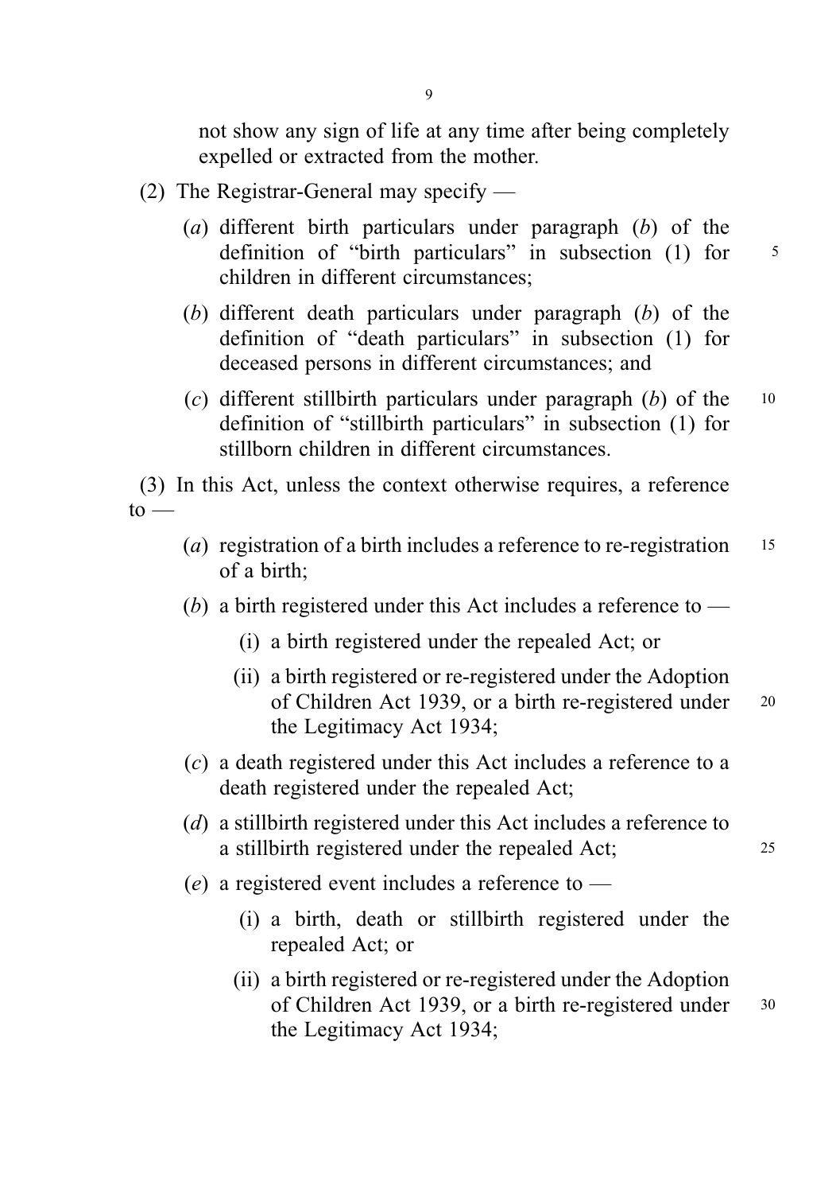not show any sign of life at any time after being completely expelled or extracted from the mother.

(2) The Registrar-General may specify —

(*a*) different birth particulars under paragraph (*b*) of the definition of "birth particulars" in subsection (1) for children in different circumstances;

(*b*) different death particulars under paragraph (*b*) of the definition of "death particulars" in subsection (1) for deceased persons in different circumstances; and

(*c*) different stillbirth particulars under paragraph (*b*) of the definition of "stillbirth particulars" in subsection (1) for stillborn children in different circumstances.

(3) In this Act, unless the context otherwise requires, a reference to —

(*a*) registration of a birth includes a reference to re-registration of a birth;

(*b*) a birth registered under this Act includes a reference to —

(i) a birth registered under the repealed Act; or

(ii) a birth registered or re-registered under the Adoption of Children Act 1939, or a birth re-registered under the Legitimacy Act 1934;

(*c*) a death registered under this Act includes a reference to a death registered under the repealed Act;

(*d*) a stillbirth registered under this Act includes a reference to a stillbirth registered under the repealed Act;

(*e*) a registered event includes a reference to —

(i) a birth, death or stillbirth registered under the repealed Act; or

(ii) a birth registered or re-registered under the Adoption of Children Act 1939, or a birth re-registered under the Legitimacy Act 1934;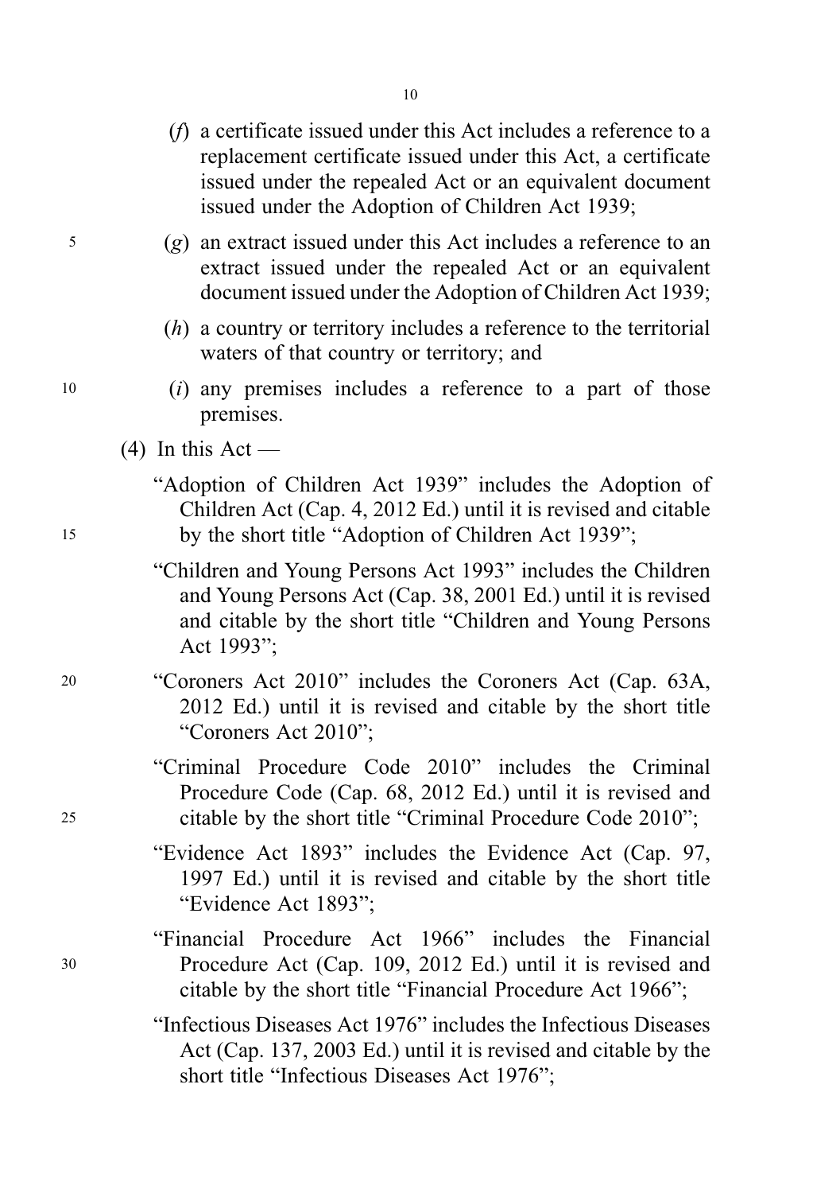(*f*) a certificate issued under this Act includes a reference to a replacement certificate issued under this Act, a certificate issued under the repealed Act or an equivalent document issued under the Adoption of Children Act 1939;

(*g*) an extract issued under this Act includes a reference to an extract issued under the repealed Act or an equivalent document issued under the Adoption of Children Act 1939;

(*h*) a country or territory includes a reference to the territorial waters of that country or territory; and

(*i*) any premises includes a reference to a part of those premises.

(4) In this Act —

"Adoption of Children Act 1939" includes the Adoption of Children Act (Cap. 4, 2012 Ed.) until it is revised and citable by the short title "Adoption of Children Act 1939";

"Children and Young Persons Act 1993" includes the Children and Young Persons Act (Cap. 38, 2001 Ed.) until it is revised and citable by the short title "Children and Young Persons Act 1993";

"Coroners Act 2010" includes the Coroners Act (Cap. 63A, 2012 Ed.) until it is revised and citable by the short title "Coroners Act 2010";

"Criminal Procedure Code 2010" includes the Criminal Procedure Code (Cap. 68, 2012 Ed.) until it is revised and citable by the short title "Criminal Procedure Code 2010";

"Evidence Act 1893" includes the Evidence Act (Cap. 97, 1997 Ed.) until it is revised and citable by the short title "Evidence Act 1893";

"Financial Procedure Act 1966" includes the Financial Procedure Act (Cap. 109, 2012 Ed.) until it is revised and citable by the short title "Financial Procedure Act 1966";

"Infectious Diseases Act 1976" includes the Infectious Diseases Act (Cap. 137, 2003 Ed.) until it is revised and citable by the short title "Infectious Diseases Act 1976";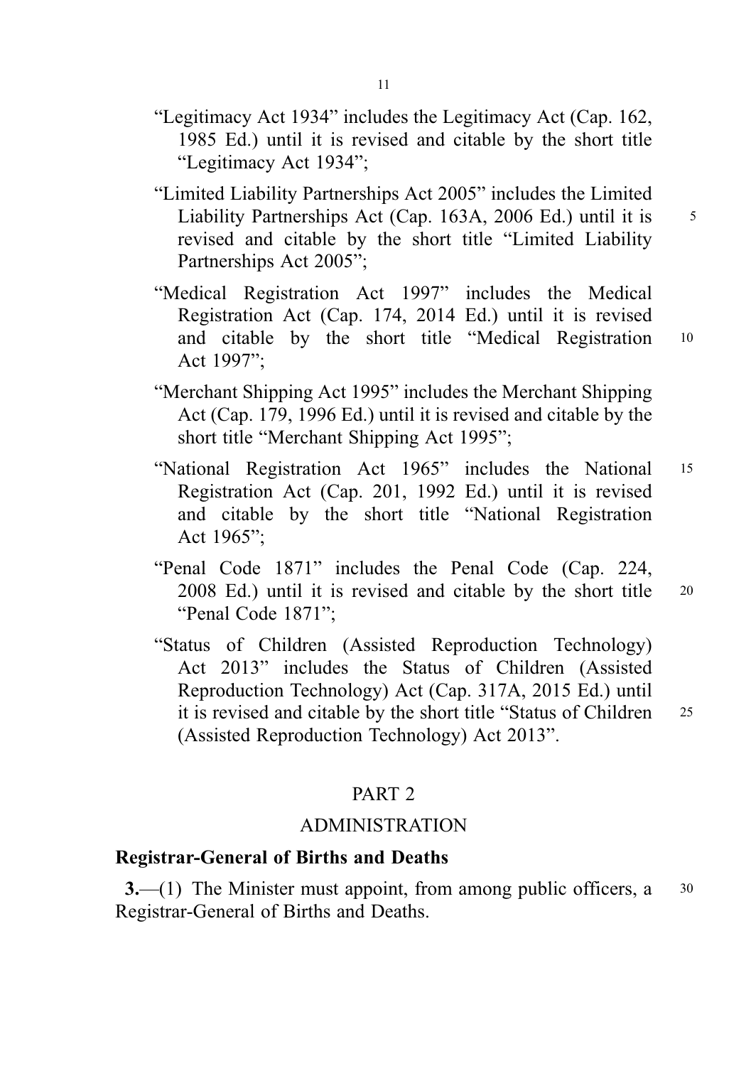"Legitimacy Act 1934" includes the Legitimacy Act (Cap. 162, 1985 Ed.) until it is revised and citable by the short title "Legitimacy Act 1934";

"Limited Liability Partnerships Act 2005" includes the Limited Liability Partnerships Act (Cap. 163A, 2006 Ed.) until it is revised and citable by the short title "Limited Liability Partnerships Act 2005";

"Medical Registration Act 1997" includes the Medical Registration Act (Cap. 174, 2014 Ed.) until it is revised and citable by the short title "Medical Registration Act 1997";

"Merchant Shipping Act 1995" includes the Merchant Shipping Act (Cap. 179, 1996 Ed.) until it is revised and citable by the short title "Merchant Shipping Act 1995";

"National Registration Act 1965" includes the National Registration Act (Cap. 201, 1992 Ed.) until it is revised and citable by the short title "National Registration Act 1965";

"Penal Code 1871" includes the Penal Code (Cap. 224, 2008 Ed.) until it is revised and citable by the short title "Penal Code 1871";

"Status of Children (Assisted Reproduction Technology) Act 2013" includes the Status of Children (Assisted Reproduction Technology) Act (Cap. 317A, 2015 Ed.) until it is revised and citable by the short title "Status of Children (Assisted Reproduction Technology) Act 2013".

## PART 2

## ADMINISTRATION

### Registrar-General of Births and Deaths

**3.**—(1) The Minister must appoint, from among public officers, a Registrar-General of Births and Deaths.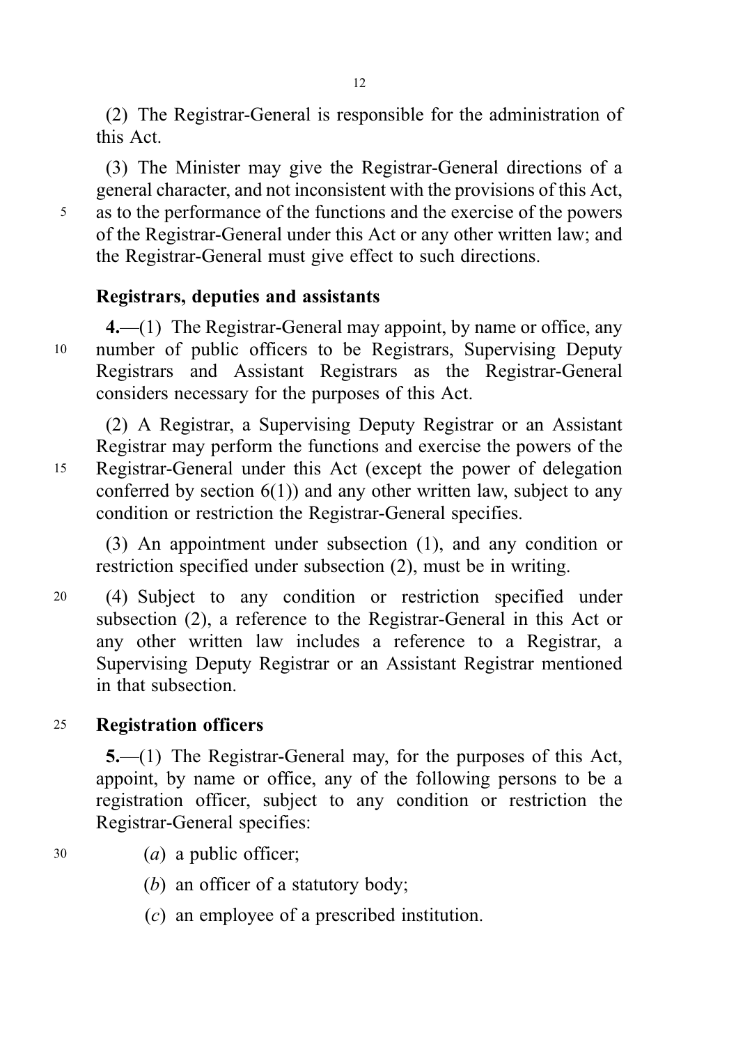(2) The Registrar-General is responsible for the administration of this Act.

(3) The Minister may give the Registrar-General directions of a general character, and not inconsistent with the provisions of this Act, as to the performance of the functions and the exercise of the powers of the Registrar-General under this Act or any other written law; and the Registrar-General must give effect to such directions.

### Registrars, deputies and assistants

**4.**—(1) The Registrar-General may appoint, by name or office, any number of public officers to be Registrars, Supervising Deputy Registrars and Assistant Registrars as the Registrar-General considers necessary for the purposes of this Act.

(2) A Registrar, a Supervising Deputy Registrar or an Assistant Registrar may perform the functions and exercise the powers of the Registrar-General under this Act (except the power of delegation conferred by section 6(1)) and any other written law, subject to any condition or restriction the Registrar-General specifies.

(3) An appointment under subsection (1), and any condition or restriction specified under subsection (2), must be in writing.

(4) Subject to any condition or restriction specified under subsection (2), a reference to the Registrar-General in this Act or any other written law includes a reference to a Registrar, a Supervising Deputy Registrar or an Assistant Registrar mentioned in that subsection.

### Registration officers

**5.**—(1) The Registrar-General may, for the purposes of this Act, appoint, by name or office, any of the following persons to be a registration officer, subject to any condition or restriction the Registrar-General specifies:

(*a*) a public officer;

(*b*) an officer of a statutory body;

(*c*) an employee of a prescribed institution.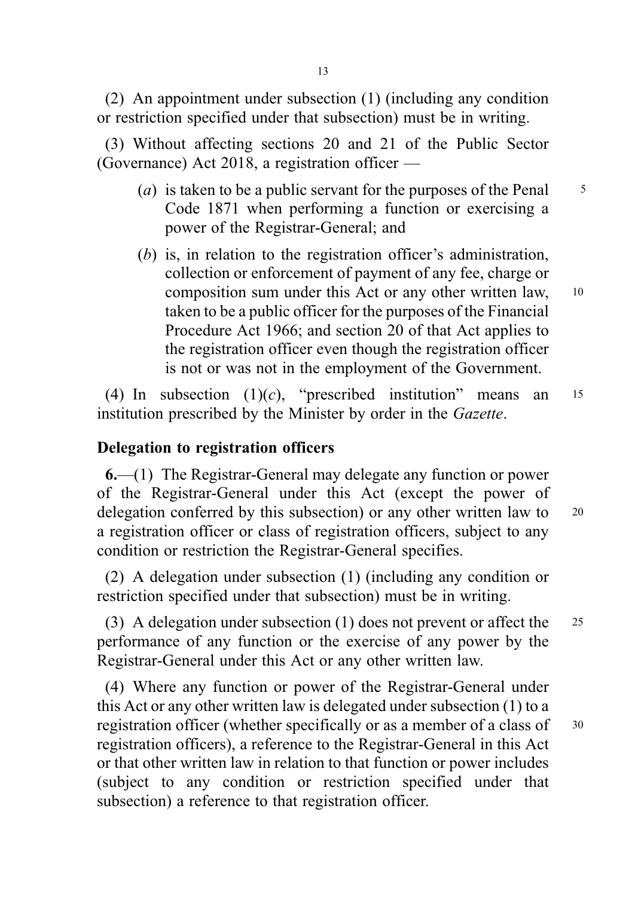(2) An appointment under subsection (1) (including any condition or restriction specified under that subsection) must be in writing.

(3) Without affecting sections 20 and 21 of the Public Sector (Governance) Act 2018, a registration officer —

- (*a*) is taken to be a public servant for the purposes of the Penal Code 1871 when performing a function or exercising a power of the Registrar-General; and
- (*b*) is, in relation to the registration officer's administration, collection or enforcement of payment of any fee, charge or composition sum under this Act or any other written law, taken to be a public officer for the purposes of the Financial Procedure Act 1966; and section 20 of that Act applies to the registration officer even though the registration officer is not or was not in the employment of the Government.

(4) In subsection (1)(*c*), "prescribed institution" means an institution prescribed by the Minister by order in the *Gazette*.

### Delegation to registration officers

**6.**—(1) The Registrar-General may delegate any function or power of the Registrar-General under this Act (except the power of delegation conferred by this subsection) or any other written law to a registration officer or class of registration officers, subject to any condition or restriction the Registrar-General specifies.

(2) A delegation under subsection (1) (including any condition or restriction specified under that subsection) must be in writing.

(3) A delegation under subsection (1) does not prevent or affect the performance of any function or the exercise of any power by the Registrar-General under this Act or any other written law.

(4) Where any function or power of the Registrar-General under this Act or any other written law is delegated under subsection (1) to a registration officer (whether specifically or as a member of a class of registration officers), a reference to the Registrar-General in this Act or that other written law in relation to that function or power includes (subject to any condition or restriction specified under that subsection) a reference to that registration officer.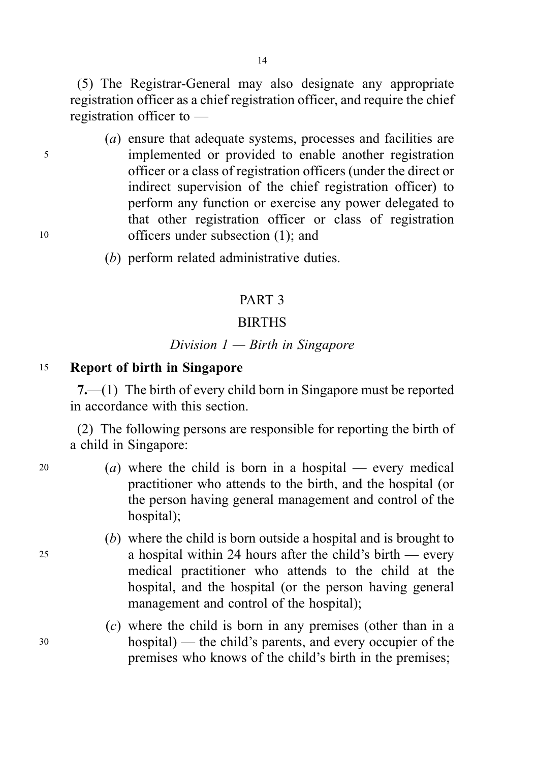(5) The Registrar-General may also designate any appropriate registration officer as a chief registration officer, and require the chief registration officer to —

(*a*) ensure that adequate systems, processes and facilities are implemented or provided to enable another registration officer or a class of registration officers (under the direct or indirect supervision of the chief registration officer) to perform any function or exercise any power delegated to that other registration officer or class of registration officers under subsection (1); and

(*b*) perform related administrative duties.

## PART 3

## BIRTHS

### *Division 1 — Birth in Singapore*

**Report of birth in Singapore**

**7.**—(1) The birth of every child born in Singapore must be reported in accordance with this section.

(2) The following persons are responsible for reporting the birth of a child in Singapore:

(*a*) where the child is born in a hospital — every medical practitioner who attends to the birth, and the hospital (or the person having general management and control of the hospital);

(*b*) where the child is born outside a hospital and is brought to a hospital within 24 hours after the child's birth — every medical practitioner who attends to the child at the hospital, and the hospital (or the person having general management and control of the hospital);

(*c*) where the child is born in any premises (other than in a hospital) — the child's parents, and every occupier of the premises who knows of the child's birth in the premises;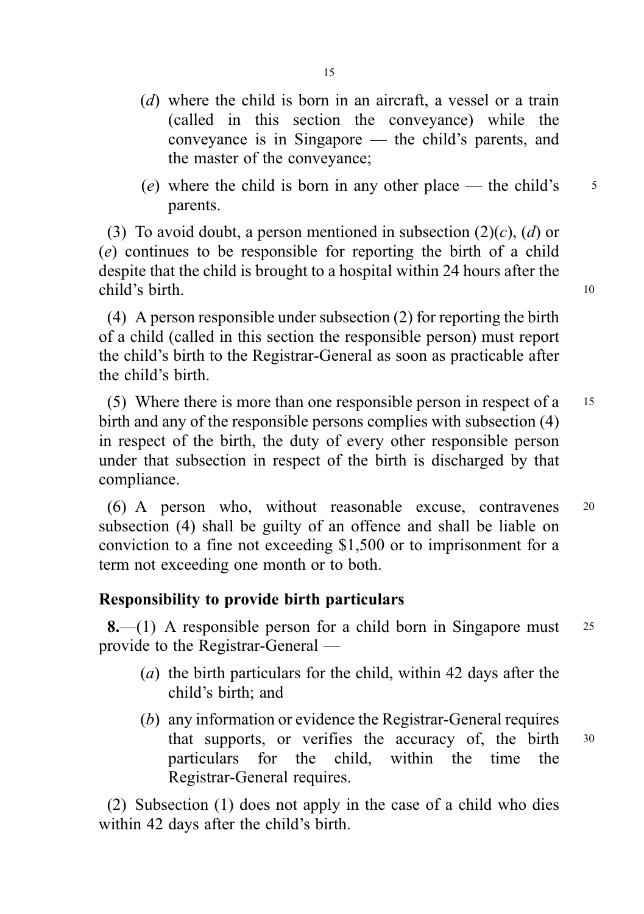(*d*) where the child is born in an aircraft, a vessel or a train (called in this section the conveyance) while the conveyance is in Singapore — the child's parents, and the master of the conveyance;

(*e*) where the child is born in any other place — the child's parents.

(3) To avoid doubt, a person mentioned in subsection (2)(*c*), (*d*) or (*e*) continues to be responsible for reporting the birth of a child despite that the child is brought to a hospital within 24 hours after the child's birth.

(4) A person responsible under subsection (2) for reporting the birth of a child (called in this section the responsible person) must report the child's birth to the Registrar-General as soon as practicable after the child's birth.

(5) Where there is more than one responsible person in respect of a birth and any of the responsible persons complies with subsection (4) in respect of the birth, the duty of every other responsible person under that subsection in respect of the birth is discharged by that compliance.

(6) A person who, without reasonable excuse, contravenes subsection (4) shall be guilty of an offence and shall be liable on conviction to a fine not exceeding $1,500 or to imprisonment for a term not exceeding one month or to both.

**Responsibility to provide birth particulars**

**8.**—(1) A responsible person for a child born in Singapore must provide to the Registrar-General —

(*a*) the birth particulars for the child, within 42 days after the child's birth; and

(*b*) any information or evidence the Registrar-General requires that supports, or verifies the accuracy of, the birth particulars for the child, within the time the Registrar-General requires.

(2) Subsection (1) does not apply in the case of a child who dies within 42 days after the child's birth.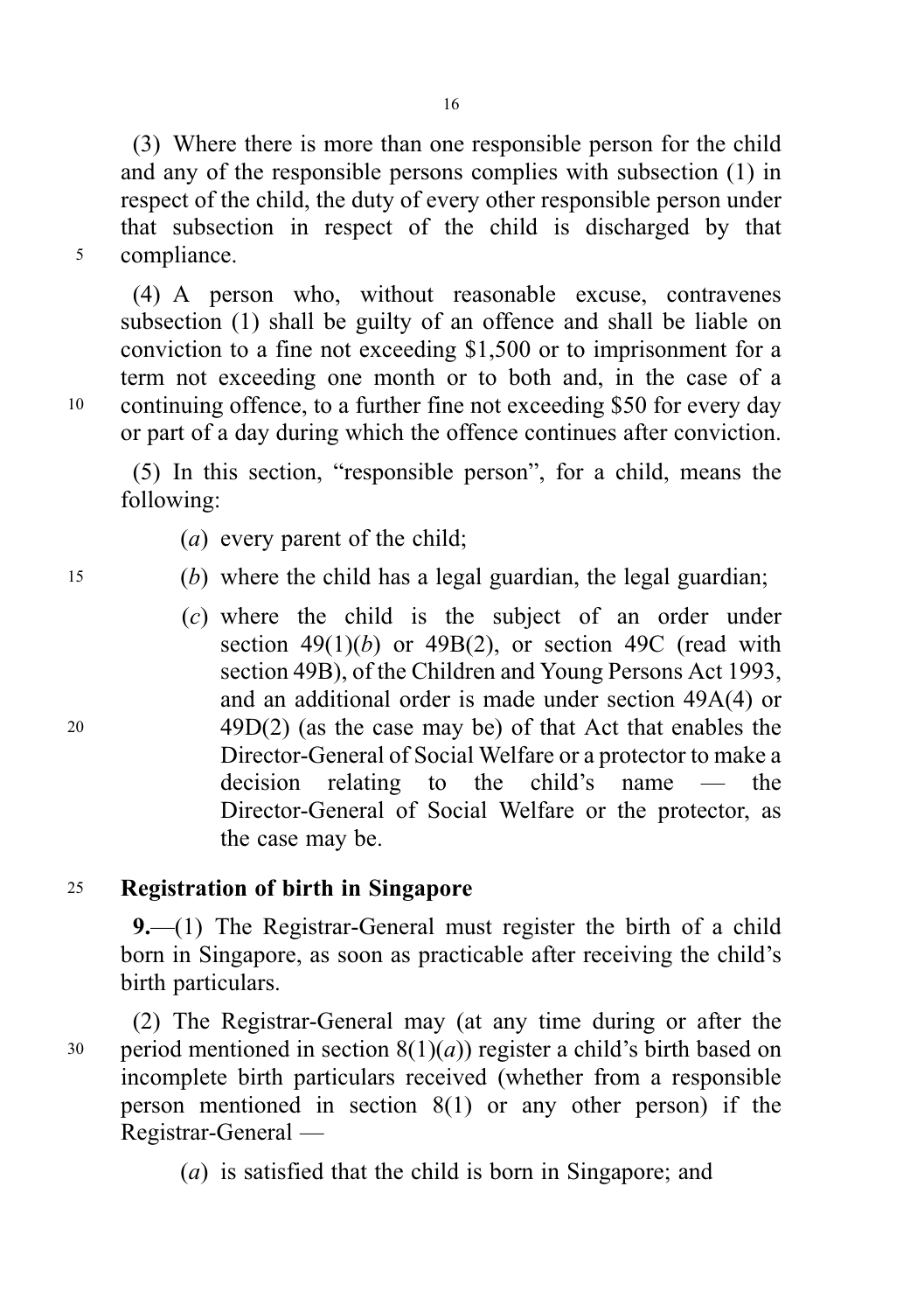(3) Where there is more than one responsible person for the child and any of the responsible persons complies with subsection (1) in respect of the child, the duty of every other responsible person under that subsection in respect of the child is discharged by that compliance.

(4) A person who, without reasonable excuse, contravenes subsection (1) shall be guilty of an offence and shall be liable on conviction to a fine not exceeding $1,500 or to imprisonment for a term not exceeding one month or to both and, in the case of a continuing offence, to a further fine not exceeding $50 for every day or part of a day during which the offence continues after conviction.

(5) In this section, "responsible person", for a child, means the following:

- (*a*) every parent of the child;
- (*b*) where the child has a legal guardian, the legal guardian;
- (*c*) where the child is the subject of an order under section 49(1)(*b*) or 49B(2), or section 49C (read with section 49B), of the Children and Young Persons Act 1993, and an additional order is made under section 49A(4) or 49D(2) (as the case may be) of that Act that enables the Director-General of Social Welfare or a protector to make a decision relating to the child's name — the Director-General of Social Welfare or the protector, as the case may be.

**Registration of birth in Singapore**

**9.**—(1) The Registrar-General must register the birth of a child born in Singapore, as soon as practicable after receiving the child's birth particulars.

(2) The Registrar-General may (at any time during or after the period mentioned in section 8(1)(*a*)) register a child's birth based on incomplete birth particulars received (whether from a responsible person mentioned in section 8(1) or any other person) if the Registrar-General —

- (*a*) is satisfied that the child is born in Singapore; and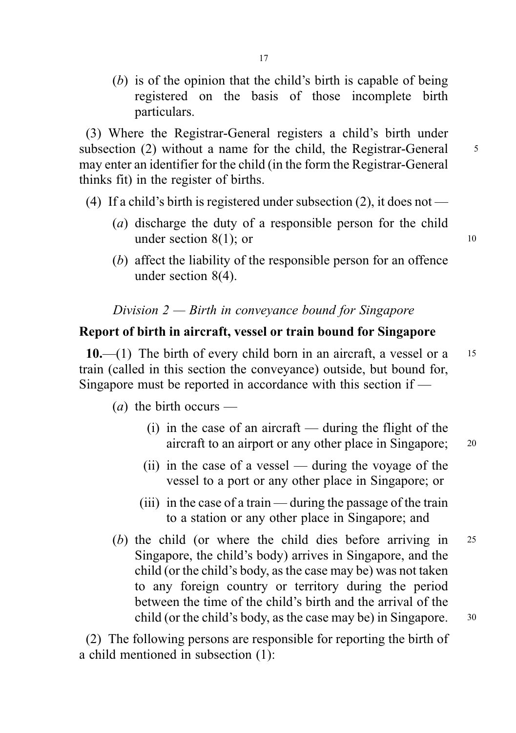(*b*) is of the opinion that the child's birth is capable of being registered on the basis of those incomplete birth particulars.

(3) Where the Registrar-General registers a child's birth under subsection (2) without a name for the child, the Registrar-General may enter an identifier for the child (in the form the Registrar-General thinks fit) in the register of births.

(4) If a child's birth is registered under subsection (2), it does not —

(*a*) discharge the duty of a responsible person for the child under section 8(1); or

(*b*) affect the liability of the responsible person for an offence under section 8(4).

*Division 2 — Birth in conveyance bound for Singapore*

**Report of birth in aircraft, vessel or train bound for Singapore**

**10.**—(1) The birth of every child born in an aircraft, a vessel or a train (called in this section the conveyance) outside, but bound for, Singapore must be reported in accordance with this section if —

(*a*) the birth occurs —

(i) in the case of an aircraft — during the flight of the aircraft to an airport or any other place in Singapore;

(ii) in the case of a vessel — during the voyage of the vessel to a port or any other place in Singapore; or

(iii) in the case of a train — during the passage of the train to a station or any other place in Singapore; and

(*b*) the child (or where the child dies before arriving in Singapore, the child's body) arrives in Singapore, and the child (or the child's body, as the case may be) was not taken to any foreign country or territory during the period between the time of the child's birth and the arrival of the child (or the child's body, as the case may be) in Singapore.

(2) The following persons are responsible for reporting the birth of a child mentioned in subsection (1):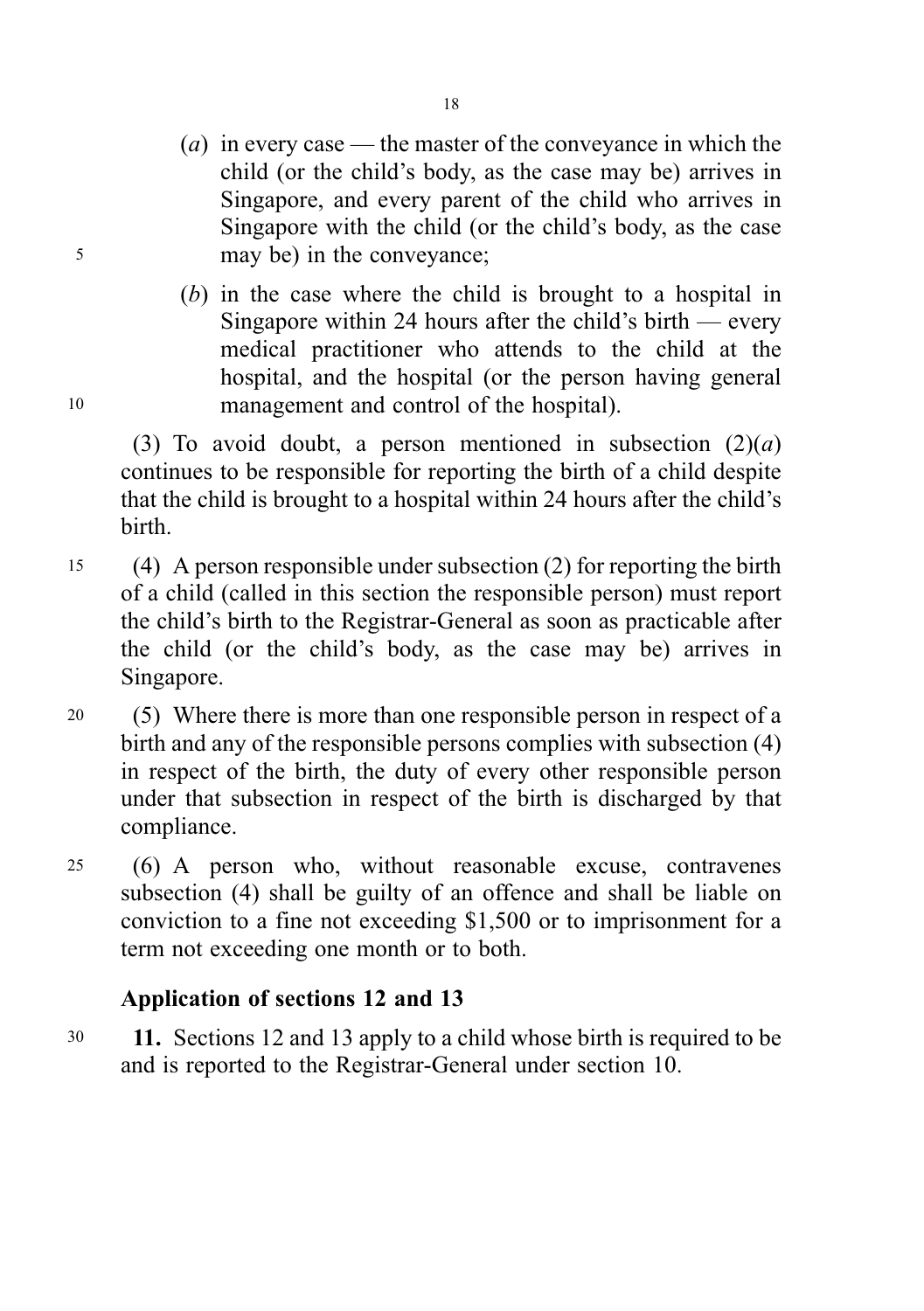(*a*) in every case — the master of the conveyance in which the child (or the child's body, as the case may be) arrives in Singapore, and every parent of the child who arrives in Singapore with the child (or the child's body, as the case may be) in the conveyance;

(*b*) in the case where the child is brought to a hospital in Singapore within 24 hours after the child's birth — every medical practitioner who attends to the child at the hospital, and the hospital (or the person having general management and control of the hospital).

(3) To avoid doubt, a person mentioned in subsection (2)(*a*) continues to be responsible for reporting the birth of a child despite that the child is brought to a hospital within 24 hours after the child's birth.

(4) A person responsible under subsection (2) for reporting the birth of a child (called in this section the responsible person) must report the child's birth to the Registrar-General as soon as practicable after the child (or the child's body, as the case may be) arrives in Singapore.

(5) Where there is more than one responsible person in respect of a birth and any of the responsible persons complies with subsection (4) in respect of the birth, the duty of every other responsible person under that subsection in respect of the birth is discharged by that compliance.

(6) A person who, without reasonable excuse, contravenes subsection (4) shall be guilty of an offence and shall be liable on conviction to a fine not exceeding $1,500 or to imprisonment for a term not exceeding one month or to both.

**Application of sections 12 and 13**

**11.** Sections 12 and 13 apply to a child whose birth is required to be and is reported to the Registrar-General under section 10.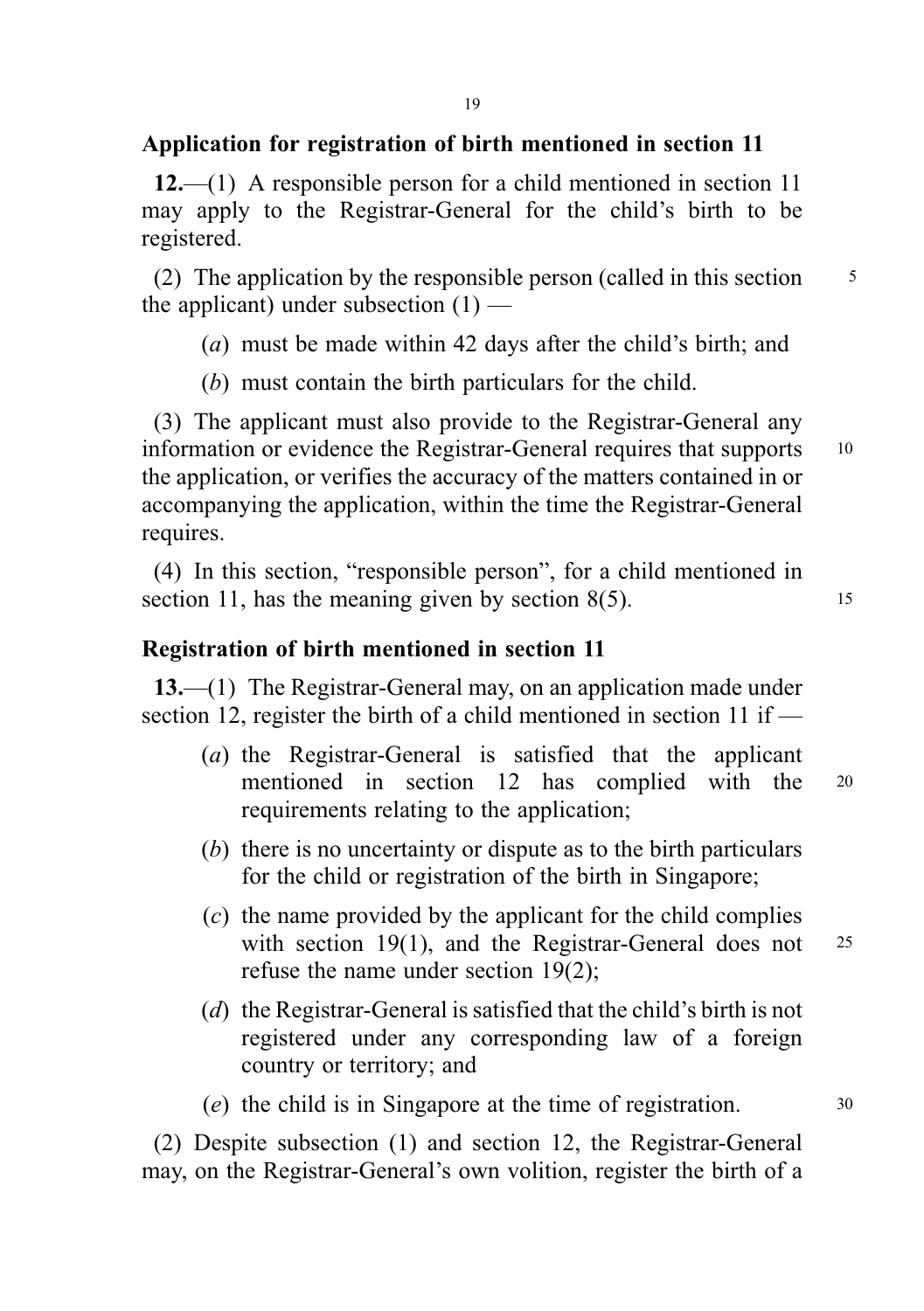## Application for registration of birth mentioned in section 11

**12.**—(1) A responsible person for a child mentioned in section 11 may apply to the Registrar-General for the child's birth to be registered.

(2) The application by the responsible person (called in this section the applicant) under subsection (1) —

(*a*) must be made within 42 days after the child's birth; and

(*b*) must contain the birth particulars for the child.

(3) The applicant must also provide to the Registrar-General any information or evidence the Registrar-General requires that supports the application, or verifies the accuracy of the matters contained in or accompanying the application, within the time the Registrar-General requires.

(4) In this section, "responsible person", for a child mentioned in section 11, has the meaning given by section 8(5).

## Registration of birth mentioned in section 11

**13.**—(1) The Registrar-General may, on an application made under section 12, register the birth of a child mentioned in section 11 if —

(*a*) the Registrar-General is satisfied that the applicant mentioned in section 12 has complied with the requirements relating to the application;

(*b*) there is no uncertainty or dispute as to the birth particulars for the child or registration of the birth in Singapore;

(*c*) the name provided by the applicant for the child complies with section 19(1), and the Registrar-General does not refuse the name under section 19(2);

(*d*) the Registrar-General is satisfied that the child's birth is not registered under any corresponding law of a foreign country or territory; and

(*e*) the child is in Singapore at the time of registration.

(2) Despite subsection (1) and section 12, the Registrar-General may, on the Registrar-General's own volition, register the birth of a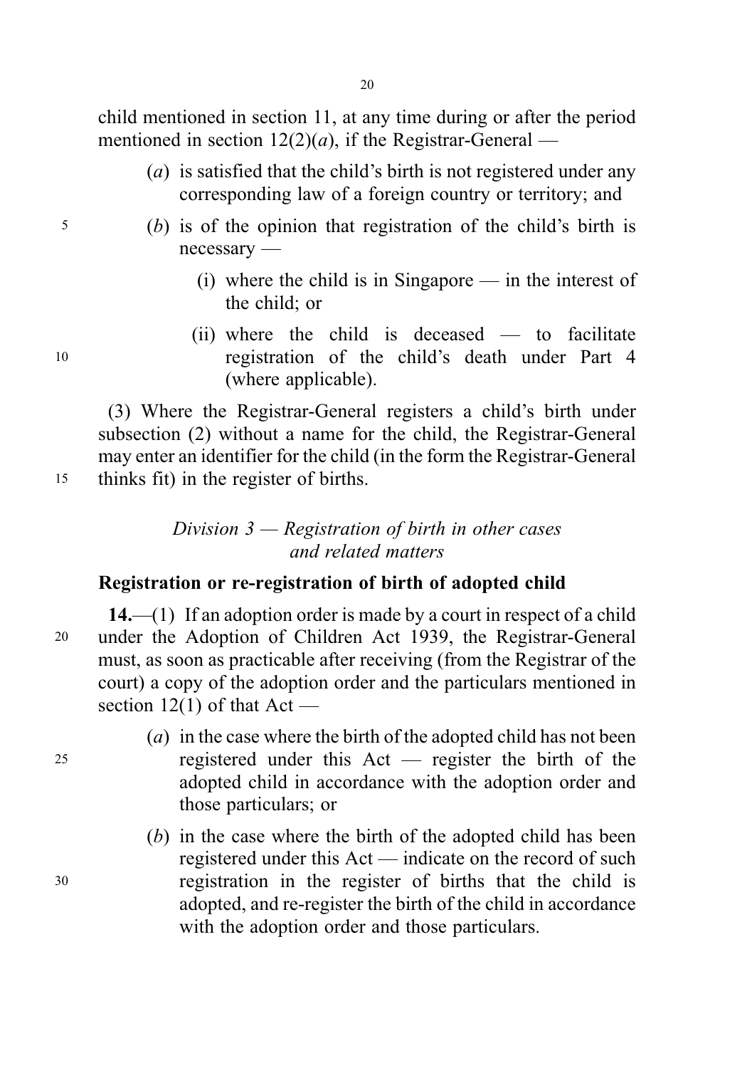child mentioned in section 11, at any time during or after the period mentioned in section 12(2)(*a*), if the Registrar-General —

(*a*) is satisfied that the child's birth is not registered under any corresponding law of a foreign country or territory; and

(*b*) is of the opinion that registration of the child's birth is necessary —

(i) where the child is in Singapore — in the interest of the child; or

(ii) where the child is deceased — to facilitate registration of the child's death under Part 4 (where applicable).

(3) Where the Registrar-General registers a child's birth under subsection (2) without a name for the child, the Registrar-General may enter an identifier for the child (in the form the Registrar-General thinks fit) in the register of births.

*Division 3 — Registration of birth in other cases and related matters*

**Registration or re-registration of birth of adopted child**

**14.**—(1) If an adoption order is made by a court in respect of a child under the Adoption of Children Act 1939, the Registrar-General must, as soon as practicable after receiving (from the Registrar of the court) a copy of the adoption order and the particulars mentioned in section 12(1) of that Act —

(*a*) in the case where the birth of the adopted child has not been registered under this Act — register the birth of the adopted child in accordance with the adoption order and those particulars; or

(*b*) in the case where the birth of the adopted child has been registered under this Act — indicate on the record of such registration in the register of births that the child is adopted, and re-register the birth of the child in accordance with the adoption order and those particulars.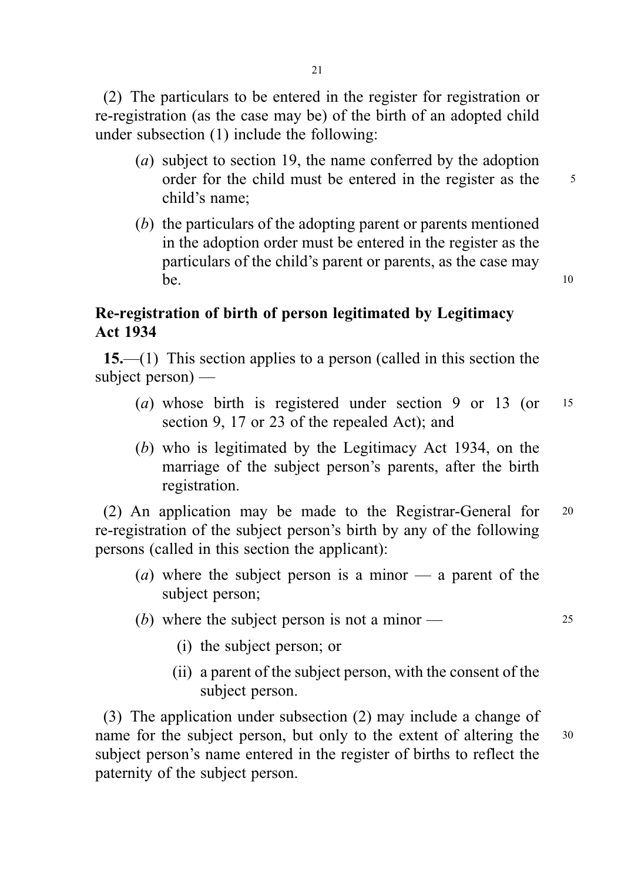(2) The particulars to be entered in the register for registration or re-registration (as the case may be) of the birth of an adopted child under subsection (1) include the following:

- (*a*) subject to section 19, the name conferred by the adoption order for the child must be entered in the register as the child's name;
- (*b*) the particulars of the adopting parent or parents mentioned in the adoption order must be entered in the register as the particulars of the child's parent or parents, as the case may be.

**Re-registration of birth of person legitimated by Legitimacy Act 1934**

**15.**—(1) This section applies to a person (called in this section the subject person) —

- (*a*) whose birth is registered under section 9 or 13 (or section 9, 17 or 23 of the repealed Act); and
- (*b*) who is legitimated by the Legitimacy Act 1934, on the marriage of the subject person's parents, after the birth registration.

(2) An application may be made to the Registrar-General for re-registration of the subject person's birth by any of the following persons (called in this section the applicant):

- (*a*) where the subject person is a minor — a parent of the subject person;
- (*b*) where the subject person is not a minor —
  - (i) the subject person; or
  - (ii) a parent of the subject person, with the consent of the subject person.

(3) The application under subsection (2) may include a change of name for the subject person, but only to the extent of altering the subject person's name entered in the register of births to reflect the paternity of the subject person.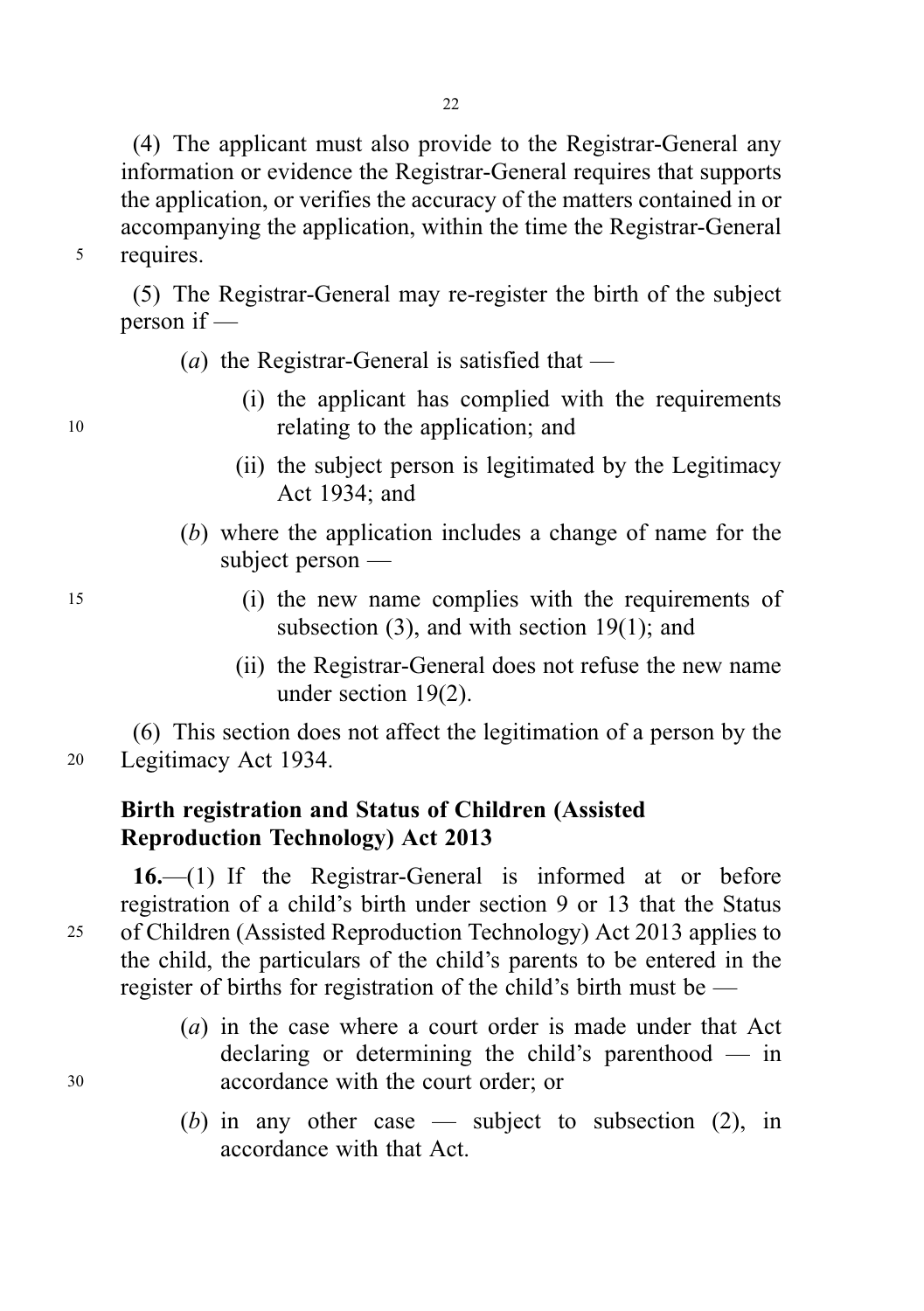(4) The applicant must also provide to the Registrar-General any information or evidence the Registrar-General requires that supports the application, or verifies the accuracy of the matters contained in or accompanying the application, within the time the Registrar-General requires.

(5) The Registrar-General may re-register the birth of the subject person if —

- (*a*) the Registrar-General is satisfied that —
  - (i) the applicant has complied with the requirements relating to the application; and
  - (ii) the subject person is legitimated by the Legitimacy Act 1934; and
- (*b*) where the application includes a change of name for the subject person —
  - (i) the new name complies with the requirements of subsection (3), and with section 19(1); and
  - (ii) the Registrar-General does not refuse the new name under section 19(2).

(6) This section does not affect the legitimation of a person by the Legitimacy Act 1934.

**Birth registration and Status of Children (Assisted Reproduction Technology) Act 2013**

**16.**—(1) If the Registrar-General is informed at or before registration of a child's birth under section 9 or 13 that the Status of Children (Assisted Reproduction Technology) Act 2013 applies to the child, the particulars of the child's parents to be entered in the register of births for registration of the child's birth must be —

- (*a*) in the case where a court order is made under that Act declaring or determining the child's parenthood — in accordance with the court order; or
- (*b*) in any other case — subject to subsection (2), in accordance with that Act.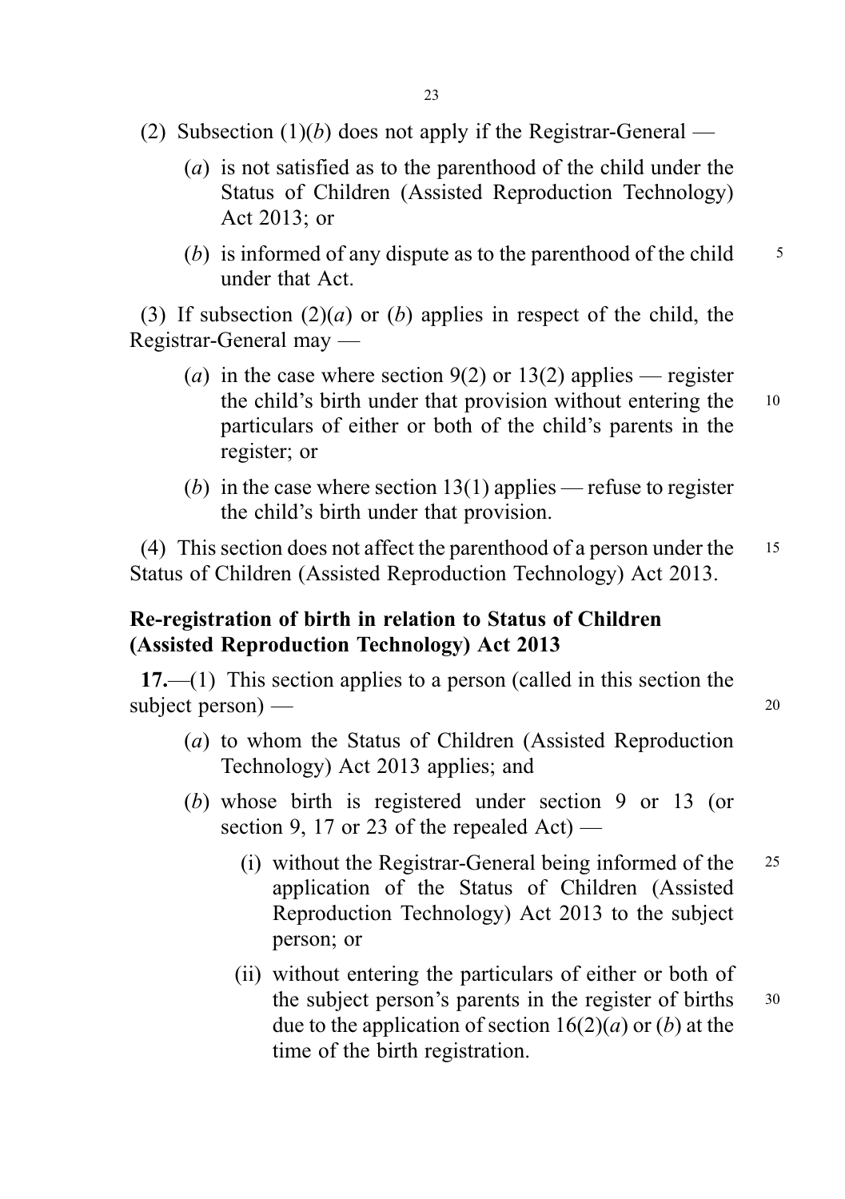(2) Subsection (1)(*b*) does not apply if the Registrar-General —

(*a*) is not satisfied as to the parenthood of the child under the Status of Children (Assisted Reproduction Technology) Act 2013; or

(*b*) is informed of any dispute as to the parenthood of the child under that Act.

(3) If subsection (2)(*a*) or (*b*) applies in respect of the child, the Registrar-General may —

(*a*) in the case where section 9(2) or 13(2) applies — register the child's birth under that provision without entering the particulars of either or both of the child's parents in the register; or

(*b*) in the case where section 13(1) applies — refuse to register the child's birth under that provision.

(4) This section does not affect the parenthood of a person under the Status of Children (Assisted Reproduction Technology) Act 2013.

**Re-registration of birth in relation to Status of Children (Assisted Reproduction Technology) Act 2013**

**17.**—(1) This section applies to a person (called in this section the subject person) —

(*a*) to whom the Status of Children (Assisted Reproduction Technology) Act 2013 applies; and

(*b*) whose birth is registered under section 9 or 13 (or section 9, 17 or 23 of the repealed Act) —

(i) without the Registrar-General being informed of the application of the Status of Children (Assisted Reproduction Technology) Act 2013 to the subject person; or

(ii) without entering the particulars of either or both of the subject person's parents in the register of births due to the application of section 16(2)(*a*) or (*b*) at the time of the birth registration.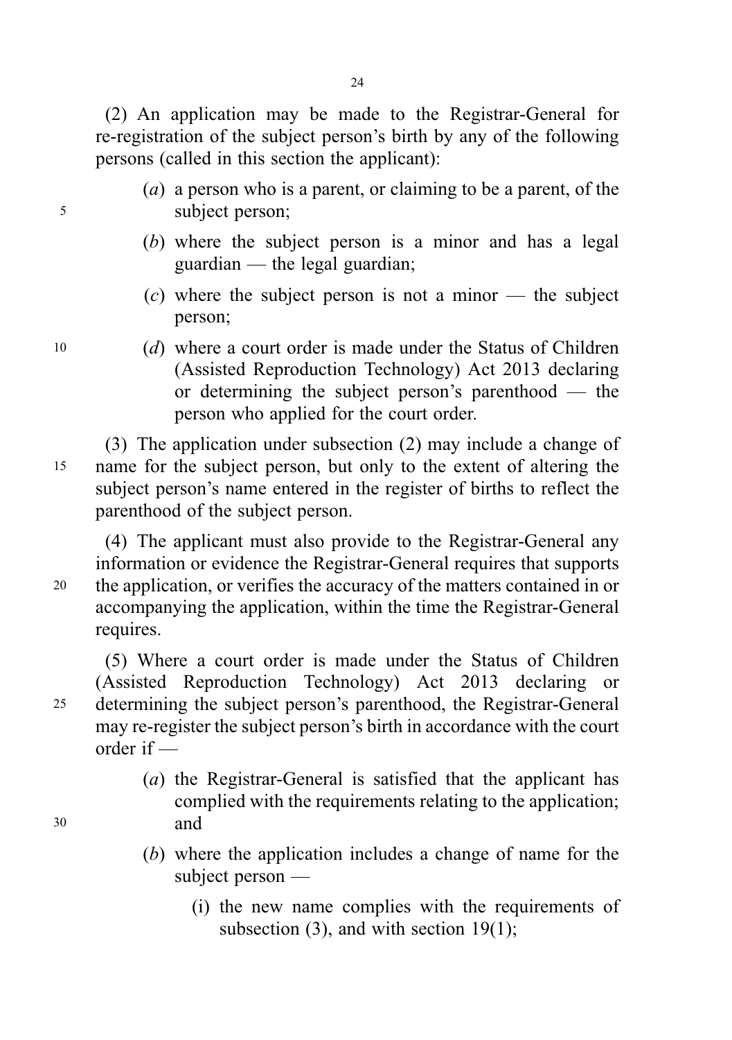(2) An application may be made to the Registrar-General for re-registration of the subject person's birth by any of the following persons (called in this section the applicant):

(*a*) a person who is a parent, or claiming to be a parent, of the subject person;

(*b*) where the subject person is a minor and has a legal guardian — the legal guardian;

(*c*) where the subject person is not a minor — the subject person;

(*d*) where a court order is made under the Status of Children (Assisted Reproduction Technology) Act 2013 declaring or determining the subject person's parenthood — the person who applied for the court order.

(3) The application under subsection (2) may include a change of name for the subject person, but only to the extent of altering the subject person's name entered in the register of births to reflect the parenthood of the subject person.

(4) The applicant must also provide to the Registrar-General any information or evidence the Registrar-General requires that supports the application, or verifies the accuracy of the matters contained in or accompanying the application, within the time the Registrar-General requires.

(5) Where a court order is made under the Status of Children (Assisted Reproduction Technology) Act 2013 declaring or determining the subject person's parenthood, the Registrar-General may re-register the subject person's birth in accordance with the court order if —

(*a*) the Registrar-General is satisfied that the applicant has complied with the requirements relating to the application; and

(*b*) where the application includes a change of name for the subject person —

(i) the new name complies with the requirements of subsection (3), and with section 19(1);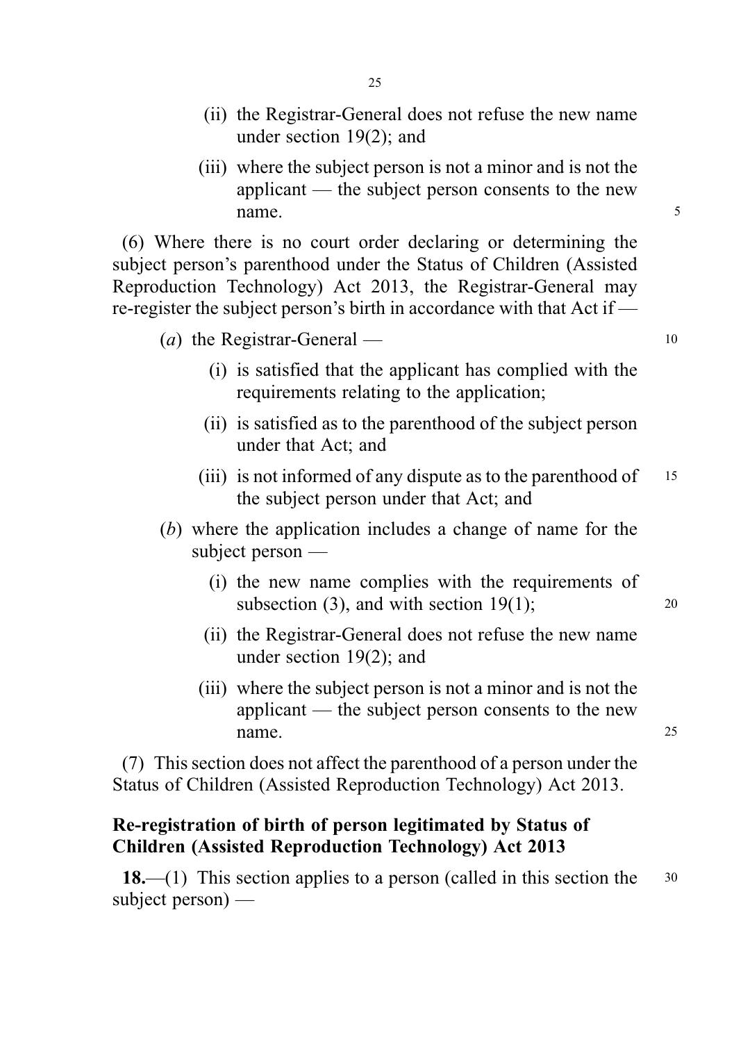(ii) the Registrar-General does not refuse the new name under section 19(2); and

(iii) where the subject person is not a minor and is not the applicant — the subject person consents to the new name.

(6) Where there is no court order declaring or determining the subject person's parenthood under the Status of Children (Assisted Reproduction Technology) Act 2013, the Registrar-General may re-register the subject person's birth in accordance with that Act if —

(*a*) the Registrar-General —

(i) is satisfied that the applicant has complied with the requirements relating to the application;

(ii) is satisfied as to the parenthood of the subject person under that Act; and

(iii) is not informed of any dispute as to the parenthood of the subject person under that Act; and

(*b*) where the application includes a change of name for the subject person —

(i) the new name complies with the requirements of subsection (3), and with section 19(1);

(ii) the Registrar-General does not refuse the new name under section 19(2); and

(iii) where the subject person is not a minor and is not the applicant — the subject person consents to the new name.

(7) This section does not affect the parenthood of a person under the Status of Children (Assisted Reproduction Technology) Act 2013.

**Re-registration of birth of person legitimated by Status of Children (Assisted Reproduction Technology) Act 2013**

**18.**—(1) This section applies to a person (called in this section the subject person) —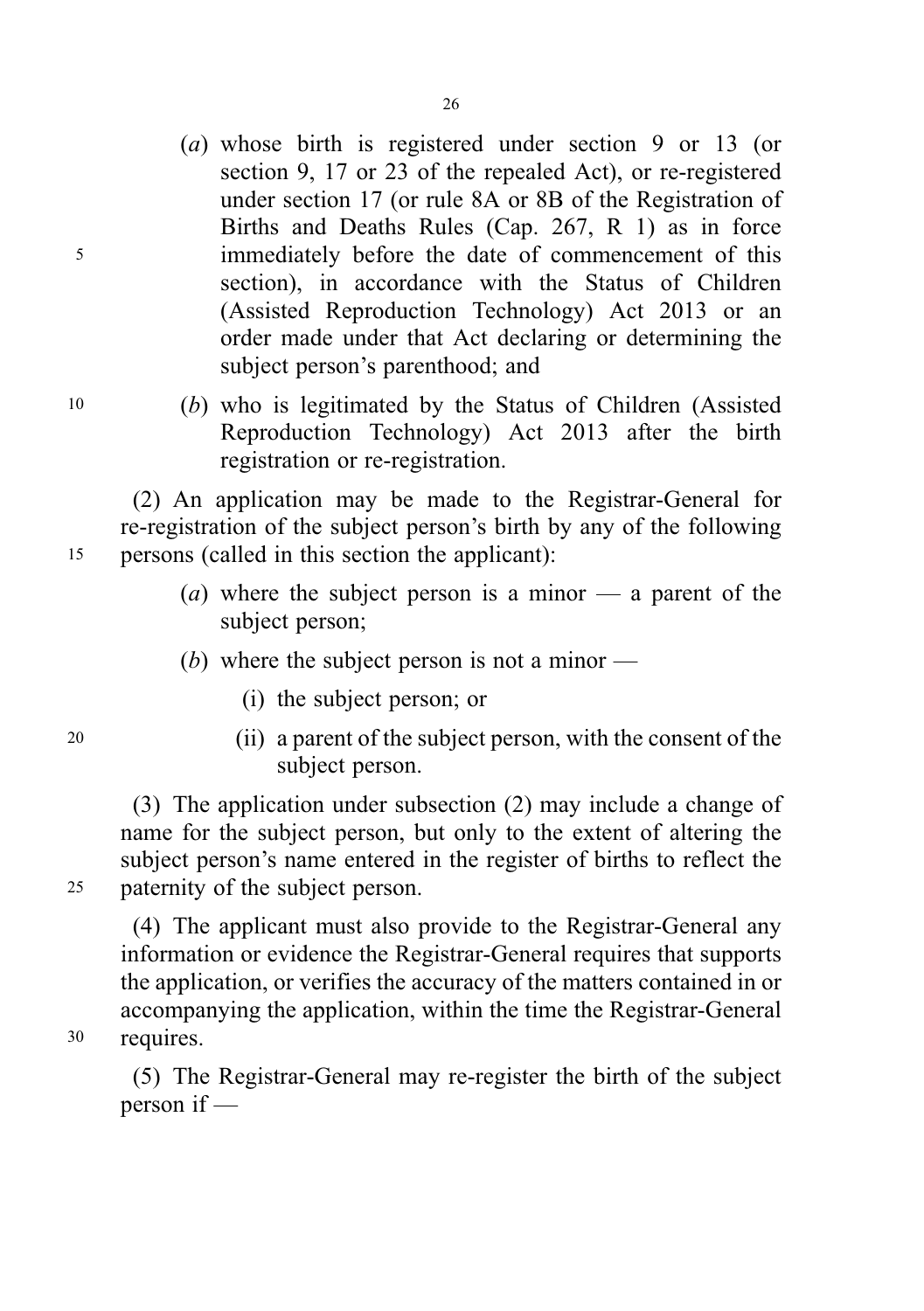(*a*) whose birth is registered under section 9 or 13 (or section 9, 17 or 23 of the repealed Act), or re-registered under section 17 (or rule 8A or 8B of the Registration of Births and Deaths Rules (Cap. 267, R 1) as in force immediately before the date of commencement of this section), in accordance with the Status of Children (Assisted Reproduction Technology) Act 2013 or an order made under that Act declaring or determining the subject person's parenthood; and

(*b*) who is legitimated by the Status of Children (Assisted Reproduction Technology) Act 2013 after the birth registration or re-registration.

(2) An application may be made to the Registrar-General for re-registration of the subject person's birth by any of the following persons (called in this section the applicant):

(*a*) where the subject person is a minor — a parent of the subject person;

(*b*) where the subject person is not a minor —

(i) the subject person; or

(ii) a parent of the subject person, with the consent of the subject person.

(3) The application under subsection (2) may include a change of name for the subject person, but only to the extent of altering the subject person's name entered in the register of births to reflect the paternity of the subject person.

(4) The applicant must also provide to the Registrar-General any information or evidence the Registrar-General requires that supports the application, or verifies the accuracy of the matters contained in or accompanying the application, within the time the Registrar-General requires.

(5) The Registrar-General may re-register the birth of the subject person if —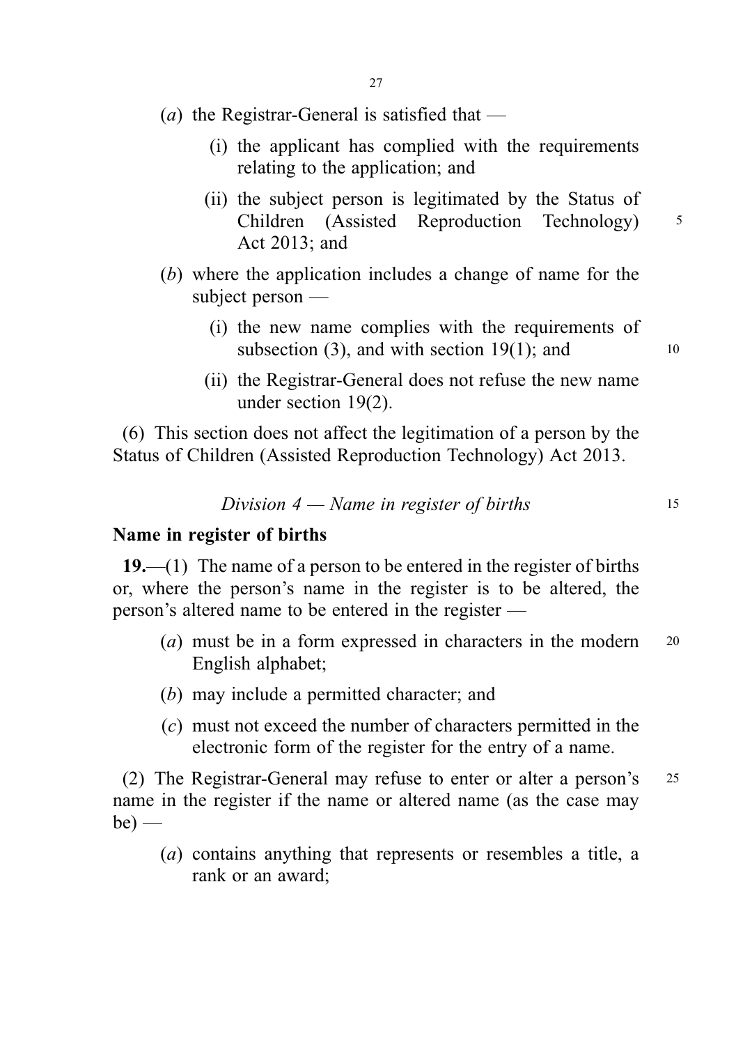(*a*) the Registrar-General is satisfied that —

   (i) the applicant has complied with the requirements relating to the application; and

   (ii) the subject person is legitimated by the Status of Children (Assisted Reproduction Technology) Act 2013; and

(*b*) where the application includes a change of name for the subject person —

   (i) the new name complies with the requirements of subsection (3), and with section 19(1); and

   (ii) the Registrar-General does not refuse the new name under section 19(2).

(6) This section does not affect the legitimation of a person by the Status of Children (Assisted Reproduction Technology) Act 2013.

### *Division 4 — Name in register of births*

**Name in register of births**

**19.**—(1) The name of a person to be entered in the register of births or, where the person's name in the register is to be altered, the person's altered name to be entered in the register —

(*a*) must be in a form expressed in characters in the modern English alphabet;

(*b*) may include a permitted character; and

(*c*) must not exceed the number of characters permitted in the electronic form of the register for the entry of a name.

(2) The Registrar-General may refuse to enter or alter a person's name in the register if the name or altered name (as the case may be) —

(*a*) contains anything that represents or resembles a title, a rank or an award;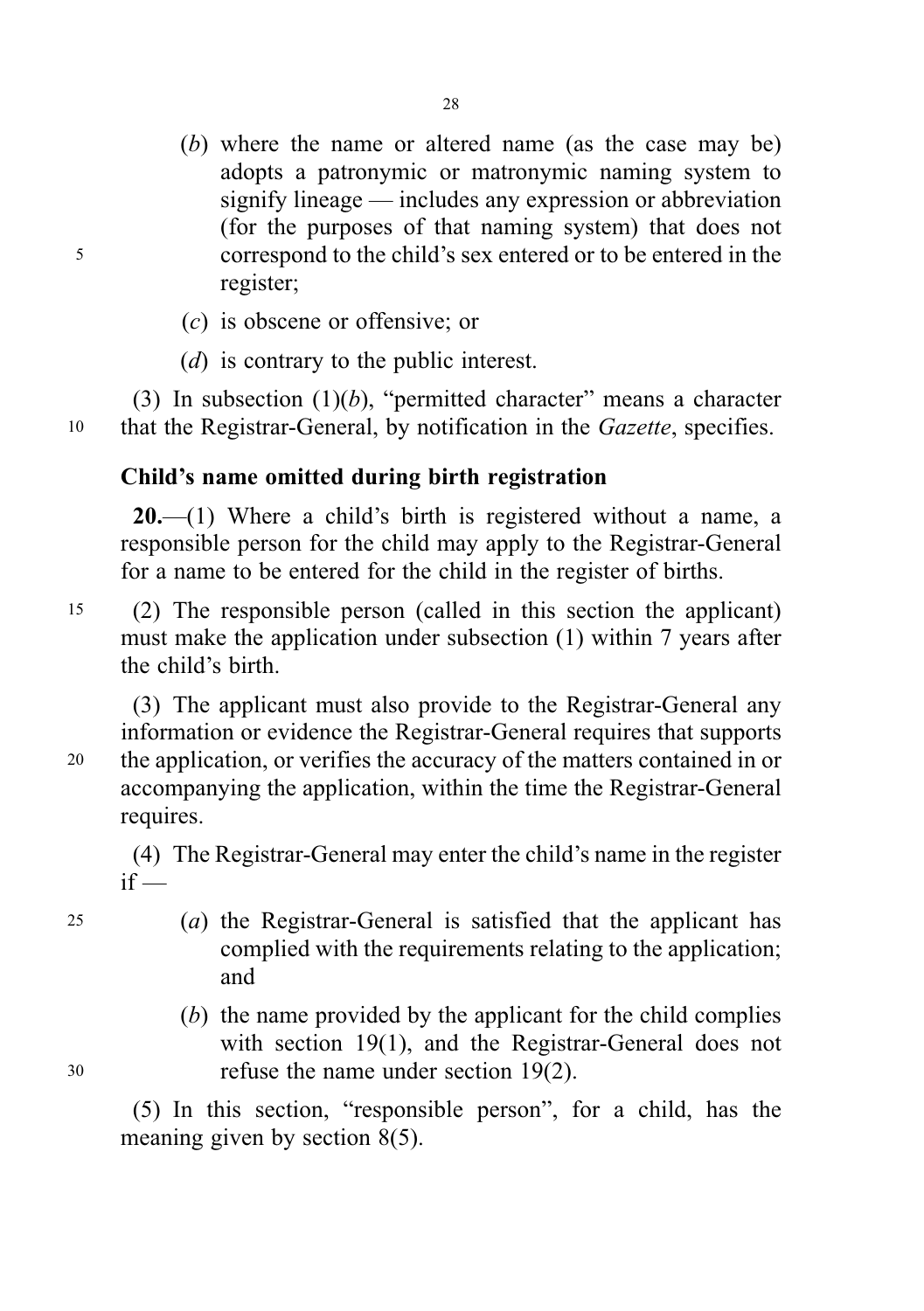(*b*) where the name or altered name (as the case may be) adopts a patronymic or matronymic naming system to signify lineage — includes any expression or abbreviation (for the purposes of that naming system) that does not correspond to the child's sex entered or to be entered in the register;

(*c*) is obscene or offensive; or

(*d*) is contrary to the public interest.

(3) In subsection (1)(*b*), "permitted character" means a character that the Registrar-General, by notification in the *Gazette*, specifies.

**Child's name omitted during birth registration**

**20.**—(1) Where a child's birth is registered without a name, a responsible person for the child may apply to the Registrar-General for a name to be entered for the child in the register of births.

(2) The responsible person (called in this section the applicant) must make the application under subsection (1) within 7 years after the child's birth.

(3) The applicant must also provide to the Registrar-General any information or evidence the Registrar-General requires that supports the application, or verifies the accuracy of the matters contained in or accompanying the application, within the time the Registrar-General requires.

(4) The Registrar-General may enter the child's name in the register if —

(*a*) the Registrar-General is satisfied that the applicant has complied with the requirements relating to the application; and

(*b*) the name provided by the applicant for the child complies with section 19(1), and the Registrar-General does not refuse the name under section 19(2).

(5) In this section, "responsible person", for a child, has the meaning given by section 8(5).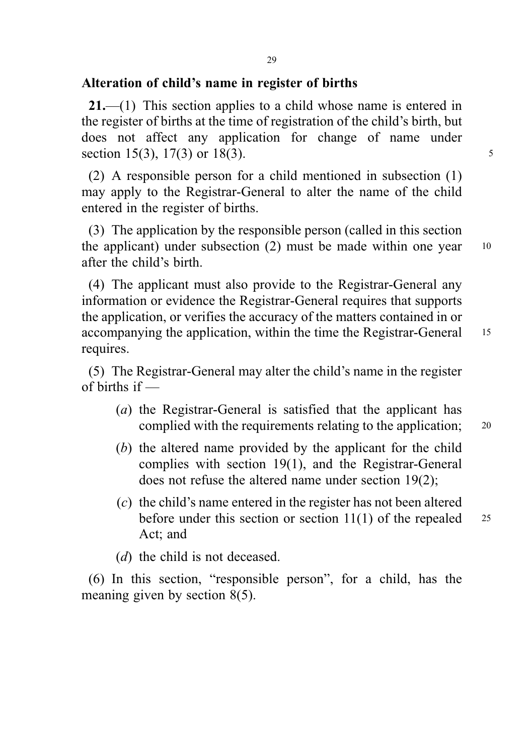**Alteration of child's name in register of births**

**21.**—(1) This section applies to a child whose name is entered in the register of births at the time of registration of the child's birth, but does not affect any application for change of name under section 15(3), 17(3) or 18(3).

(2) A responsible person for a child mentioned in subsection (1) may apply to the Registrar-General to alter the name of the child entered in the register of births.

(3) The application by the responsible person (called in this section the applicant) under subsection (2) must be made within one year after the child's birth.

(4) The applicant must also provide to the Registrar-General any information or evidence the Registrar-General requires that supports the application, or verifies the accuracy of the matters contained in or accompanying the application, within the time the Registrar-General requires.

(5) The Registrar-General may alter the child's name in the register of births if —

(*a*) the Registrar-General is satisfied that the applicant has complied with the requirements relating to the application;

(*b*) the altered name provided by the applicant for the child complies with section 19(1), and the Registrar-General does not refuse the altered name under section 19(2);

(*c*) the child's name entered in the register has not been altered before under this section or section 11(1) of the repealed Act; and

(*d*) the child is not deceased.

(6) In this section, "responsible person", for a child, has the meaning given by section 8(5).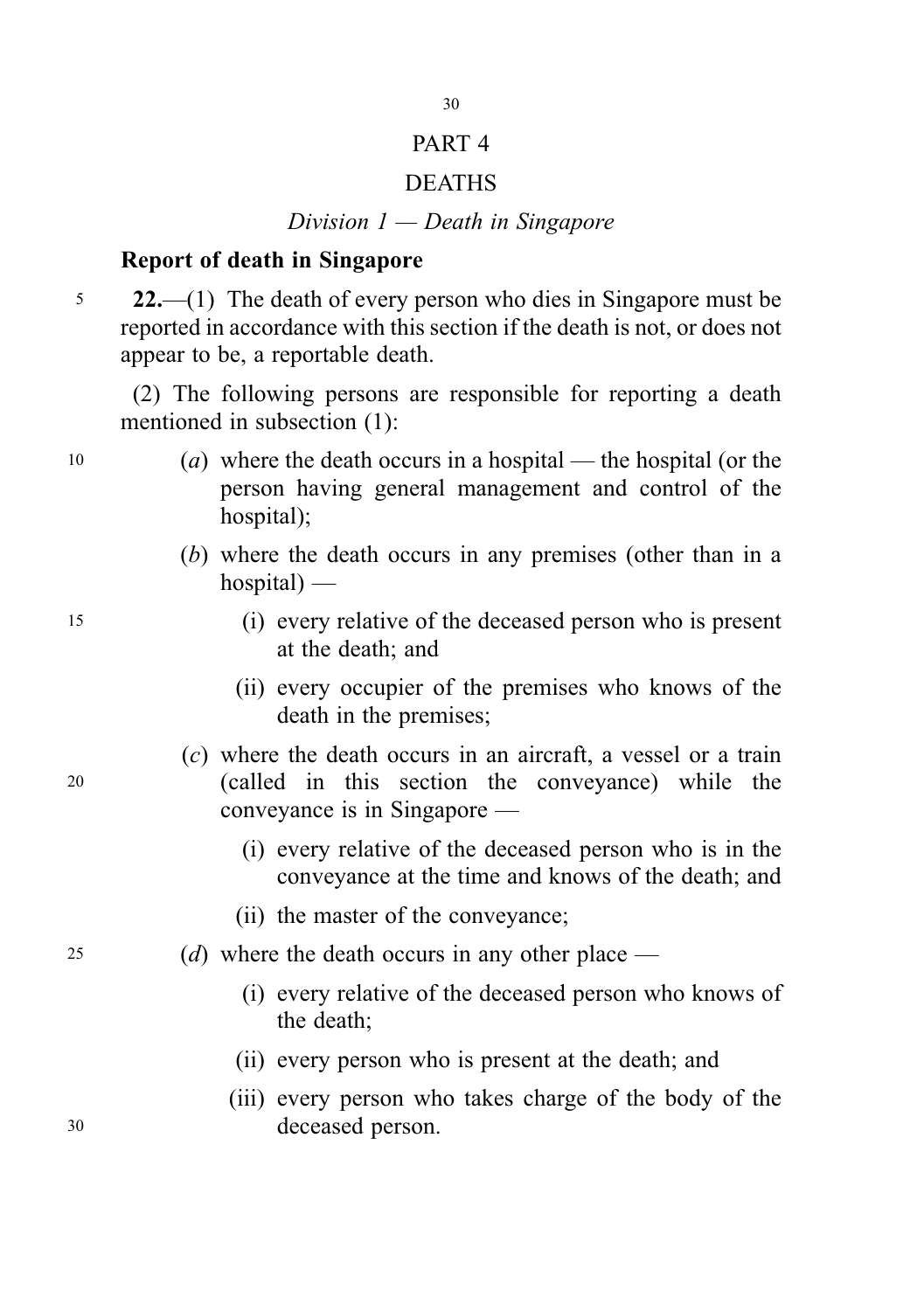# PART 4

# DEATHS

## *Division 1 — Death in Singapore*

### Report of death in Singapore

**22.**—(1) The death of every person who dies in Singapore must be reported in accordance with this section if the death is not, or does not appear to be, a reportable death.

(2) The following persons are responsible for reporting a death mentioned in subsection (1):

- (*a*) where the death occurs in a hospital — the hospital (or the person having general management and control of the hospital);
- (*b*) where the death occurs in any premises (other than in a hospital) —
  - (i) every relative of the deceased person who is present at the death; and
  - (ii) every occupier of the premises who knows of the death in the premises;
- (*c*) where the death occurs in an aircraft, a vessel or a train (called in this section the conveyance) while the conveyance is in Singapore —
  - (i) every relative of the deceased person who is in the conveyance at the time and knows of the death; and
  - (ii) the master of the conveyance;
- (*d*) where the death occurs in any other place —
  - (i) every relative of the deceased person who knows of the death;
  - (ii) every person who is present at the death; and
  - (iii) every person who takes charge of the body of the deceased person.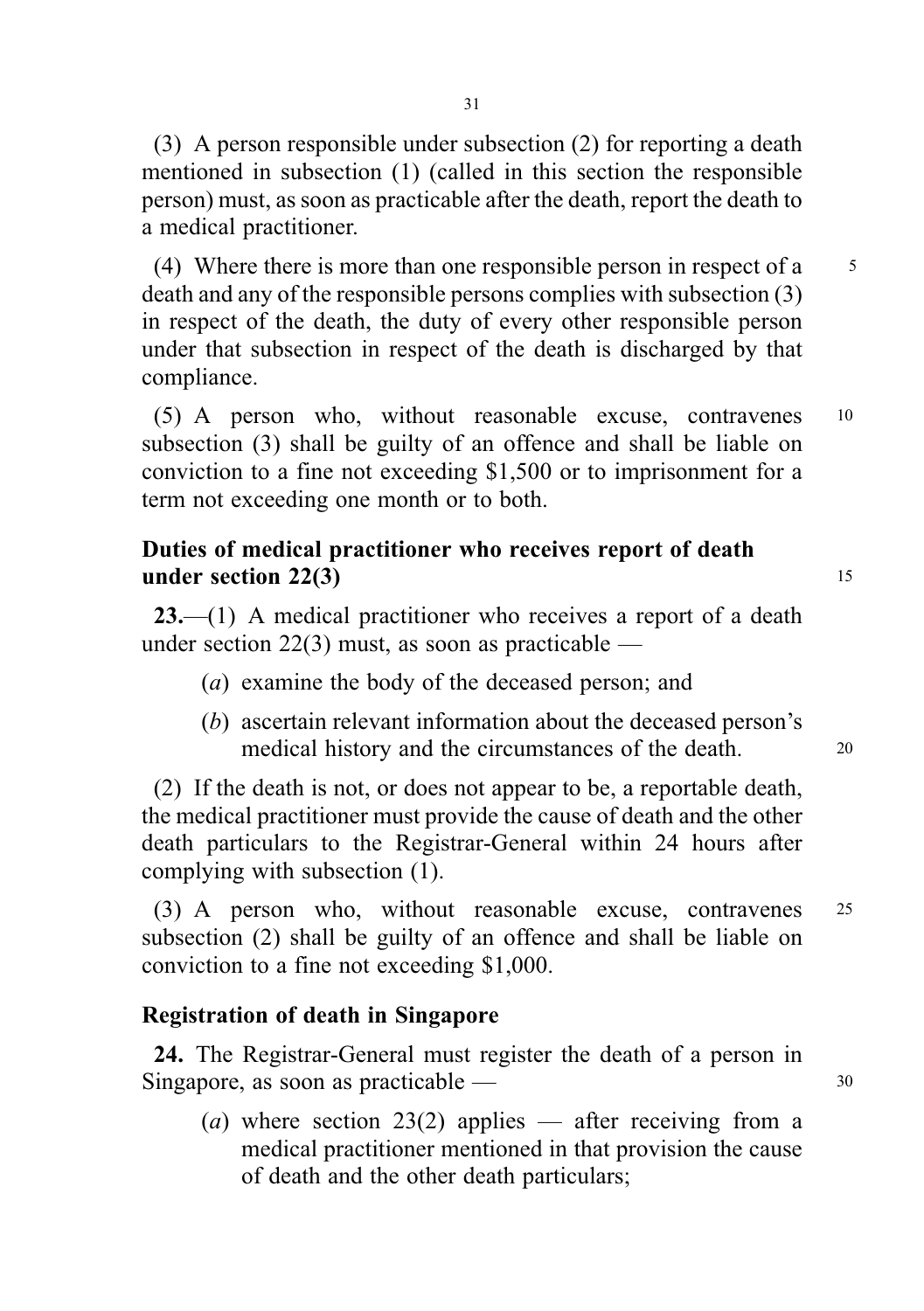(3) A person responsible under subsection (2) for reporting a death mentioned in subsection (1) (called in this section the responsible person) must, as soon as practicable after the death, report the death to a medical practitioner.

(4) Where there is more than one responsible person in respect of a death and any of the responsible persons complies with subsection (3) in respect of the death, the duty of every other responsible person under that subsection in respect of the death is discharged by that compliance.

(5) A person who, without reasonable excuse, contravenes subsection (3) shall be guilty of an offence and shall be liable on conviction to a fine not exceeding $1,500 or to imprisonment for a term not exceeding one month or to both.

**Duties of medical practitioner who receives report of death under section 22(3)**

**23.**—(1) A medical practitioner who receives a report of a death under section 22(3) must, as soon as practicable —

(*a*) examine the body of the deceased person; and

(*b*) ascertain relevant information about the deceased person's medical history and the circumstances of the death.

(2) If the death is not, or does not appear to be, a reportable death, the medical practitioner must provide the cause of death and the other death particulars to the Registrar-General within 24 hours after complying with subsection (1).

(3) A person who, without reasonable excuse, contravenes subsection (2) shall be guilty of an offence and shall be liable on conviction to a fine not exceeding $1,000.

**Registration of death in Singapore**

**24.** The Registrar-General must register the death of a person in Singapore, as soon as practicable —

(*a*) where section 23(2) applies — after receiving from a medical practitioner mentioned in that provision the cause of death and the other death particulars;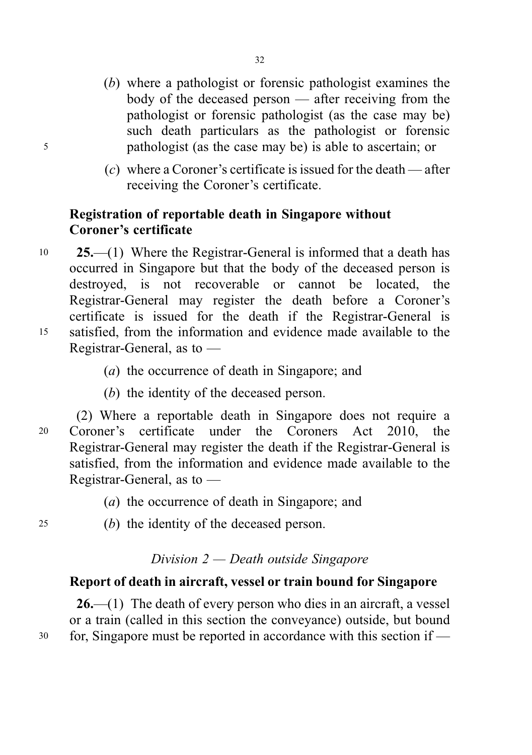(b) where a pathologist or forensic pathologist examines the body of the deceased person — after receiving from the pathologist or forensic pathologist (as the case may be) such death particulars as the pathologist or forensic pathologist (as the case may be) is able to ascertain; or

(c) where a Coroner's certificate is issued for the death — after receiving the Coroner's certificate.

**Registration of reportable death in Singapore without Coroner's certificate**

**25.**—(1) Where the Registrar-General is informed that a death has occurred in Singapore but that the body of the deceased person is destroyed, is not recoverable or cannot be located, the Registrar-General may register the death before a Coroner's certificate is issued for the death if the Registrar-General is satisfied, from the information and evidence made available to the Registrar-General, as to —

(a) the occurrence of death in Singapore; and

(b) the identity of the deceased person.

(2) Where a reportable death in Singapore does not require a Coroner's certificate under the Coroners Act 2010, the Registrar-General may register the death if the Registrar-General is satisfied, from the information and evidence made available to the Registrar-General, as to —

(a) the occurrence of death in Singapore; and

(b) the identity of the deceased person.

*Division 2 — Death outside Singapore*

**Report of death in aircraft, vessel or train bound for Singapore**

**26.**—(1) The death of every person who dies in an aircraft, a vessel or a train (called in this section the conveyance) outside, but bound for, Singapore must be reported in accordance with this section if —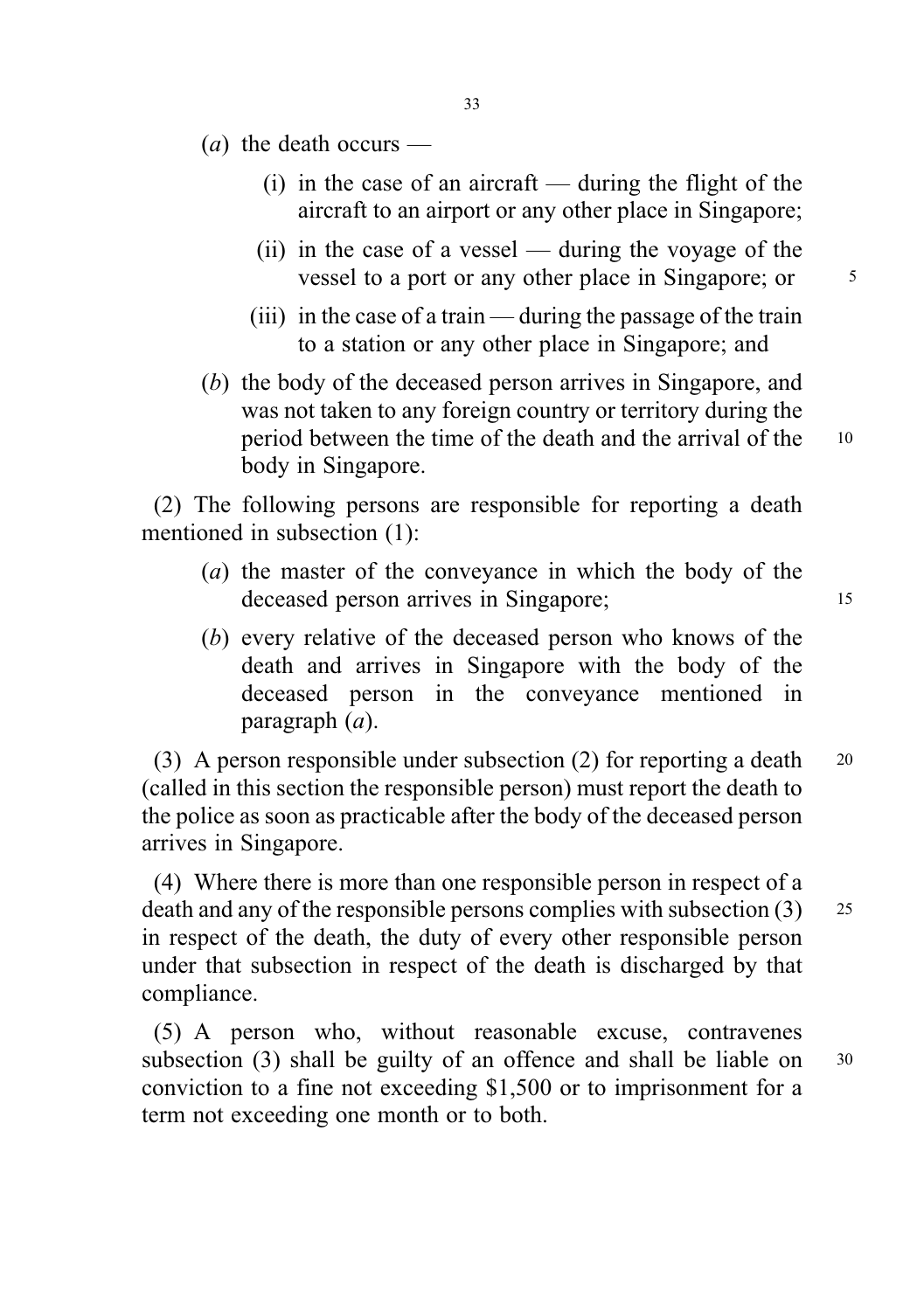(*a*) the death occurs —

(i) in the case of an aircraft — during the flight of the aircraft to an airport or any other place in Singapore;

(ii) in the case of a vessel — during the voyage of the vessel to a port or any other place in Singapore; or

(iii) in the case of a train — during the passage of the train to a station or any other place in Singapore; and

(*b*) the body of the deceased person arrives in Singapore, and was not taken to any foreign country or territory during the period between the time of the death and the arrival of the body in Singapore.

(2) The following persons are responsible for reporting a death mentioned in subsection (1):

(*a*) the master of the conveyance in which the body of the deceased person arrives in Singapore;

(*b*) every relative of the deceased person who knows of the death and arrives in Singapore with the body of the deceased person in the conveyance mentioned in paragraph (*a*).

(3) A person responsible under subsection (2) for reporting a death (called in this section the responsible person) must report the death to the police as soon as practicable after the body of the deceased person arrives in Singapore.

(4) Where there is more than one responsible person in respect of a death and any of the responsible persons complies with subsection (3) in respect of the death, the duty of every other responsible person under that subsection in respect of the death is discharged by that compliance.

(5) A person who, without reasonable excuse, contravenes subsection (3) shall be guilty of an offence and shall be liable on conviction to a fine not exceeding $1,500 or to imprisonment for a term not exceeding one month or to both.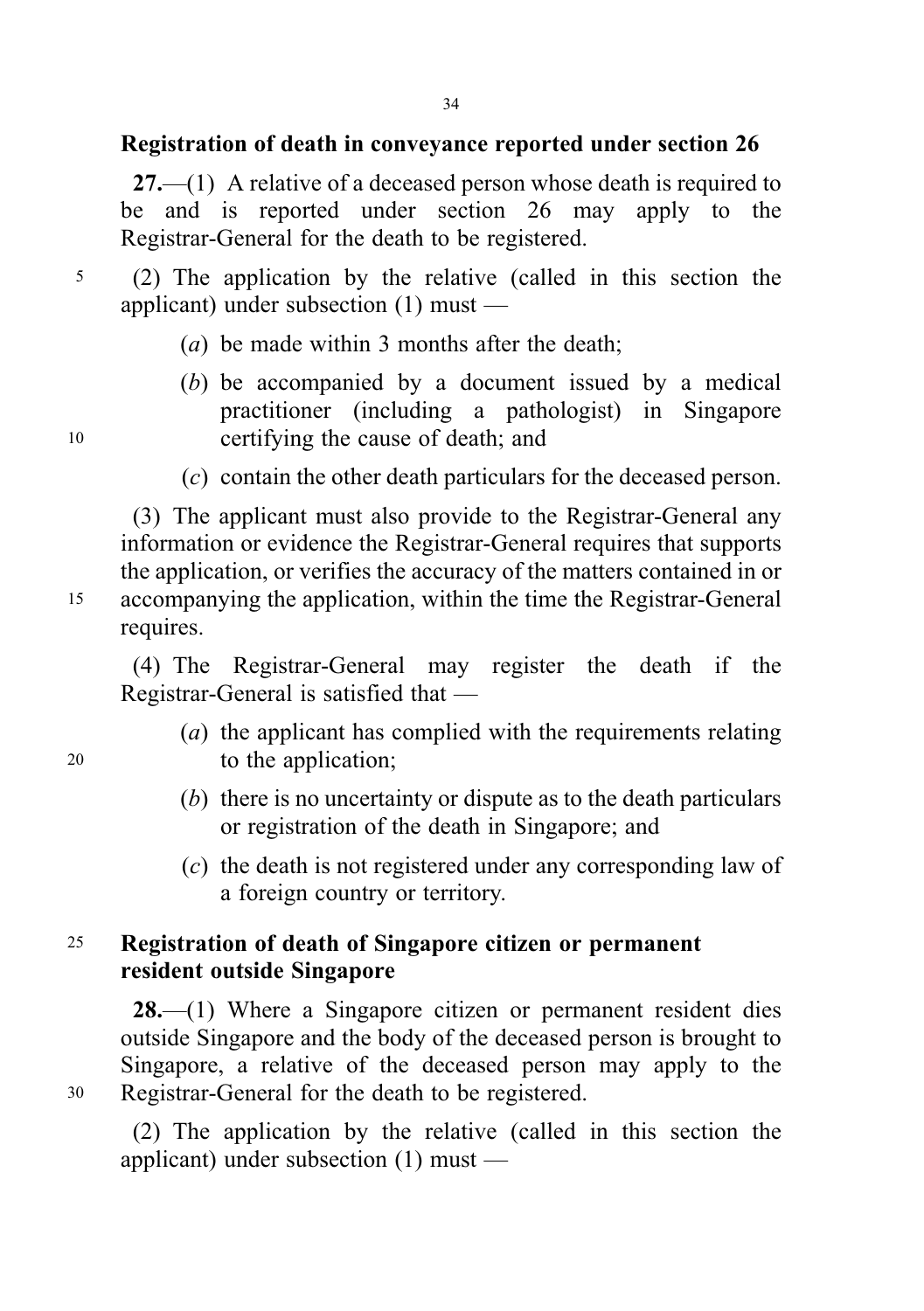### Registration of death in conveyance reported under section 26

**27.**—(1) A relative of a deceased person whose death is required to be and is reported under section 26 may apply to the Registrar-General for the death to be registered.

(2) The application by the relative (called in this section the applicant) under subsection (1) must —

(*a*) be made within 3 months after the death;

(*b*) be accompanied by a document issued by a medical practitioner (including a pathologist) in Singapore certifying the cause of death; and

(*c*) contain the other death particulars for the deceased person.

(3) The applicant must also provide to the Registrar-General any information or evidence the Registrar-General requires that supports the application, or verifies the accuracy of the matters contained in or accompanying the application, within the time the Registrar-General requires.

(4) The Registrar-General may register the death if the Registrar-General is satisfied that —

(*a*) the applicant has complied with the requirements relating to the application;

(*b*) there is no uncertainty or dispute as to the death particulars or registration of the death in Singapore; and

(*c*) the death is not registered under any corresponding law of a foreign country or territory.

### Registration of death of Singapore citizen or permanent resident outside Singapore

**28.**—(1) Where a Singapore citizen or permanent resident dies outside Singapore and the body of the deceased person is brought to Singapore, a relative of the deceased person may apply to the Registrar-General for the death to be registered.

(2) The application by the relative (called in this section the applicant) under subsection (1) must —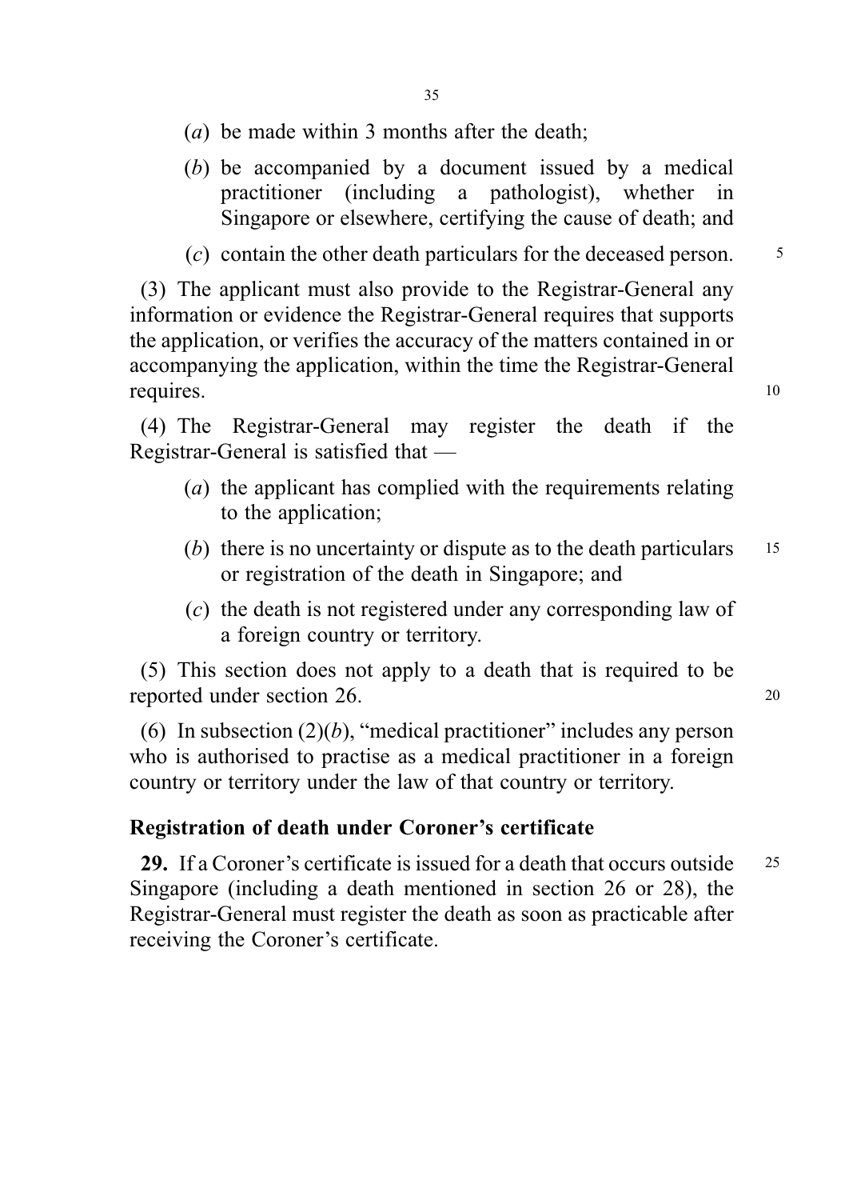(*a*) be made within 3 months after the death;

(*b*) be accompanied by a document issued by a medical practitioner (including a pathologist), whether in Singapore or elsewhere, certifying the cause of death; and

(*c*) contain the other death particulars for the deceased person.

(3) The applicant must also provide to the Registrar-General any information or evidence the Registrar-General requires that supports the application, or verifies the accuracy of the matters contained in or accompanying the application, within the time the Registrar-General requires.

(4) The Registrar-General may register the death if the Registrar-General is satisfied that —

(*a*) the applicant has complied with the requirements relating to the application;

(*b*) there is no uncertainty or dispute as to the death particulars or registration of the death in Singapore; and

(*c*) the death is not registered under any corresponding law of a foreign country or territory.

(5) This section does not apply to a death that is required to be reported under section 26.

(6) In subsection (2)(*b*), "medical practitioner" includes any person who is authorised to practise as a medical practitioner in a foreign country or territory under the law of that country or territory.

### Registration of death under Coroner's certificate

**29.** If a Coroner's certificate is issued for a death that occurs outside Singapore (including a death mentioned in section 26 or 28), the Registrar-General must register the death as soon as practicable after receiving the Coroner's certificate.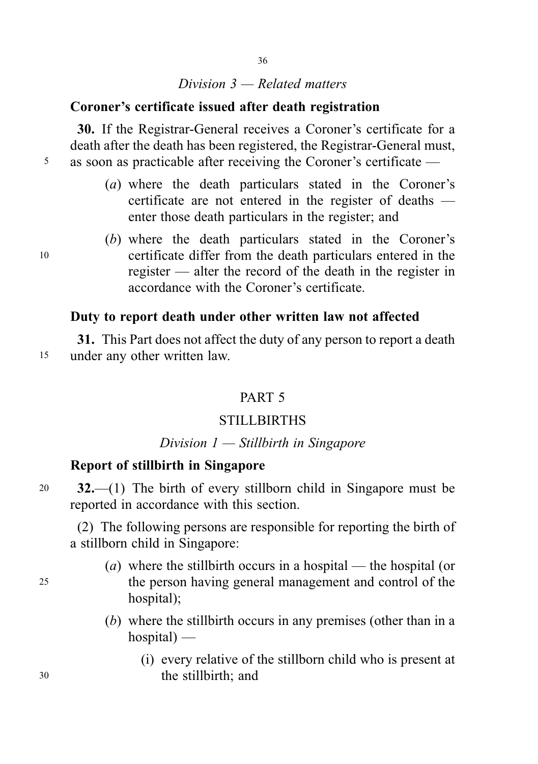*Division 3 — Related matters*

**Coroner's certificate issued after death registration**

**30.** If the Registrar-General receives a Coroner's certificate for a death after the death has been registered, the Registrar-General must, as soon as practicable after receiving the Coroner's certificate —

(*a*) where the death particulars stated in the Coroner's certificate are not entered in the register of deaths — enter those death particulars in the register; and

(*b*) where the death particulars stated in the Coroner's certificate differ from the death particulars entered in the register — alter the record of the death in the register in accordance with the Coroner's certificate.

**Duty to report death under other written law not affected**

**31.** This Part does not affect the duty of any person to report a death under any other written law.

## PART 5

## STILLBIRTHS

*Division 1 — Stillbirth in Singapore*

**Report of stillbirth in Singapore**

**32.**—(1) The birth of every stillborn child in Singapore must be reported in accordance with this section.

(2) The following persons are responsible for reporting the birth of a stillborn child in Singapore:

(*a*) where the stillbirth occurs in a hospital — the hospital (or the person having general management and control of the hospital);

(*b*) where the stillbirth occurs in any premises (other than in a hospital) —

(i) every relative of the stillborn child who is present at the stillbirth; and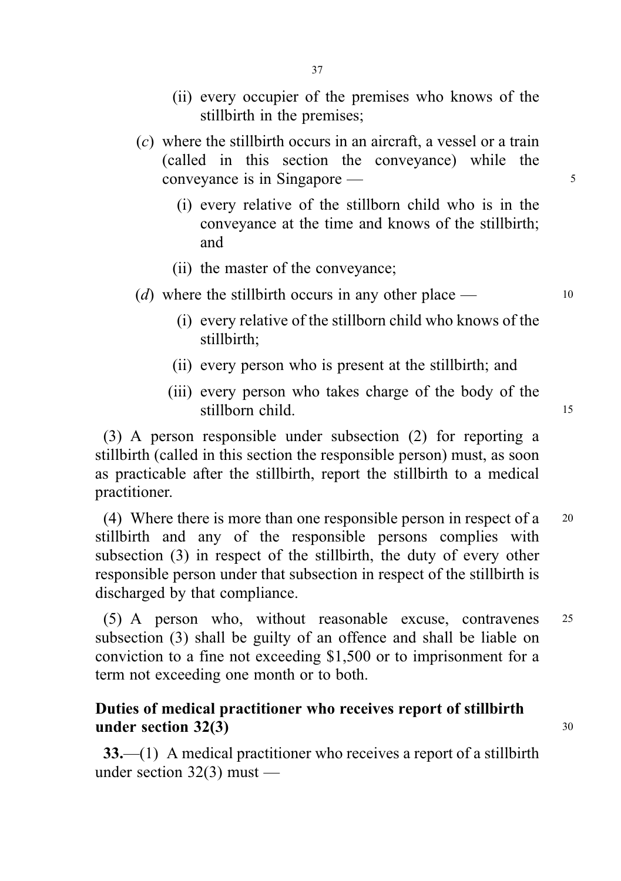(ii) every occupier of the premises who knows of the stillbirth in the premises;

(*c*) where the stillbirth occurs in an aircraft, a vessel or a train (called in this section the conveyance) while the conveyance is in Singapore —

(i) every relative of the stillborn child who is in the conveyance at the time and knows of the stillbirth; and

(ii) the master of the conveyance;

(*d*) where the stillbirth occurs in any other place —

(i) every relative of the stillborn child who knows of the stillbirth;

(ii) every person who is present at the stillbirth; and

(iii) every person who takes charge of the body of the stillborn child.

(3) A person responsible under subsection (2) for reporting a stillbirth (called in this section the responsible person) must, as soon as practicable after the stillbirth, report the stillbirth to a medical practitioner.

(4) Where there is more than one responsible person in respect of a stillbirth and any of the responsible persons complies with subsection (3) in respect of the stillbirth, the duty of every other responsible person under that subsection in respect of the stillbirth is discharged by that compliance.

(5) A person who, without reasonable excuse, contravenes subsection (3) shall be guilty of an offence and shall be liable on conviction to a fine not exceeding $1,500 or to imprisonment for a term not exceeding one month or to both.

**Duties of medical practitioner who receives report of stillbirth under section 32(3)**

**33.**—(1) A medical practitioner who receives a report of a stillbirth under section 32(3) must —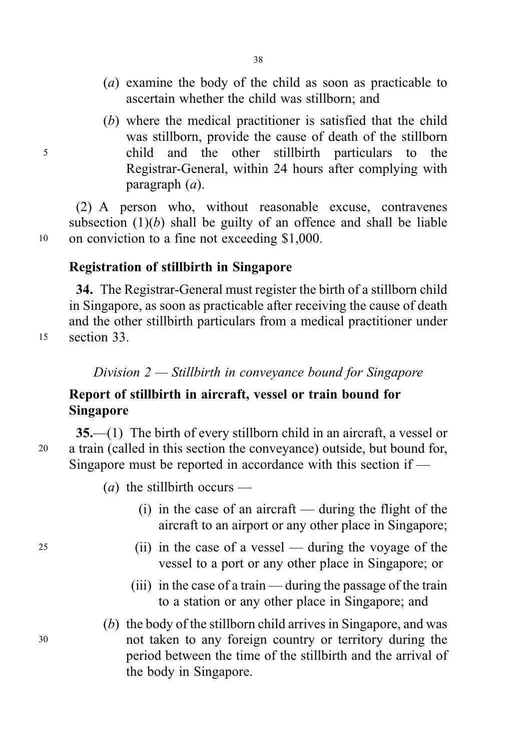(*a*) examine the body of the child as soon as practicable to ascertain whether the child was stillborn; and

(*b*) where the medical practitioner is satisfied that the child was stillborn, provide the cause of death of the stillborn child and the other stillbirth particulars to the Registrar-General, within 24 hours after complying with paragraph (*a*).

(2) A person who, without reasonable excuse, contravenes subsection (1)(*b*) shall be guilty of an offence and shall be liable on conviction to a fine not exceeding $1,000.

**Registration of stillbirth in Singapore**

**34.** The Registrar-General must register the birth of a stillborn child in Singapore, as soon as practicable after receiving the cause of death and the other stillbirth particulars from a medical practitioner under section 33.

*Division 2 — Stillbirth in conveyance bound for Singapore*

**Report of stillbirth in aircraft, vessel or train bound for Singapore**

**35.**—(1) The birth of every stillborn child in an aircraft, a vessel or a train (called in this section the conveyance) outside, but bound for, Singapore must be reported in accordance with this section if —

(*a*) the stillbirth occurs —

(i) in the case of an aircraft — during the flight of the aircraft to an airport or any other place in Singapore;

(ii) in the case of a vessel — during the voyage of the vessel to a port or any other place in Singapore; or

(iii) in the case of a train — during the passage of the train to a station or any other place in Singapore; and

(*b*) the body of the stillborn child arrives in Singapore, and was not taken to any foreign country or territory during the period between the time of the stillbirth and the arrival of the body in Singapore.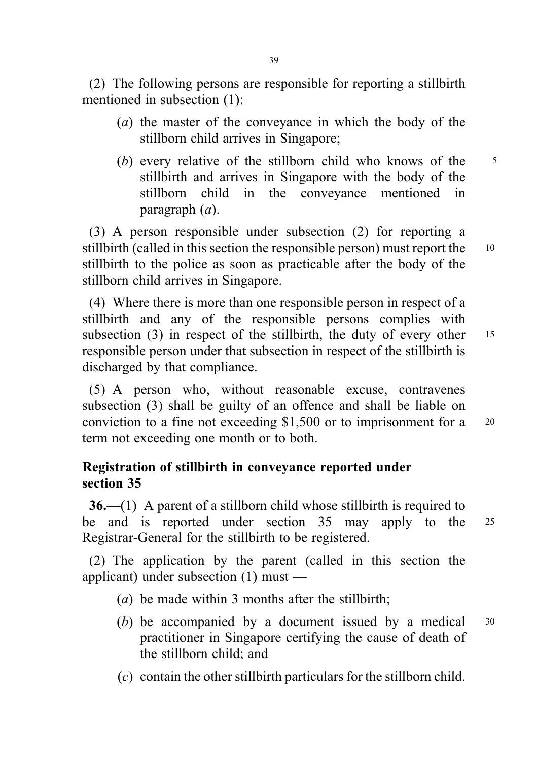(2) The following persons are responsible for reporting a stillbirth mentioned in subsection (1):

(*a*) the master of the conveyance in which the body of the stillborn child arrives in Singapore;

(*b*) every relative of the stillborn child who knows of the stillbirth and arrives in Singapore with the body of the stillborn child in the conveyance mentioned in paragraph (*a*).

(3) A person responsible under subsection (2) for reporting a stillbirth (called in this section the responsible person) must report the stillbirth to the police as soon as practicable after the body of the stillborn child arrives in Singapore.

(4) Where there is more than one responsible person in respect of a stillbirth and any of the responsible persons complies with subsection (3) in respect of the stillbirth, the duty of every other responsible person under that subsection in respect of the stillbirth is discharged by that compliance.

(5) A person who, without reasonable excuse, contravenes subsection (3) shall be guilty of an offence and shall be liable on conviction to a fine not exceeding $1,500 or to imprisonment for a term not exceeding one month or to both.

**Registration of stillbirth in conveyance reported under section 35**

**36.**—(1) A parent of a stillborn child whose stillbirth is required to be and is reported under section 35 may apply to the Registrar-General for the stillbirth to be registered.

(2) The application by the parent (called in this section the applicant) under subsection (1) must —

(*a*) be made within 3 months after the stillbirth;

(*b*) be accompanied by a document issued by a medical practitioner in Singapore certifying the cause of death of the stillborn child; and

(*c*) contain the other stillbirth particulars for the stillborn child.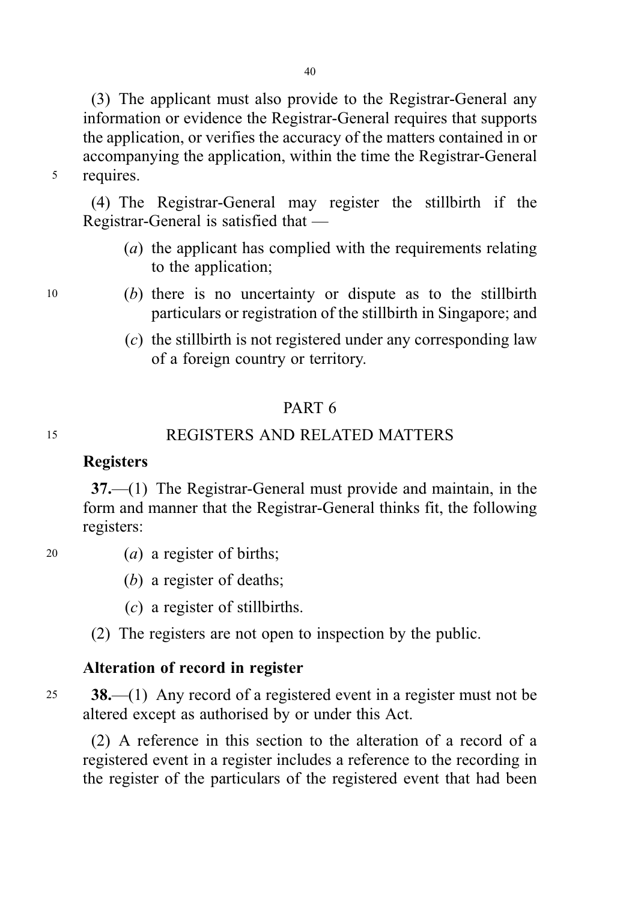(3) The applicant must also provide to the Registrar-General any information or evidence the Registrar-General requires that supports the application, or verifies the accuracy of the matters contained in or accompanying the application, within the time the Registrar-General requires.

(4) The Registrar-General may register the stillbirth if the Registrar-General is satisfied that —

- (*a*) the applicant has complied with the requirements relating to the application;
- (*b*) there is no uncertainty or dispute as to the stillbirth particulars or registration of the stillbirth in Singapore; and
- (*c*) the stillbirth is not registered under any corresponding law of a foreign country or territory.

## PART 6

## REGISTERS AND RELATED MATTERS

### Registers

**37.**—(1) The Registrar-General must provide and maintain, in the form and manner that the Registrar-General thinks fit, the following registers:

- (*a*) a register of births;
- (*b*) a register of deaths;
- (*c*) a register of stillbirths.

(2) The registers are not open to inspection by the public.

### Alteration of record in register

**38.**—(1) Any record of a registered event in a register must not be altered except as authorised by or under this Act.

(2) A reference in this section to the alteration of a record of a registered event in a register includes a reference to the recording in the register of the particulars of the registered event that had been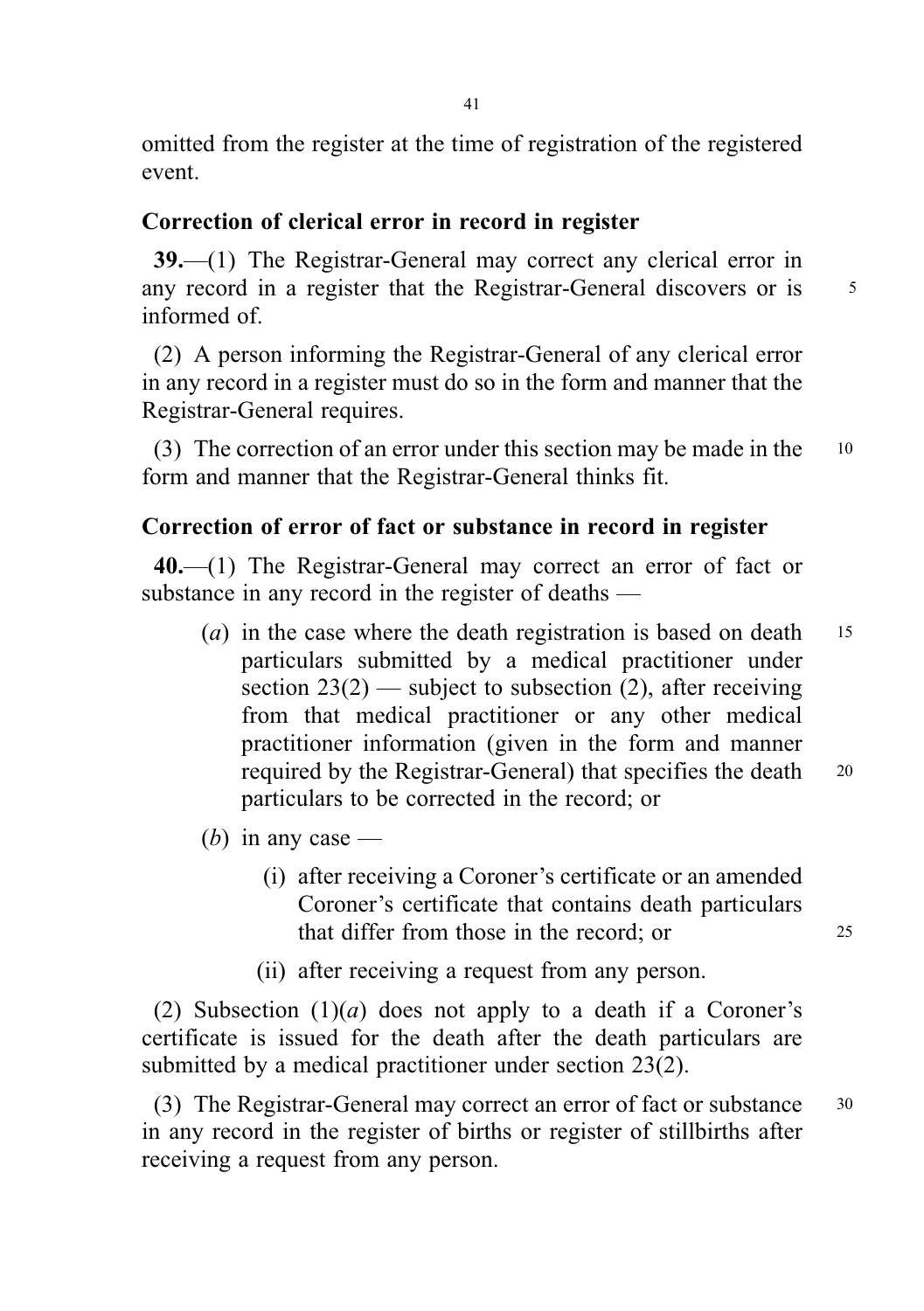omitted from the register at the time of registration of the registered event.

### Correction of clerical error in record in register

**39.**—(1) The Registrar-General may correct any clerical error in any record in a register that the Registrar-General discovers or is informed of.

(2) A person informing the Registrar-General of any clerical error in any record in a register must do so in the form and manner that the Registrar-General requires.

(3) The correction of an error under this section may be made in the form and manner that the Registrar-General thinks fit.

### Correction of error of fact or substance in record in register

**40.**—(1) The Registrar-General may correct an error of fact or substance in any record in the register of deaths —

(*a*) in the case where the death registration is based on death particulars submitted by a medical practitioner under section 23(2) — subject to subsection (2), after receiving from that medical practitioner or any other medical practitioner information (given in the form and manner required by the Registrar-General) that specifies the death particulars to be corrected in the record; or

(*b*) in any case —

(i) after receiving a Coroner's certificate or an amended Coroner's certificate that contains death particulars that differ from those in the record; or

(ii) after receiving a request from any person.

(2) Subsection (1)(*a*) does not apply to a death if a Coroner's certificate is issued for the death after the death particulars are submitted by a medical practitioner under section 23(2).

(3) The Registrar-General may correct an error of fact or substance in any record in the register of births or register of stillbirths after receiving a request from any person.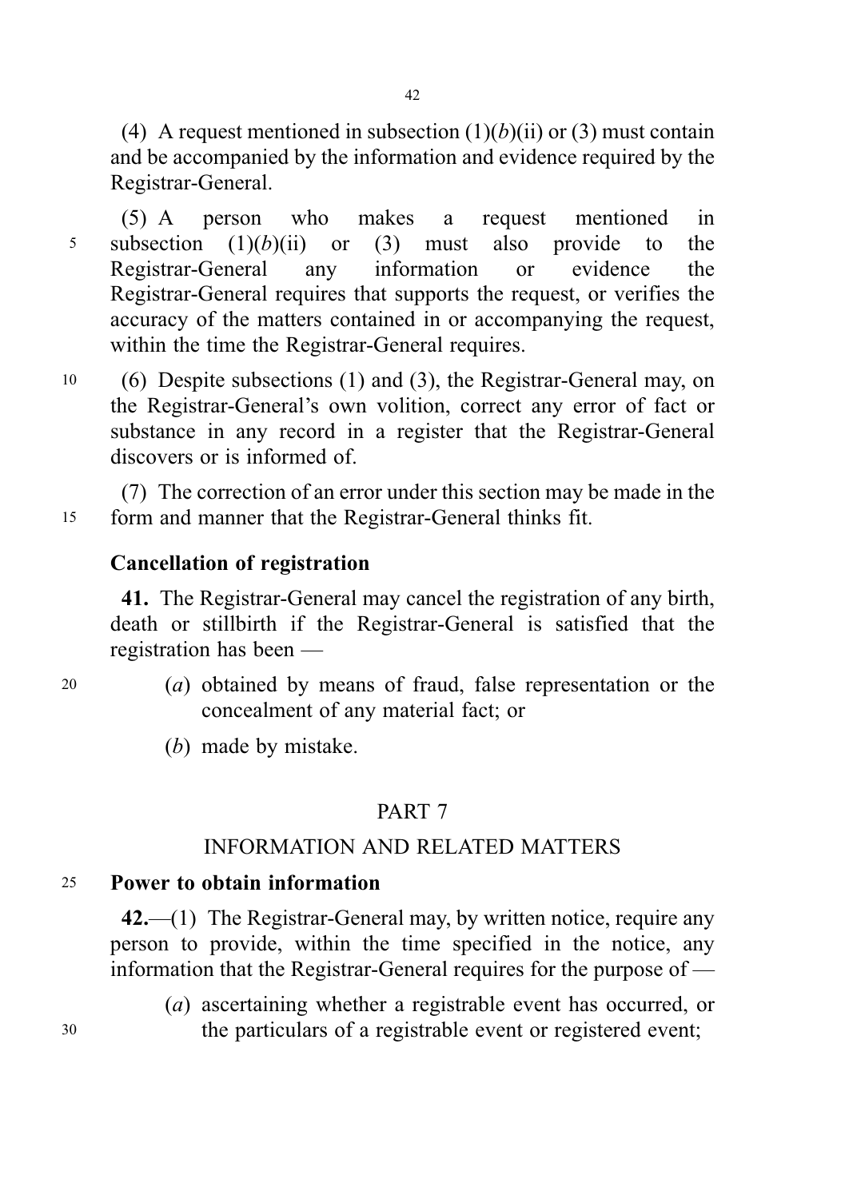(4) A request mentioned in subsection (1)(*b*)(ii) or (3) must contain and be accompanied by the information and evidence required by the Registrar-General.

(5) A person who makes a request mentioned in subsection (1)(*b*)(ii) or (3) must also provide to the Registrar-General any information or evidence the Registrar-General requires that supports the request, or verifies the accuracy of the matters contained in or accompanying the request, within the time the Registrar-General requires.

(6) Despite subsections (1) and (3), the Registrar-General may, on the Registrar-General's own volition, correct any error of fact or substance in any record in a register that the Registrar-General discovers or is informed of.

(7) The correction of an error under this section may be made in the form and manner that the Registrar-General thinks fit.

**Cancellation of registration**

**41.** The Registrar-General may cancel the registration of any birth, death or stillbirth if the Registrar-General is satisfied that the registration has been —

(*a*) obtained by means of fraud, false representation or the concealment of any material fact; or

(*b*) made by mistake.

## PART 7

## INFORMATION AND RELATED MATTERS

**Power to obtain information**

**42.**—(1) The Registrar-General may, by written notice, require any person to provide, within the time specified in the notice, any information that the Registrar-General requires for the purpose of —

(*a*) ascertaining whether a registrable event has occurred, or the particulars of a registrable event or registered event;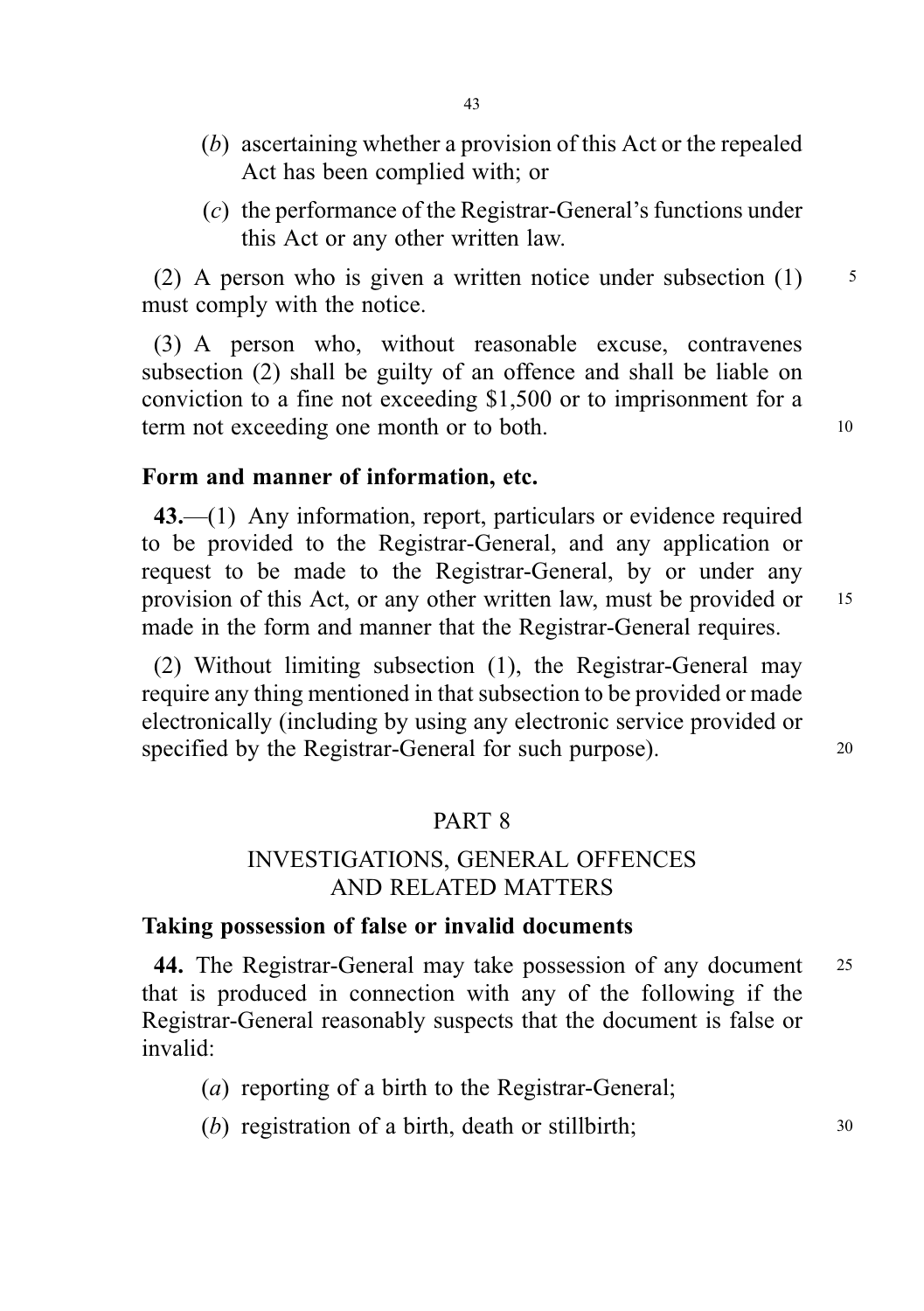(*b*) ascertaining whether a provision of this Act or the repealed Act has been complied with; or

(*c*) the performance of the Registrar-General's functions under this Act or any other written law.

(2) A person who is given a written notice under subsection (1) must comply with the notice.

(3) A person who, without reasonable excuse, contravenes subsection (2) shall be guilty of an offence and shall be liable on conviction to a fine not exceeding $1,500 or to imprisonment for a term not exceeding one month or to both.

**Form and manner of information, etc.**

**43.**—(1) Any information, report, particulars or evidence required to be provided to the Registrar-General, and any application or request to be made to the Registrar-General, by or under any provision of this Act, or any other written law, must be provided or made in the form and manner that the Registrar-General requires.

(2) Without limiting subsection (1), the Registrar-General may require any thing mentioned in that subsection to be provided or made electronically (including by using any electronic service provided or specified by the Registrar-General for such purpose).

## PART 8

## INVESTIGATIONS, GENERAL OFFENCES AND RELATED MATTERS

**Taking possession of false or invalid documents**

**44.** The Registrar-General may take possession of any document that is produced in connection with any of the following if the Registrar-General reasonably suspects that the document is false or invalid:

(*a*) reporting of a birth to the Registrar-General;

(*b*) registration of a birth, death or stillbirth;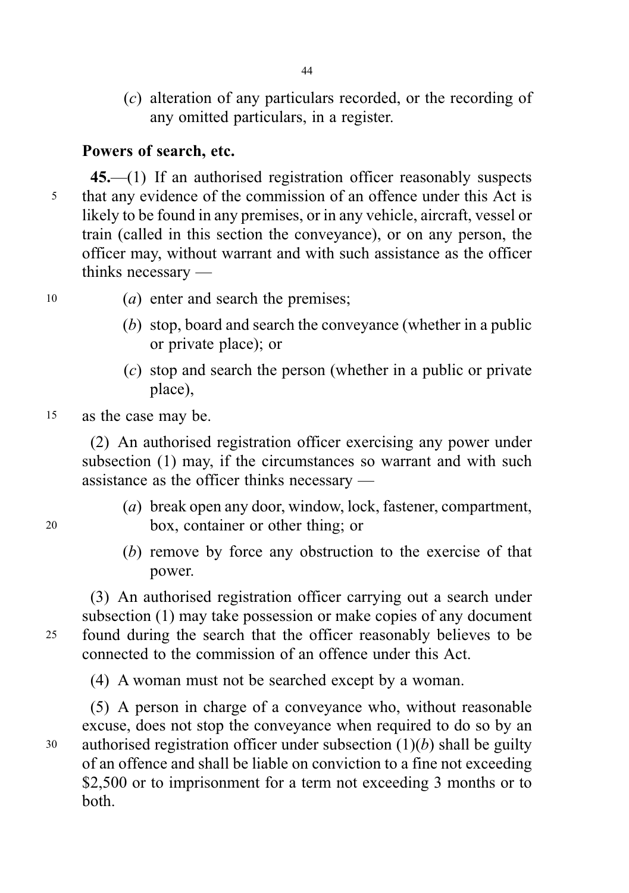(*c*) alteration of any particulars recorded, or the recording of any omitted particulars, in a register.

### Powers of search, etc.

**45.**—(1) If an authorised registration officer reasonably suspects that any evidence of the commission of an offence under this Act is likely to be found in any premises, or in any vehicle, aircraft, vessel or train (called in this section the conveyance), or on any person, the officer may, without warrant and with such assistance as the officer thinks necessary —

(*a*) enter and search the premises;

(*b*) stop, board and search the conveyance (whether in a public or private place); or

(*c*) stop and search the person (whether in a public or private place),

as the case may be.

(2) An authorised registration officer exercising any power under subsection (1) may, if the circumstances so warrant and with such assistance as the officer thinks necessary —

(*a*) break open any door, window, lock, fastener, compartment, box, container or other thing; or

(*b*) remove by force any obstruction to the exercise of that power.

(3) An authorised registration officer carrying out a search under subsection (1) may take possession or make copies of any document found during the search that the officer reasonably believes to be connected to the commission of an offence under this Act.

(4) A woman must not be searched except by a woman.

(5) A person in charge of a conveyance who, without reasonable excuse, does not stop the conveyance when required to do so by an authorised registration officer under subsection (1)(*b*) shall be guilty of an offence and shall be liable on conviction to a fine not exceeding $2,500 or to imprisonment for a term not exceeding 3 months or to both.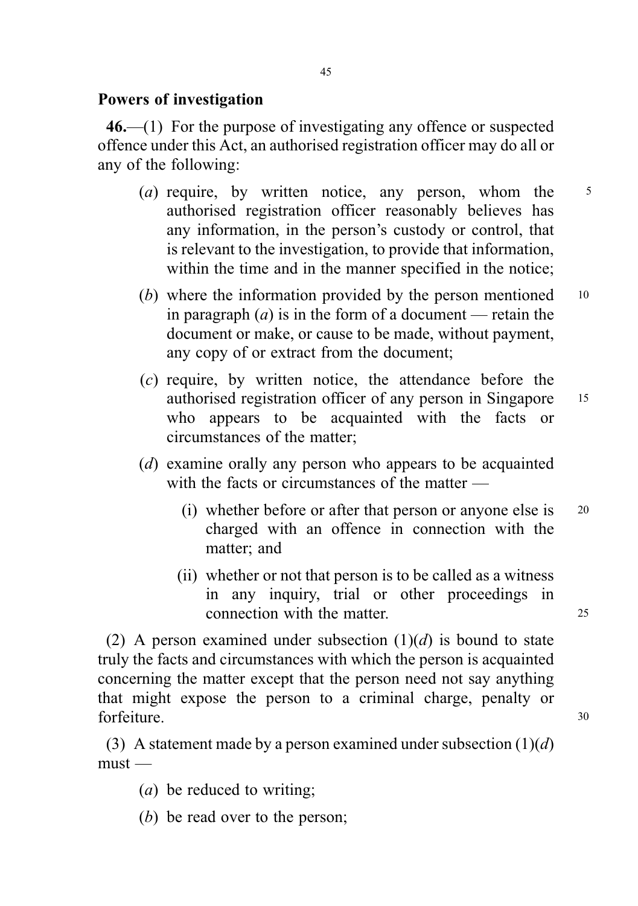## Powers of investigation

**46.**—(1) For the purpose of investigating any offence or suspected offence under this Act, an authorised registration officer may do all or any of the following:

- (*a*) require, by written notice, any person, whom the authorised registration officer reasonably believes has any information, in the person's custody or control, that is relevant to the investigation, to provide that information, within the time and in the manner specified in the notice;
- (*b*) where the information provided by the person mentioned in paragraph (*a*) is in the form of a document — retain the document or make, or cause to be made, without payment, any copy of or extract from the document;
- (*c*) require, by written notice, the attendance before the authorised registration officer of any person in Singapore who appears to be acquainted with the facts or circumstances of the matter;
- (*d*) examine orally any person who appears to be acquainted with the facts or circumstances of the matter —
  - (i) whether before or after that person or anyone else is charged with an offence in connection with the matter; and
  - (ii) whether or not that person is to be called as a witness in any inquiry, trial or other proceedings in connection with the matter.

(2) A person examined under subsection (1)(*d*) is bound to state truly the facts and circumstances with which the person is acquainted concerning the matter except that the person need not say anything that might expose the person to a criminal charge, penalty or forfeiture.

(3) A statement made by a person examined under subsection (1)(*d*) must —

- (*a*) be reduced to writing;
- (*b*) be read over to the person;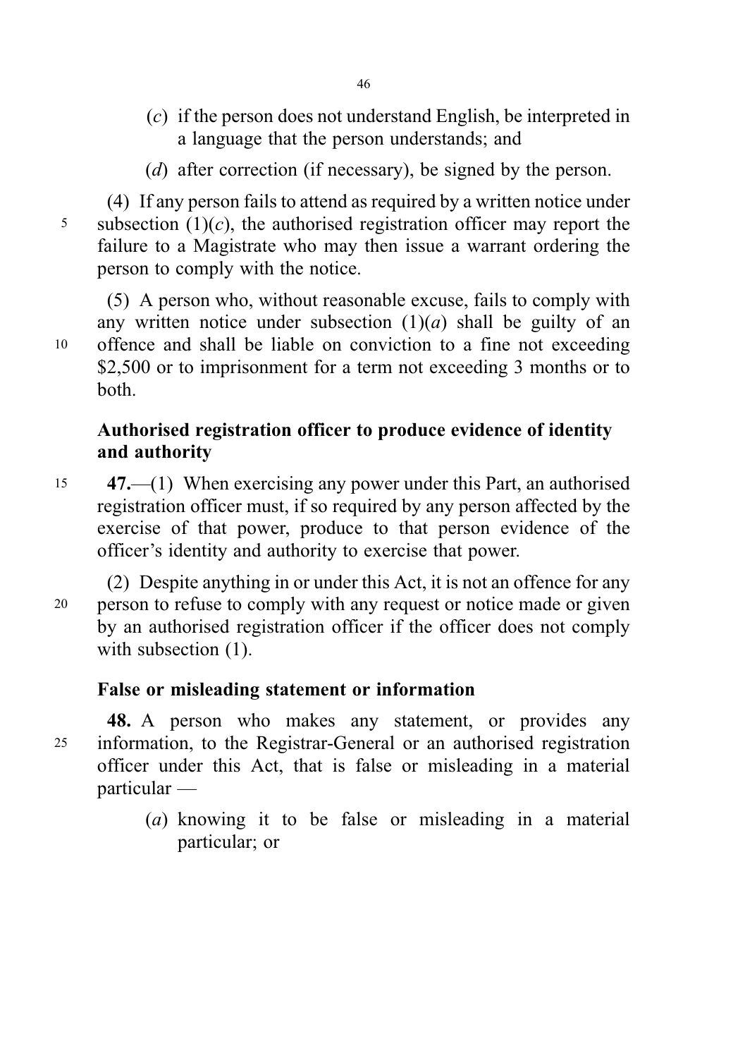(*c*) if the person does not understand English, be interpreted in a language that the person understands; and

(*d*) after correction (if necessary), be signed by the person.

(4) If any person fails to attend as required by a written notice under subsection (1)(*c*), the authorised registration officer may report the failure to a Magistrate who may then issue a warrant ordering the person to comply with the notice.

(5) A person who, without reasonable excuse, fails to comply with any written notice under subsection (1)(*a*) shall be guilty of an offence and shall be liable on conviction to a fine not exceeding $2,500 or to imprisonment for a term not exceeding 3 months or to both.

**Authorised registration officer to produce evidence of identity and authority**

**47.**—(1) When exercising any power under this Part, an authorised registration officer must, if so required by any person affected by the exercise of that power, produce to that person evidence of the officer's identity and authority to exercise that power.

(2) Despite anything in or under this Act, it is not an offence for any person to refuse to comply with any request or notice made or given by an authorised registration officer if the officer does not comply with subsection (1).

**False or misleading statement or information**

**48.** A person who makes any statement, or provides any information, to the Registrar-General or an authorised registration officer under this Act, that is false or misleading in a material particular —

(*a*) knowing it to be false or misleading in a material particular; or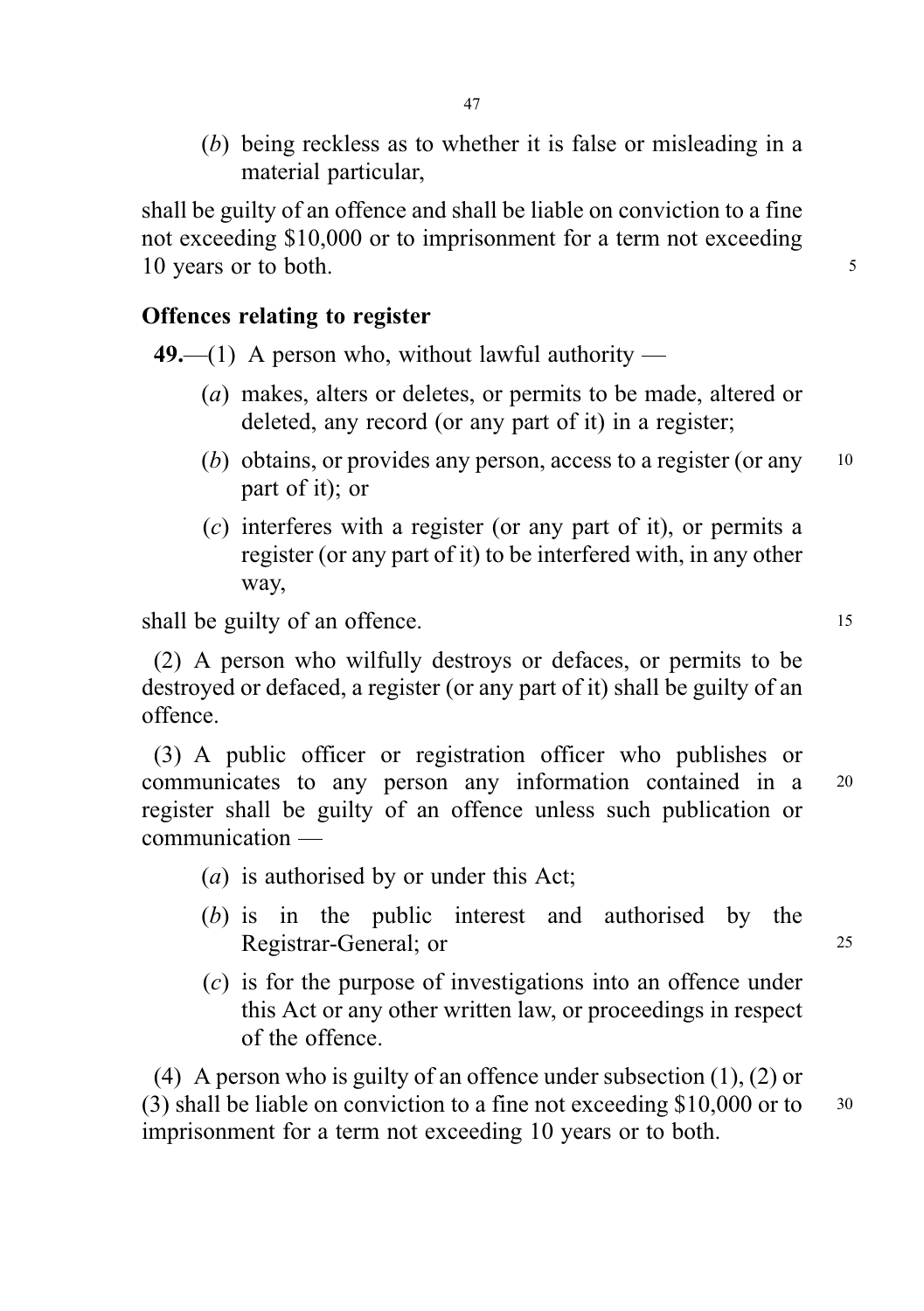(*b*) being reckless as to whether it is false or misleading in a material particular,

shall be guilty of an offence and shall be liable on conviction to a fine not exceeding $10,000 or to imprisonment for a term not exceeding 10 years or to both.

**Offences relating to register**

**49.**—(1) A person who, without lawful authority —

(*a*) makes, alters or deletes, or permits to be made, altered or deleted, any record (or any part of it) in a register;

(*b*) obtains, or provides any person, access to a register (or any part of it); or

(*c*) interferes with a register (or any part of it), or permits a register (or any part of it) to be interfered with, in any other way,

shall be guilty of an offence.

(2) A person who wilfully destroys or defaces, or permits to be destroyed or defaced, a register (or any part of it) shall be guilty of an offence.

(3) A public officer or registration officer who publishes or communicates to any person any information contained in a register shall be guilty of an offence unless such publication or communication —

(*a*) is authorised by or under this Act;

(*b*) is in the public interest and authorised by the Registrar-General; or

(*c*) is for the purpose of investigations into an offence under this Act or any other written law, or proceedings in respect of the offence.

(4) A person who is guilty of an offence under subsection (1), (2) or (3) shall be liable on conviction to a fine not exceeding $10,000 or to imprisonment for a term not exceeding 10 years or to both.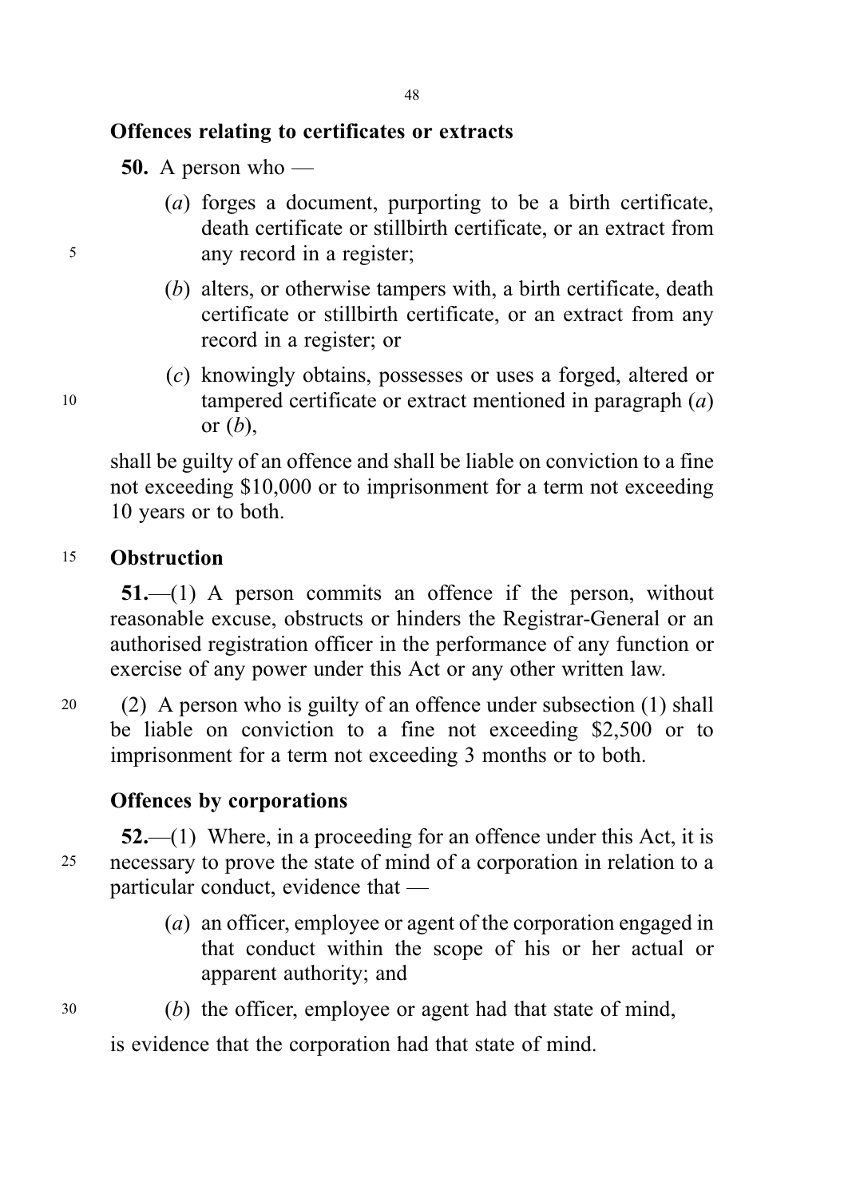**Offences relating to certificates or extracts**

**50.** A person who —

(*a*) forges a document, purporting to be a birth certificate, death certificate or stillbirth certificate, or an extract from any record in a register;

(*b*) alters, or otherwise tampers with, a birth certificate, death certificate or stillbirth certificate, or an extract from any record in a register; or

(*c*) knowingly obtains, possesses or uses a forged, altered or tampered certificate or extract mentioned in paragraph (*a*) or (*b*),

shall be guilty of an offence and shall be liable on conviction to a fine not exceeding $10,000 or to imprisonment for a term not exceeding 10 years or to both.

**Obstruction**

**51.**—(1) A person commits an offence if the person, without reasonable excuse, obstructs or hinders the Registrar-General or an authorised registration officer in the performance of any function or exercise of any power under this Act or any other written law.

(2) A person who is guilty of an offence under subsection (1) shall be liable on conviction to a fine not exceeding $2,500 or to imprisonment for a term not exceeding 3 months or to both.

**Offences by corporations**

**52.**—(1) Where, in a proceeding for an offence under this Act, it is necessary to prove the state of mind of a corporation in relation to a particular conduct, evidence that —

(*a*) an officer, employee or agent of the corporation engaged in that conduct within the scope of his or her actual or apparent authority; and

(*b*) the officer, employee or agent had that state of mind,

is evidence that the corporation had that state of mind.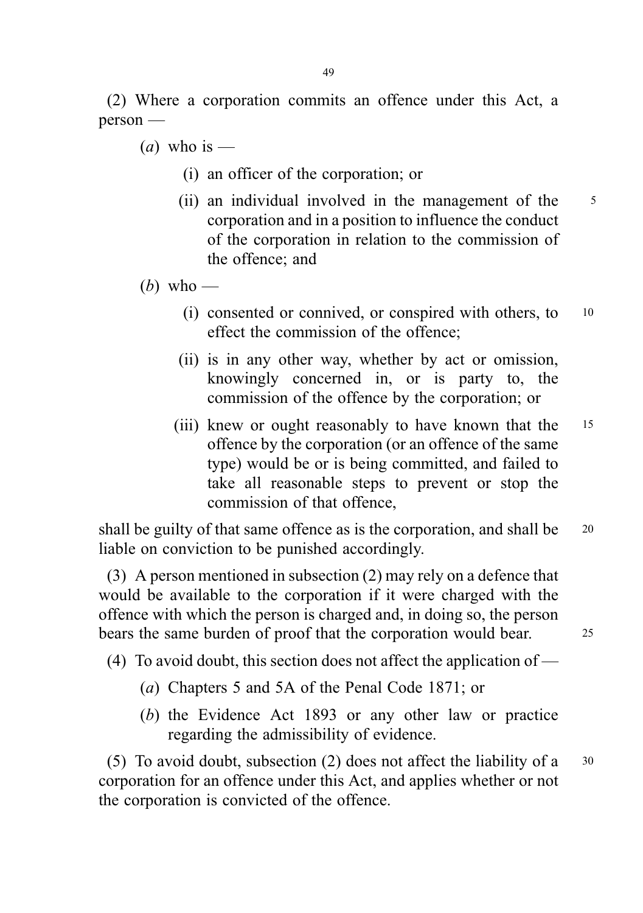(2) Where a corporation commits an offence under this Act, a person —

(*a*) who is —

(i) an officer of the corporation; or

(ii) an individual involved in the management of the corporation and in a position to influence the conduct of the corporation in relation to the commission of the offence; and

(*b*) who —

(i) consented or connived, or conspired with others, to effect the commission of the offence;

(ii) is in any other way, whether by act or omission, knowingly concerned in, or is party to, the commission of the offence by the corporation; or

(iii) knew or ought reasonably to have known that the offence by the corporation (or an offence of the same type) would be or is being committed, and failed to take all reasonable steps to prevent or stop the commission of that offence,

shall be guilty of that same offence as is the corporation, and shall be liable on conviction to be punished accordingly.

(3) A person mentioned in subsection (2) may rely on a defence that would be available to the corporation if it were charged with the offence with which the person is charged and, in doing so, the person bears the same burden of proof that the corporation would bear.

(4) To avoid doubt, this section does not affect the application of —

(*a*) Chapters 5 and 5A of the Penal Code 1871; or

(*b*) the Evidence Act 1893 or any other law or practice regarding the admissibility of evidence.

(5) To avoid doubt, subsection (2) does not affect the liability of a corporation for an offence under this Act, and applies whether or not the corporation is convicted of the offence.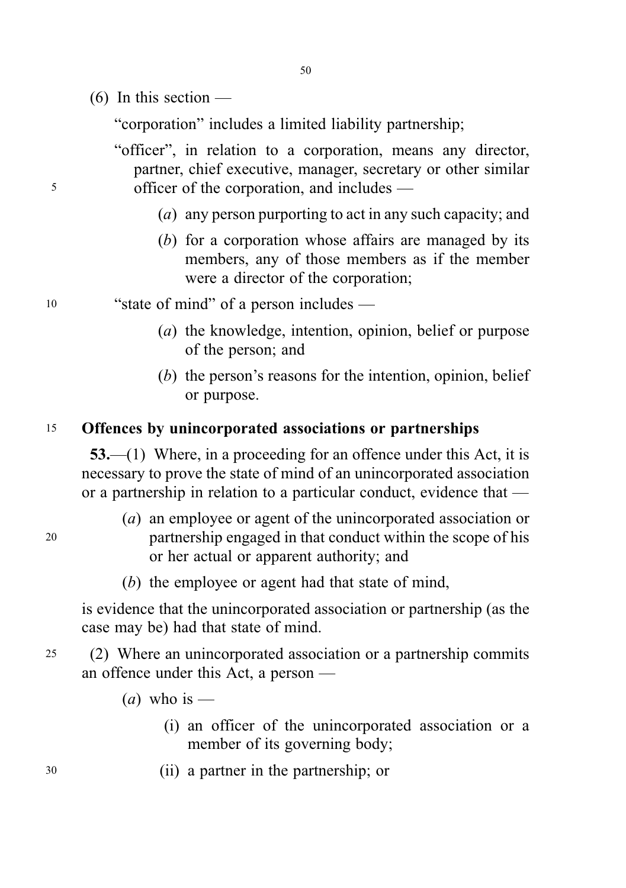(6) In this section —

"corporation" includes a limited liability partnership;

"officer", in relation to a corporation, means any director, partner, chief executive, manager, secretary or other similar officer of the corporation, and includes —

(*a*) any person purporting to act in any such capacity; and

(*b*) for a corporation whose affairs are managed by its members, any of those members as if the member were a director of the corporation;

"state of mind" of a person includes —

(*a*) the knowledge, intention, opinion, belief or purpose of the person; and

(*b*) the person's reasons for the intention, opinion, belief or purpose.

**Offences by unincorporated associations or partnerships**

**53.**—(1) Where, in a proceeding for an offence under this Act, it is necessary to prove the state of mind of an unincorporated association or a partnership in relation to a particular conduct, evidence that —

(*a*) an employee or agent of the unincorporated association or partnership engaged in that conduct within the scope of his or her actual or apparent authority; and

(*b*) the employee or agent had that state of mind,

is evidence that the unincorporated association or partnership (as the case may be) had that state of mind.

(2) Where an unincorporated association or a partnership commits an offence under this Act, a person —

(*a*) who is —

(i) an officer of the unincorporated association or a member of its governing body;

(ii) a partner in the partnership; or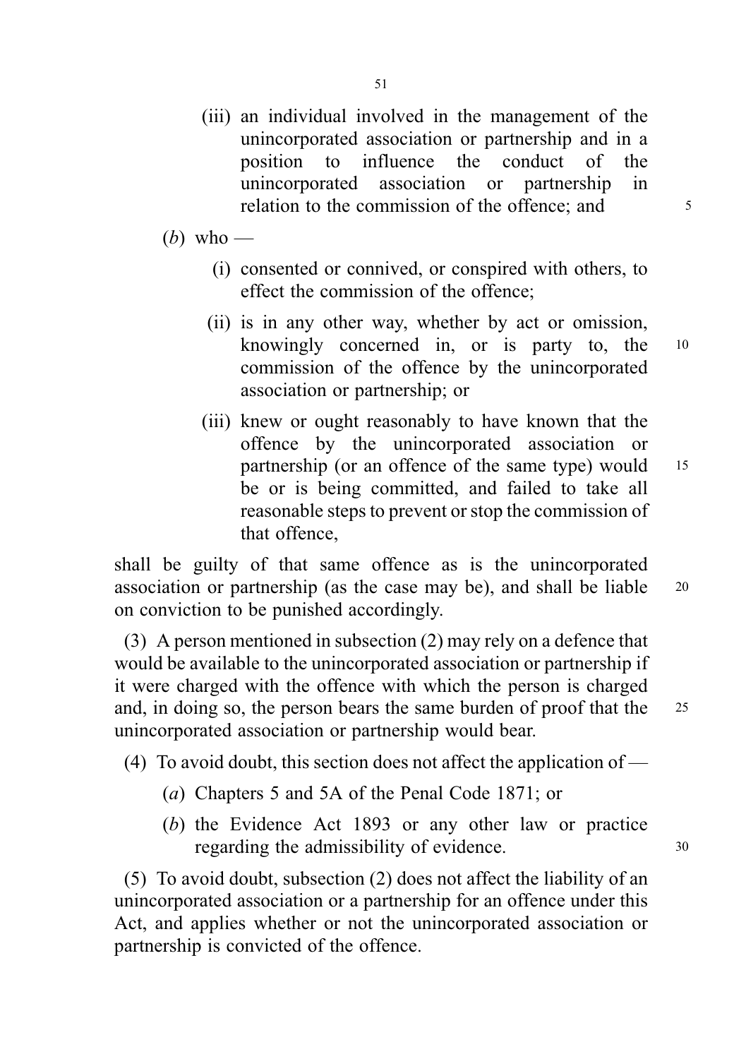(iii) an individual involved in the management of the unincorporated association or partnership and in a position to influence the conduct of the unincorporated association or partnership in relation to the commission of the offence; and

(*b*) who —

(i) consented or connived, or conspired with others, to effect the commission of the offence;

(ii) is in any other way, whether by act or omission, knowingly concerned in, or is party to, the commission of the offence by the unincorporated association or partnership; or

(iii) knew or ought reasonably to have known that the offence by the unincorporated association or partnership (or an offence of the same type) would be or is being committed, and failed to take all reasonable steps to prevent or stop the commission of that offence,

shall be guilty of that same offence as is the unincorporated association or partnership (as the case may be), and shall be liable on conviction to be punished accordingly.

(3) A person mentioned in subsection (2) may rely on a defence that would be available to the unincorporated association or partnership if it were charged with the offence with which the person is charged and, in doing so, the person bears the same burden of proof that the unincorporated association or partnership would bear.

(4) To avoid doubt, this section does not affect the application of —

(*a*) Chapters 5 and 5A of the Penal Code 1871; or

(*b*) the Evidence Act 1893 or any other law or practice regarding the admissibility of evidence.

(5) To avoid doubt, subsection (2) does not affect the liability of an unincorporated association or a partnership for an offence under this Act, and applies whether or not the unincorporated association or partnership is convicted of the offence.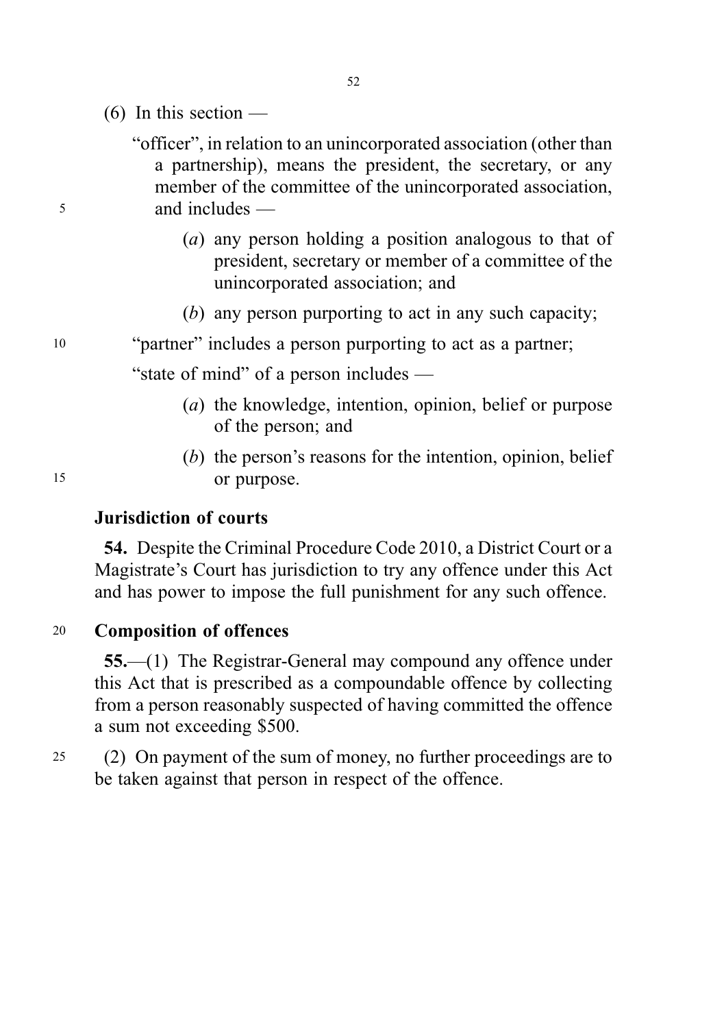(6) In this section —

"officer", in relation to an unincorporated association (other than a partnership), means the president, the secretary, or any member of the committee of the unincorporated association, and includes —

(*a*) any person holding a position analogous to that of president, secretary or member of a committee of the unincorporated association; and

(*b*) any person purporting to act in any such capacity;

"partner" includes a person purporting to act as a partner;

"state of mind" of a person includes —

(*a*) the knowledge, intention, opinion, belief or purpose of the person; and

(*b*) the person's reasons for the intention, opinion, belief or purpose.

**Jurisdiction of courts**

**54.** Despite the Criminal Procedure Code 2010, a District Court or a Magistrate's Court has jurisdiction to try any offence under this Act and has power to impose the full punishment for any such offence.

**Composition of offences**

**55.**—(1) The Registrar-General may compound any offence under this Act that is prescribed as a compoundable offence by collecting from a person reasonably suspected of having committed the offence a sum not exceeding $500.

(2) On payment of the sum of money, no further proceedings are to be taken against that person in respect of the offence.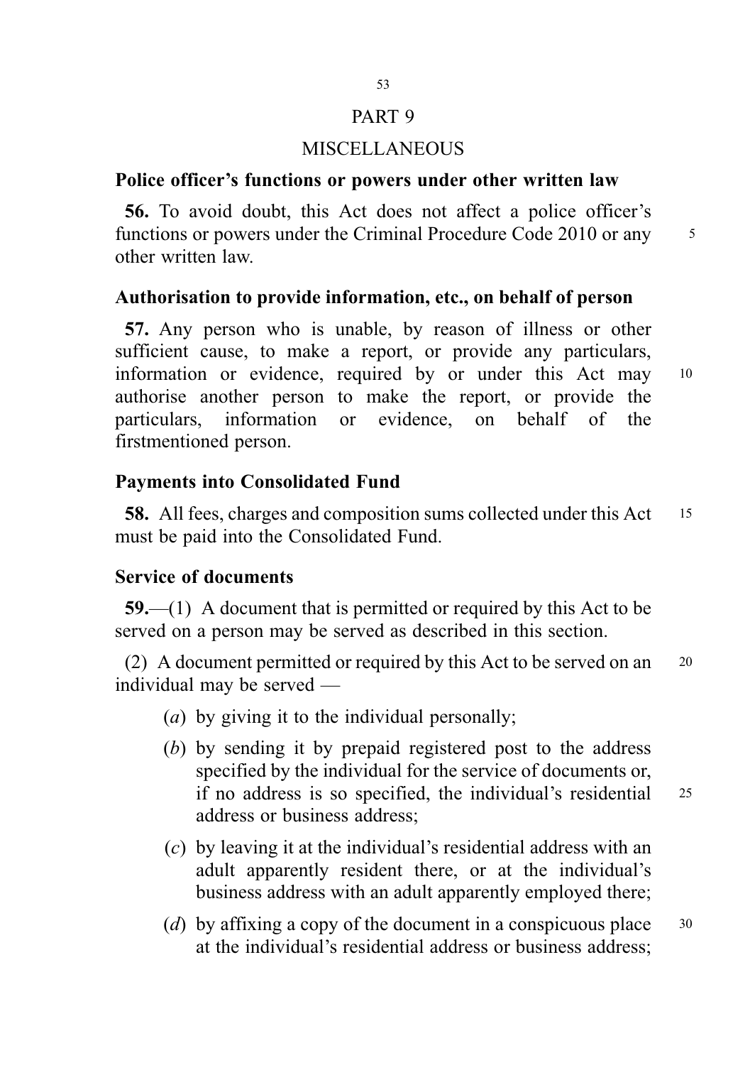# PART 9

# MISCELLANEOUS

### Police officer's functions or powers under other written law

**56.** To avoid doubt, this Act does not affect a police officer's functions or powers under the Criminal Procedure Code 2010 or any other written law.

### Authorisation to provide information, etc., on behalf of person

**57.** Any person who is unable, by reason of illness or other sufficient cause, to make a report, or provide any particulars, information or evidence, required by or under this Act may authorise another person to make the report, or provide the particulars, information or evidence, on behalf of the firstmentioned person.

### Payments into Consolidated Fund

**58.** All fees, charges and composition sums collected under this Act must be paid into the Consolidated Fund.

### Service of documents

**59.**—(1) A document that is permitted or required by this Act to be served on a person may be served as described in this section.

(2) A document permitted or required by this Act to be served on an individual may be served —

(*a*) by giving it to the individual personally;

(*b*) by sending it by prepaid registered post to the address specified by the individual for the service of documents or, if no address is so specified, the individual's residential address or business address;

(*c*) by leaving it at the individual's residential address with an adult apparently resident there, or at the individual's business address with an adult apparently employed there;

(*d*) by affixing a copy of the document in a conspicuous place at the individual's residential address or business address;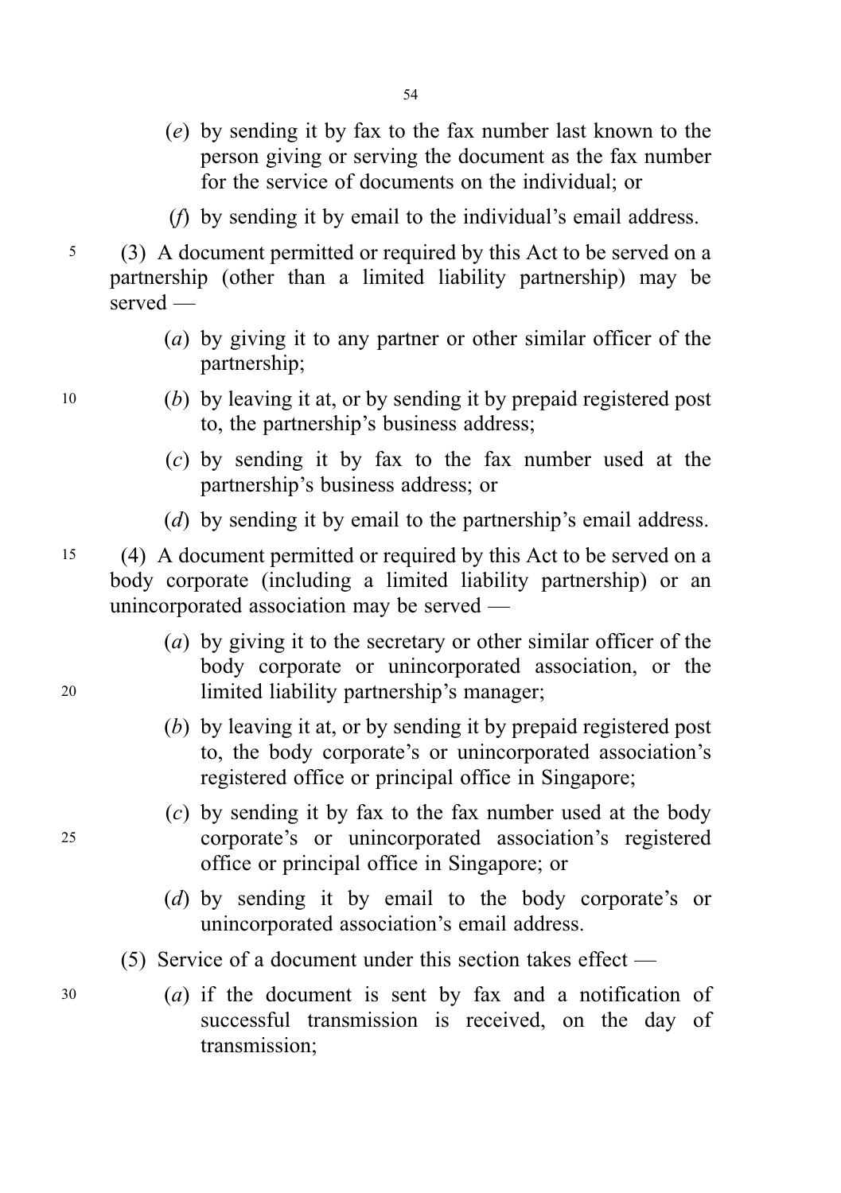(*e*) by sending it by fax to the fax number last known to the person giving or serving the document as the fax number for the service of documents on the individual; or

(*f*) by sending it by email to the individual's email address.

(3) A document permitted or required by this Act to be served on a partnership (other than a limited liability partnership) may be served —

(*a*) by giving it to any partner or other similar officer of the partnership;

(*b*) by leaving it at, or by sending it by prepaid registered post to, the partnership's business address;

(*c*) by sending it by fax to the fax number used at the partnership's business address; or

(*d*) by sending it by email to the partnership's email address.

(4) A document permitted or required by this Act to be served on a body corporate (including a limited liability partnership) or an unincorporated association may be served —

(*a*) by giving it to the secretary or other similar officer of the body corporate or unincorporated association, or the limited liability partnership's manager;

(*b*) by leaving it at, or by sending it by prepaid registered post to, the body corporate's or unincorporated association's registered office or principal office in Singapore;

(*c*) by sending it by fax to the fax number used at the body corporate's or unincorporated association's registered office or principal office in Singapore; or

(*d*) by sending it by email to the body corporate's or unincorporated association's email address.

(5) Service of a document under this section takes effect —

(*a*) if the document is sent by fax and a notification of successful transmission is received, on the day of transmission;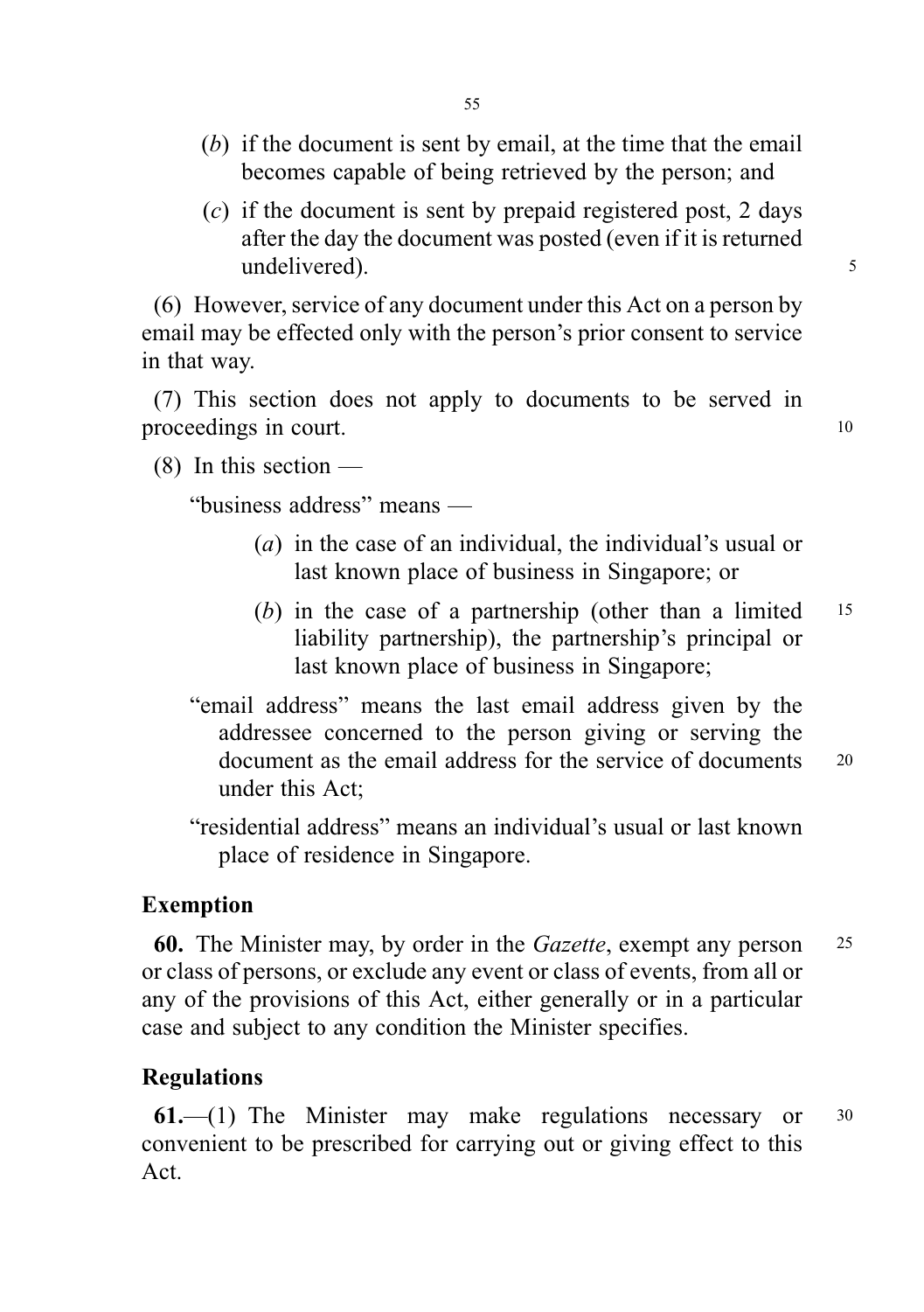(*b*) if the document is sent by email, at the time that the email becomes capable of being retrieved by the person; and

(*c*) if the document is sent by prepaid registered post, 2 days after the day the document was posted (even if it is returned undelivered).

(6) However, service of any document under this Act on a person by email may be effected only with the person's prior consent to service in that way.

(7) This section does not apply to documents to be served in proceedings in court.

(8) In this section —

"business address" means —

(*a*) in the case of an individual, the individual's usual or last known place of business in Singapore; or

(*b*) in the case of a partnership (other than a limited liability partnership), the partnership's principal or last known place of business in Singapore;

"email address" means the last email address given by the addressee concerned to the person giving or serving the document as the email address for the service of documents under this Act;

"residential address" means an individual's usual or last known place of residence in Singapore.

### Exemption

**60.** The Minister may, by order in the *Gazette*, exempt any person or class of persons, or exclude any event or class of events, from all or any of the provisions of this Act, either generally or in a particular case and subject to any condition the Minister specifies.

### Regulations

**61.**—(1) The Minister may make regulations necessary or convenient to be prescribed for carrying out or giving effect to this Act.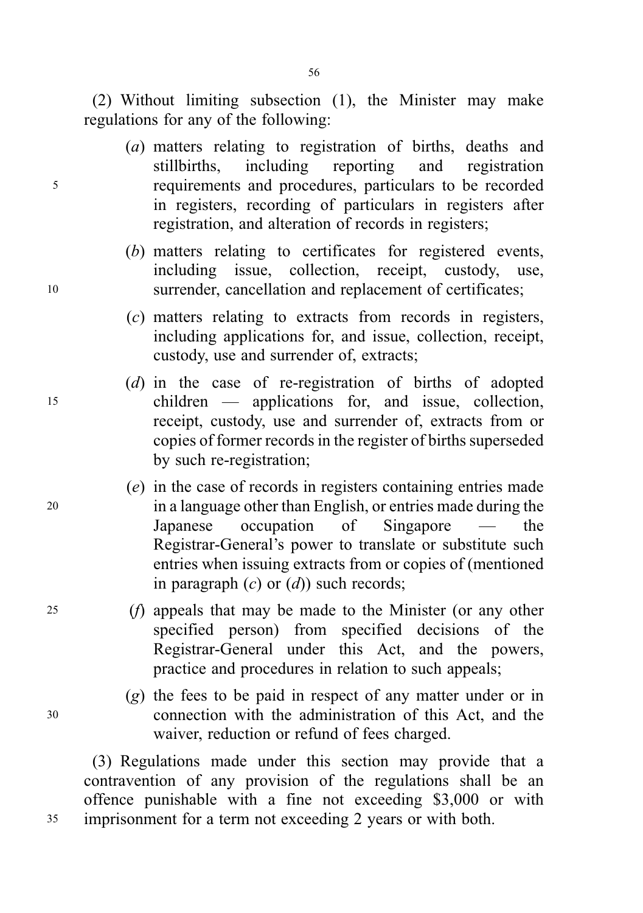(2) Without limiting subsection (1), the Minister may make regulations for any of the following:

(*a*) matters relating to registration of births, deaths and stillbirths, including reporting and registration requirements and procedures, particulars to be recorded in registers, recording of particulars in registers after registration, and alteration of records in registers;

(*b*) matters relating to certificates for registered events, including issue, collection, receipt, custody, use, surrender, cancellation and replacement of certificates;

(*c*) matters relating to extracts from records in registers, including applications for, and issue, collection, receipt, custody, use and surrender of, extracts;

(*d*) in the case of re-registration of births of adopted children — applications for, and issue, collection, receipt, custody, use and surrender of, extracts from or copies of former records in the register of births superseded by such re-registration;

(*e*) in the case of records in registers containing entries made in a language other than English, or entries made during the Japanese occupation of Singapore — the Registrar-General's power to translate or substitute such entries when issuing extracts from or copies of (mentioned in paragraph (*c*) or (*d*)) such records;

(*f*) appeals that may be made to the Minister (or any other specified person) from specified decisions of the Registrar-General under this Act, and the powers, practice and procedures in relation to such appeals;

(*g*) the fees to be paid in respect of any matter under or in connection with the administration of this Act, and the waiver, reduction or refund of fees charged.

(3) Regulations made under this section may provide that a contravention of any provision of the regulations shall be an offence punishable with a fine not exceeding $3,000 or with imprisonment for a term not exceeding 2 years or with both.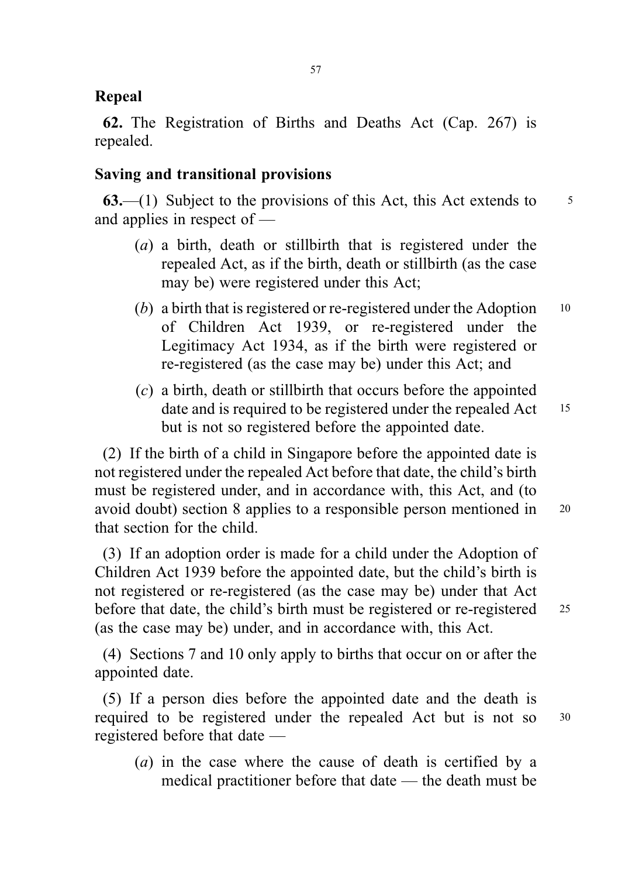## Repeal

**62.** The Registration of Births and Deaths Act (Cap. 267) is repealed.

## Saving and transitional provisions

**63.**—(1) Subject to the provisions of this Act, this Act extends to and applies in respect of —

(*a*) a birth, death or stillbirth that is registered under the repealed Act, as if the birth, death or stillbirth (as the case may be) were registered under this Act;

(*b*) a birth that is registered or re-registered under the Adoption of Children Act 1939, or re-registered under the Legitimacy Act 1934, as if the birth were registered or re-registered (as the case may be) under this Act; and

(*c*) a birth, death or stillbirth that occurs before the appointed date and is required to be registered under the repealed Act but is not so registered before the appointed date.

(2) If the birth of a child in Singapore before the appointed date is not registered under the repealed Act before that date, the child's birth must be registered under, and in accordance with, this Act, and (to avoid doubt) section 8 applies to a responsible person mentioned in that section for the child.

(3) If an adoption order is made for a child under the Adoption of Children Act 1939 before the appointed date, but the child's birth is not registered or re-registered (as the case may be) under that Act before that date, the child's birth must be registered or re-registered (as the case may be) under, and in accordance with, this Act.

(4) Sections 7 and 10 only apply to births that occur on or after the appointed date.

(5) If a person dies before the appointed date and the death is required to be registered under the repealed Act but is not so registered before that date —

(*a*) in the case where the cause of death is certified by a medical practitioner before that date — the death must be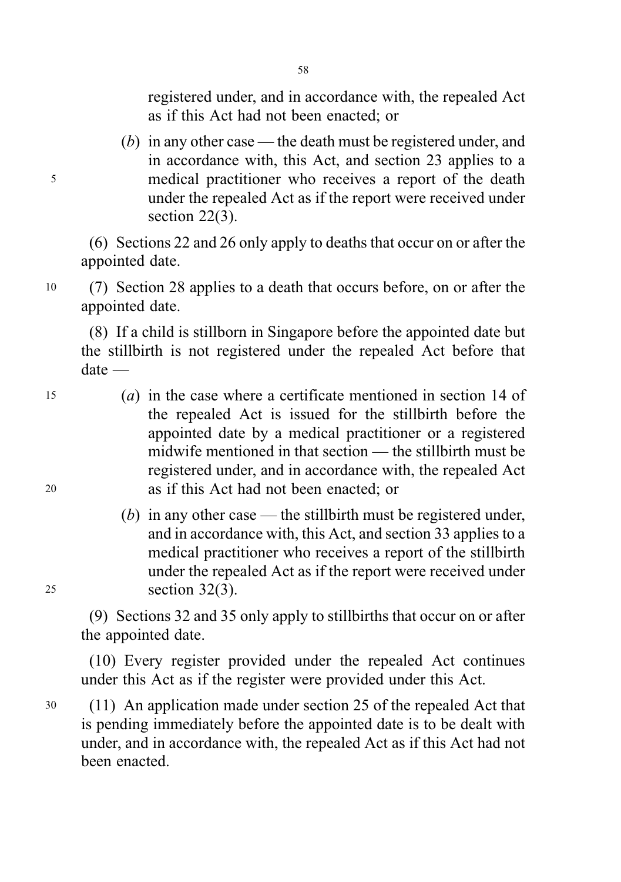registered under, and in accordance with, the repealed Act as if this Act had not been enacted; or

(*b*) in any other case — the death must be registered under, and in accordance with, this Act, and section 23 applies to a medical practitioner who receives a report of the death under the repealed Act as if the report were received under section 22(3).

(6) Sections 22 and 26 only apply to deaths that occur on or after the appointed date.

(7) Section 28 applies to a death that occurs before, on or after the appointed date.

(8) If a child is stillborn in Singapore before the appointed date but the stillbirth is not registered under the repealed Act before that date —

(*a*) in the case where a certificate mentioned in section 14 of the repealed Act is issued for the stillbirth before the appointed date by a medical practitioner or a registered midwife mentioned in that section — the stillbirth must be registered under, and in accordance with, the repealed Act as if this Act had not been enacted; or

(*b*) in any other case — the stillbirth must be registered under, and in accordance with, this Act, and section 33 applies to a medical practitioner who receives a report of the stillbirth under the repealed Act as if the report were received under section 32(3).

(9) Sections 32 and 35 only apply to stillbirths that occur on or after the appointed date.

(10) Every register provided under the repealed Act continues under this Act as if the register were provided under this Act.

(11) An application made under section 25 of the repealed Act that is pending immediately before the appointed date is to be dealt with under, and in accordance with, the repealed Act as if this Act had not been enacted.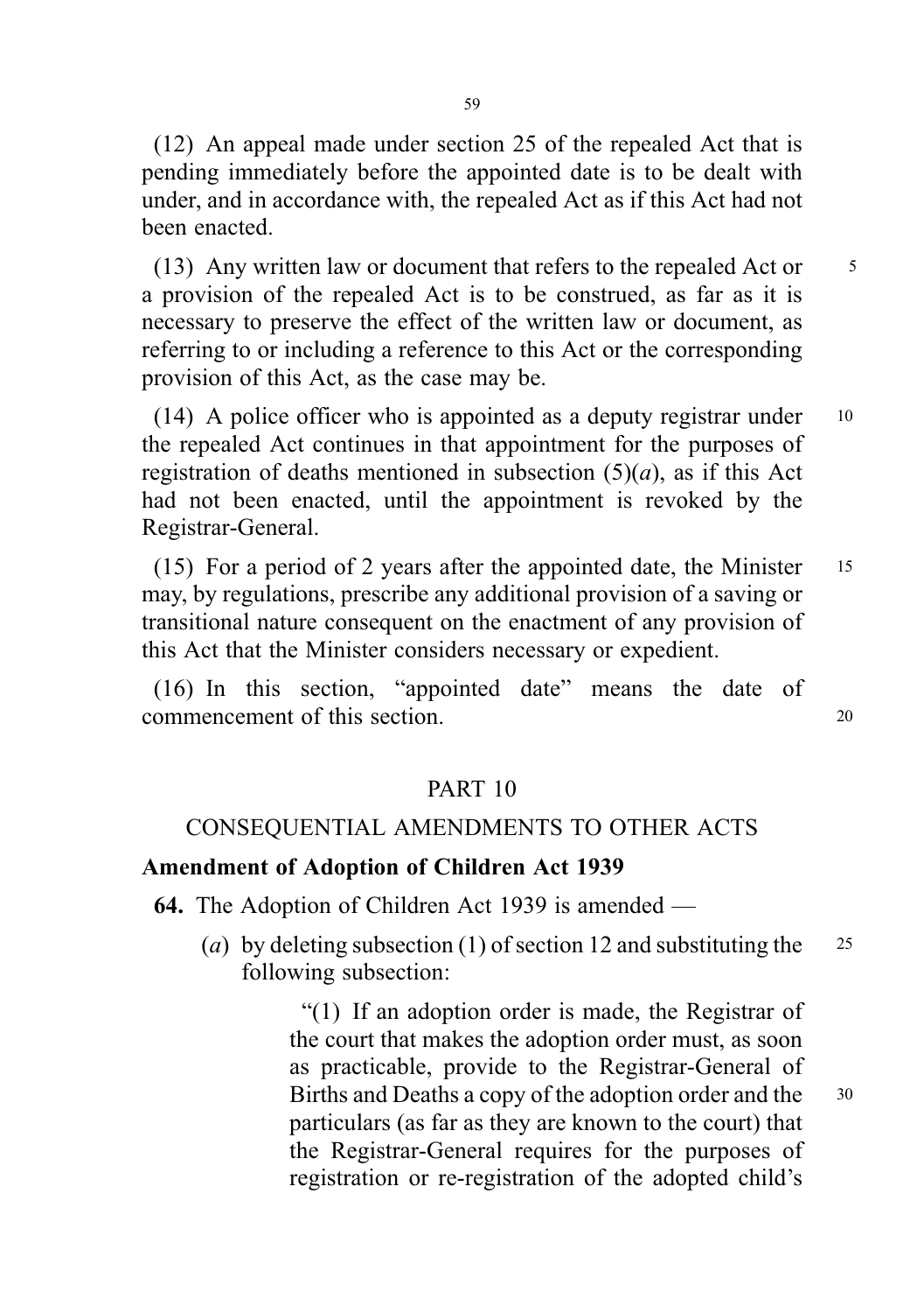(12) An appeal made under section 25 of the repealed Act that is pending immediately before the appointed date is to be dealt with under, and in accordance with, the repealed Act as if this Act had not been enacted.

(13) Any written law or document that refers to the repealed Act or a provision of the repealed Act is to be construed, as far as it is necessary to preserve the effect of the written law or document, as referring to or including a reference to this Act or the corresponding provision of this Act, as the case may be.

(14) A police officer who is appointed as a deputy registrar under the repealed Act continues in that appointment for the purposes of registration of deaths mentioned in subsection (5)(*a*), as if this Act had not been enacted, until the appointment is revoked by the Registrar-General.

(15) For a period of 2 years after the appointed date, the Minister may, by regulations, prescribe any additional provision of a saving or transitional nature consequent on the enactment of any provision of this Act that the Minister considers necessary or expedient.

(16) In this section, "appointed date" means the date of commencement of this section.

## PART 10

## CONSEQUENTIAL AMENDMENTS TO OTHER ACTS

### Amendment of Adoption of Children Act 1939

**64.** The Adoption of Children Act 1939 is amended —

(*a*) by deleting subsection (1) of section 12 and substituting the following subsection:

"(1) If an adoption order is made, the Registrar of the court that makes the adoption order must, as soon as practicable, provide to the Registrar-General of Births and Deaths a copy of the adoption order and the particulars (as far as they are known to the court) that the Registrar-General requires for the purposes of registration or re-registration of the adopted child's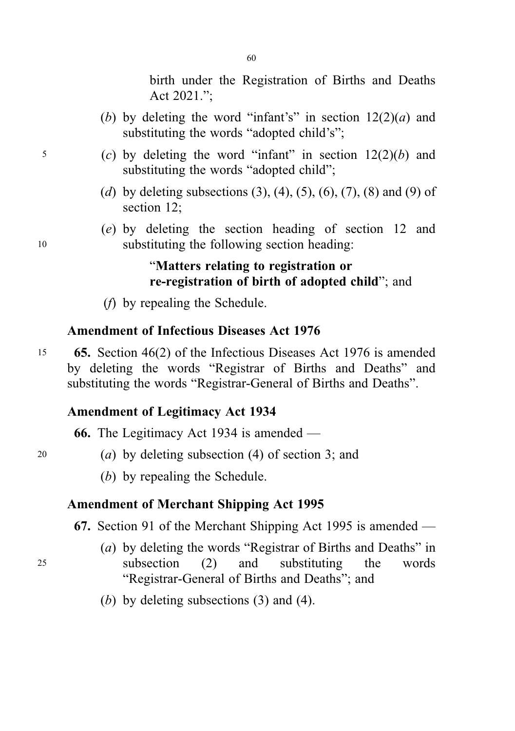birth under the Registration of Births and Deaths Act 2021.";

(*b*) by deleting the word "infant's" in section 12(2)(*a*) and substituting the words "adopted child's";

(*c*) by deleting the word "infant" in section 12(2)(*b*) and substituting the words "adopted child";

(*d*) by deleting subsections (3), (4), (5), (6), (7), (8) and (9) of section 12;

(*e*) by deleting the section heading of section 12 and substituting the following section heading:

"**Matters relating to registration or re-registration of birth of adopted child**"; and

(*f*) by repealing the Schedule.

### Amendment of Infectious Diseases Act 1976

**65.** Section 46(2) of the Infectious Diseases Act 1976 is amended by deleting the words "Registrar of Births and Deaths" and substituting the words "Registrar-General of Births and Deaths".

### Amendment of Legitimacy Act 1934

**66.** The Legitimacy Act 1934 is amended —

(*a*) by deleting subsection (4) of section 3; and

(*b*) by repealing the Schedule.

### Amendment of Merchant Shipping Act 1995

**67.** Section 91 of the Merchant Shipping Act 1995 is amended —

(*a*) by deleting the words "Registrar of Births and Deaths" in subsection (2) and substituting the words "Registrar-General of Births and Deaths"; and

(*b*) by deleting subsections (3) and (4).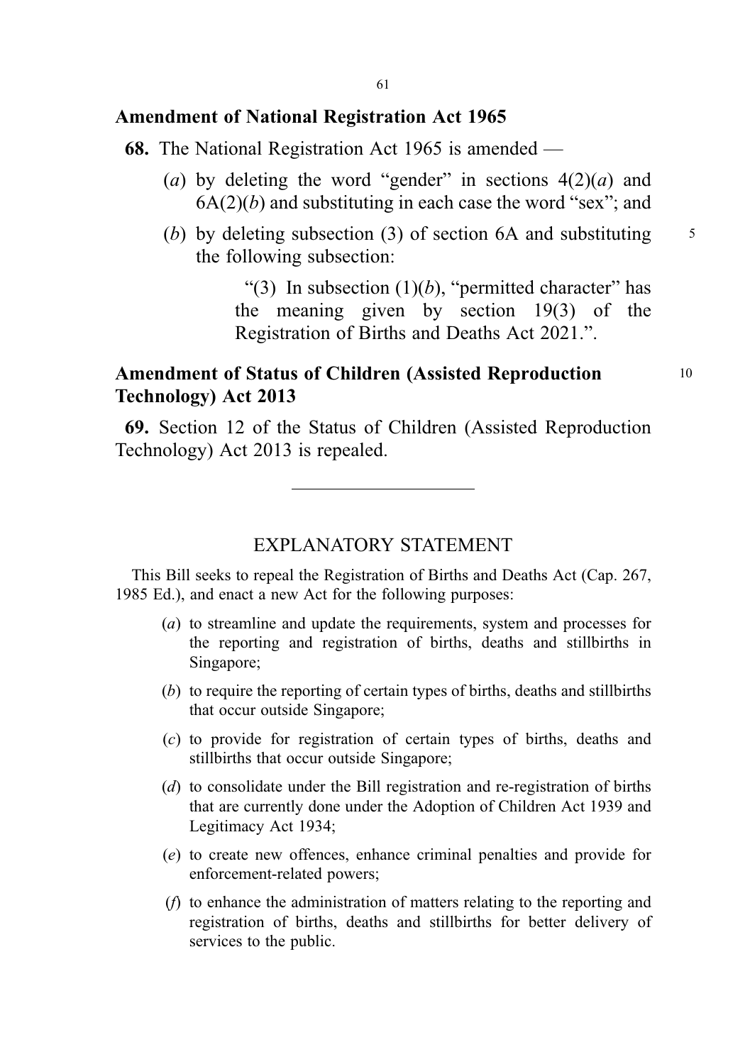### Amendment of National Registration Act 1965

**68.** The National Registration Act 1965 is amended —

(*a*) by deleting the word "gender" in sections 4(2)(*a*) and 6A(2)(*b*) and substituting in each case the word "sex"; and

(*b*) by deleting subsection (3) of section 6A and substituting the following subsection:

> "(3) In subsection (1)(*b*), "permitted character" has the meaning given by section 19(3) of the Registration of Births and Deaths Act 2021.".

### Amendment of Status of Children (Assisted Reproduction Technology) Act 2013

**69.** Section 12 of the Status of Children (Assisted Reproduction Technology) Act 2013 is repealed.

---

## EXPLANATORY STATEMENT

This Bill seeks to repeal the Registration of Births and Deaths Act (Cap. 267, 1985 Ed.), and enact a new Act for the following purposes:

(*a*) to streamline and update the requirements, system and processes for the reporting and registration of births, deaths and stillbirths in Singapore;

(*b*) to require the reporting of certain types of births, deaths and stillbirths that occur outside Singapore;

(*c*) to provide for registration of certain types of births, deaths and stillbirths that occur outside Singapore;

(*d*) to consolidate under the Bill registration and re-registration of births that are currently done under the Adoption of Children Act 1939 and Legitimacy Act 1934;

(*e*) to create new offences, enhance criminal penalties and provide for enforcement-related powers;

(*f*) to enhance the administration of matters relating to the reporting and registration of births, deaths and stillbirths for better delivery of services to the public.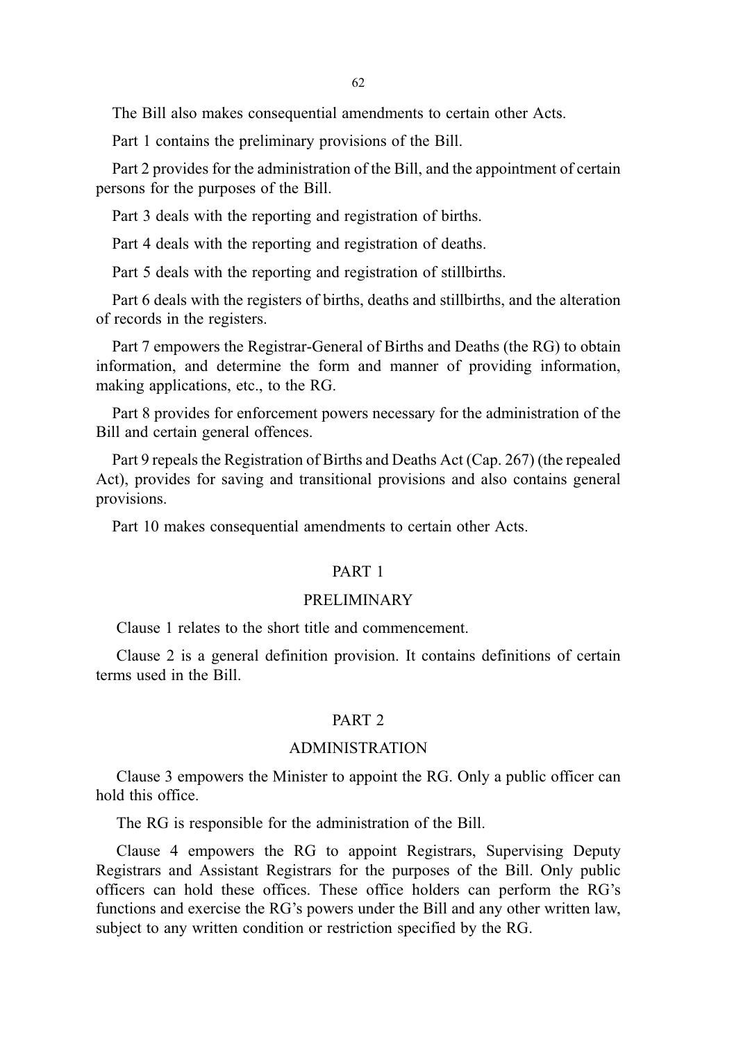The Bill also makes consequential amendments to certain other Acts.

Part 1 contains the preliminary provisions of the Bill.

Part 2 provides for the administration of the Bill, and the appointment of certain persons for the purposes of the Bill.

Part 3 deals with the reporting and registration of births.

Part 4 deals with the reporting and registration of deaths.

Part 5 deals with the reporting and registration of stillbirths.

Part 6 deals with the registers of births, deaths and stillbirths, and the alteration of records in the registers.

Part 7 empowers the Registrar-General of Births and Deaths (the RG) to obtain information, and determine the form and manner of providing information, making applications, etc., to the RG.

Part 8 provides for enforcement powers necessary for the administration of the Bill and certain general offences.

Part 9 repeals the Registration of Births and Deaths Act (Cap. 267) (the repealed Act), provides for saving and transitional provisions and also contains general provisions.

Part 10 makes consequential amendments to certain other Acts.

## PART 1

## PRELIMINARY

Clause 1 relates to the short title and commencement.

Clause 2 is a general definition provision. It contains definitions of certain terms used in the Bill.

## PART 2

## ADMINISTRATION

Clause 3 empowers the Minister to appoint the RG. Only a public officer can hold this office.

The RG is responsible for the administration of the Bill.

Clause 4 empowers the RG to appoint Registrars, Supervising Deputy Registrars and Assistant Registrars for the purposes of the Bill. Only public officers can hold these offices. These office holders can perform the RG's functions and exercise the RG's powers under the Bill and any other written law, subject to any written condition or restriction specified by the RG.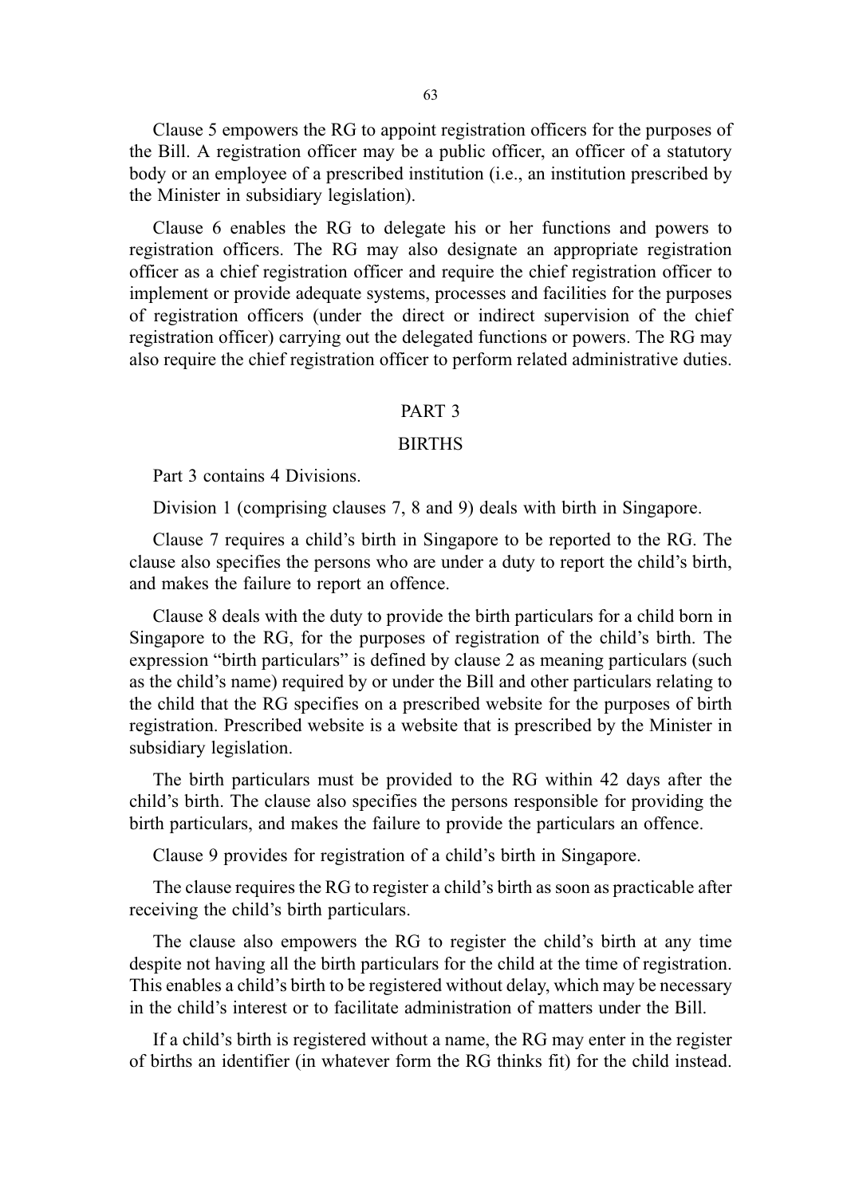Clause 5 empowers the RG to appoint registration officers for the purposes of the Bill. A registration officer may be a public officer, an officer of a statutory body or an employee of a prescribed institution (i.e., an institution prescribed by the Minister in subsidiary legislation).

Clause 6 enables the RG to delegate his or her functions and powers to registration officers. The RG may also designate an appropriate registration officer as a chief registration officer and require the chief registration officer to implement or provide adequate systems, processes and facilities for the purposes of registration officers (under the direct or indirect supervision of the chief registration officer) carrying out the delegated functions or powers. The RG may also require the chief registration officer to perform related administrative duties.

## PART 3

## BIRTHS

Part 3 contains 4 Divisions.

Division 1 (comprising clauses 7, 8 and 9) deals with birth in Singapore.

Clause 7 requires a child's birth in Singapore to be reported to the RG. The clause also specifies the persons who are under a duty to report the child's birth, and makes the failure to report an offence.

Clause 8 deals with the duty to provide the birth particulars for a child born in Singapore to the RG, for the purposes of registration of the child's birth. The expression "birth particulars" is defined by clause 2 as meaning particulars (such as the child's name) required by or under the Bill and other particulars relating to the child that the RG specifies on a prescribed website for the purposes of birth registration. Prescribed website is a website that is prescribed by the Minister in subsidiary legislation.

The birth particulars must be provided to the RG within 42 days after the child's birth. The clause also specifies the persons responsible for providing the birth particulars, and makes the failure to provide the particulars an offence.

Clause 9 provides for registration of a child's birth in Singapore.

The clause requires the RG to register a child's birth as soon as practicable after receiving the child's birth particulars.

The clause also empowers the RG to register the child's birth at any time despite not having all the birth particulars for the child at the time of registration. This enables a child's birth to be registered without delay, which may be necessary in the child's interest or to facilitate administration of matters under the Bill.

If a child's birth is registered without a name, the RG may enter in the register of births an identifier (in whatever form the RG thinks fit) for the child instead.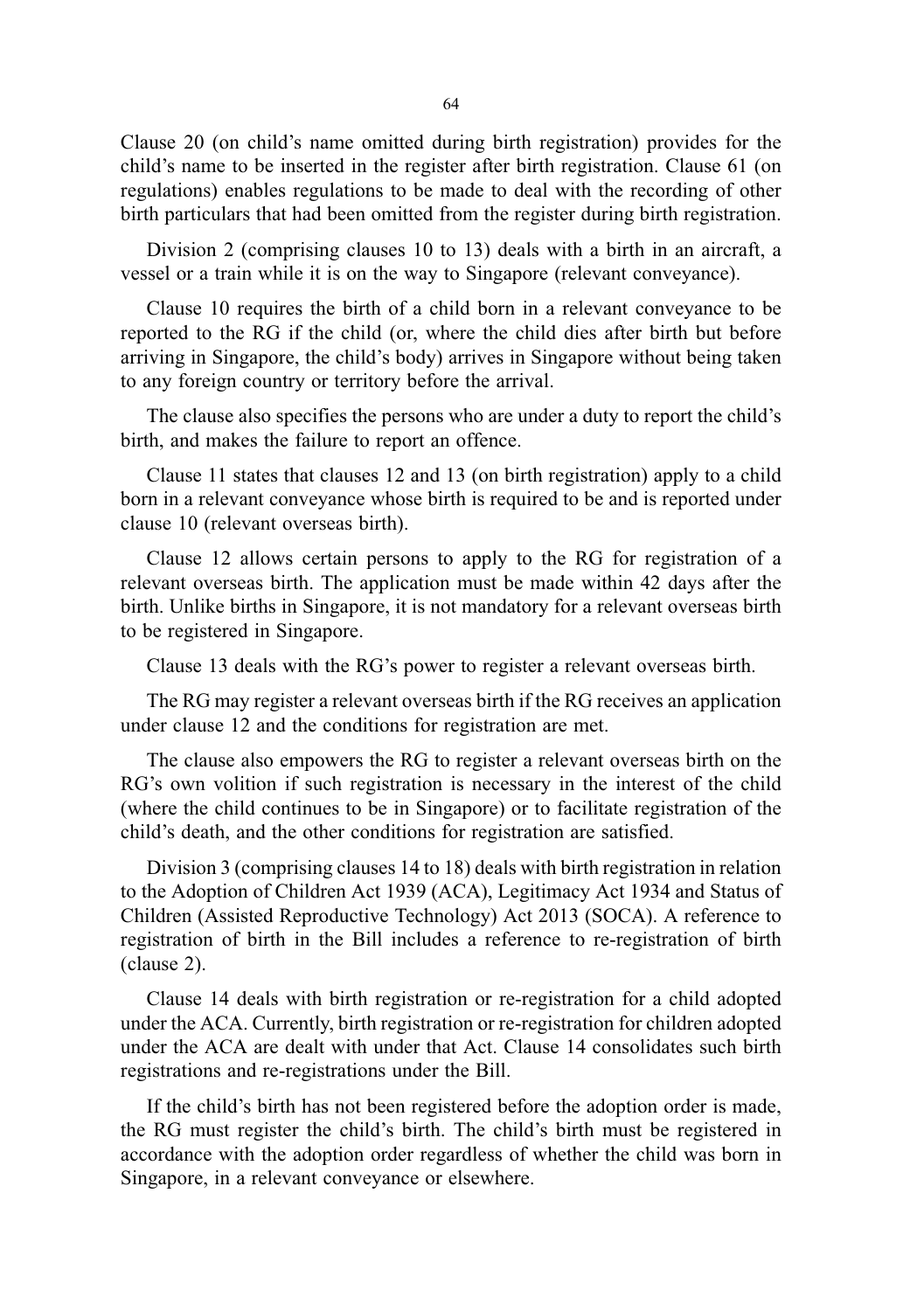Clause 20 (on child's name omitted during birth registration) provides for the child's name to be inserted in the register after birth registration. Clause 61 (on regulations) enables regulations to be made to deal with the recording of other birth particulars that had been omitted from the register during birth registration.

Division 2 (comprising clauses 10 to 13) deals with a birth in an aircraft, a vessel or a train while it is on the way to Singapore (relevant conveyance).

Clause 10 requires the birth of a child born in a relevant conveyance to be reported to the RG if the child (or, where the child dies after birth but before arriving in Singapore, the child's body) arrives in Singapore without being taken to any foreign country or territory before the arrival.

The clause also specifies the persons who are under a duty to report the child's birth, and makes the failure to report an offence.

Clause 11 states that clauses 12 and 13 (on birth registration) apply to a child born in a relevant conveyance whose birth is required to be and is reported under clause 10 (relevant overseas birth).

Clause 12 allows certain persons to apply to the RG for registration of a relevant overseas birth. The application must be made within 42 days after the birth. Unlike births in Singapore, it is not mandatory for a relevant overseas birth to be registered in Singapore.

Clause 13 deals with the RG's power to register a relevant overseas birth.

The RG may register a relevant overseas birth if the RG receives an application under clause 12 and the conditions for registration are met.

The clause also empowers the RG to register a relevant overseas birth on the RG's own volition if such registration is necessary in the interest of the child (where the child continues to be in Singapore) or to facilitate registration of the child's death, and the other conditions for registration are satisfied.

Division 3 (comprising clauses 14 to 18) deals with birth registration in relation to the Adoption of Children Act 1939 (ACA), Legitimacy Act 1934 and Status of Children (Assisted Reproductive Technology) Act 2013 (SOCA). A reference to registration of birth in the Bill includes a reference to re-registration of birth (clause 2).

Clause 14 deals with birth registration or re-registration for a child adopted under the ACA. Currently, birth registration or re-registration for children adopted under the ACA are dealt with under that Act. Clause 14 consolidates such birth registrations and re-registrations under the Bill.

If the child's birth has not been registered before the adoption order is made, the RG must register the child's birth. The child's birth must be registered in accordance with the adoption order regardless of whether the child was born in Singapore, in a relevant conveyance or elsewhere.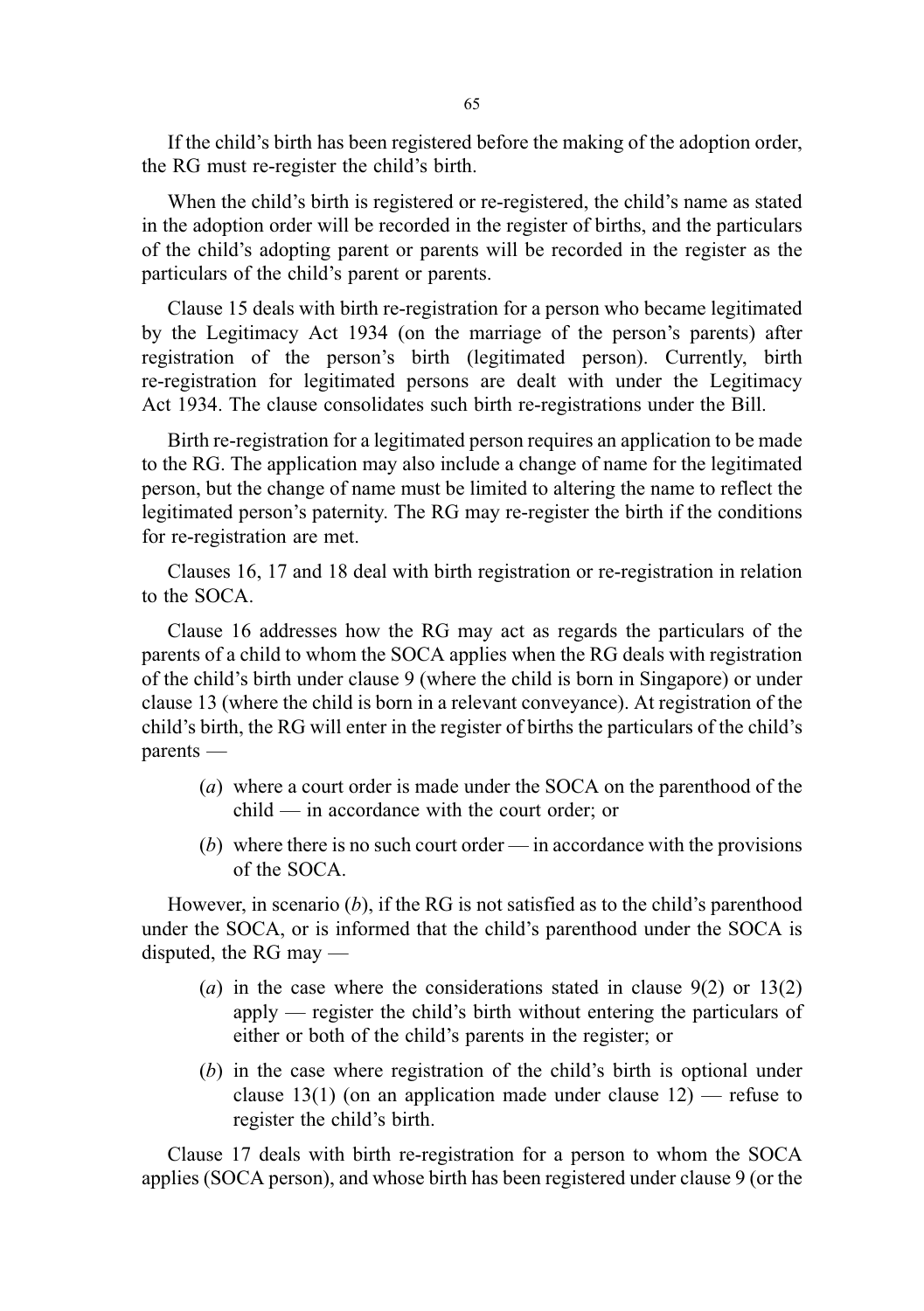If the child's birth has been registered before the making of the adoption order, the RG must re-register the child's birth.

When the child's birth is registered or re-registered, the child's name as stated in the adoption order will be recorded in the register of births, and the particulars of the child's adopting parent or parents will be recorded in the register as the particulars of the child's parent or parents.

Clause 15 deals with birth re-registration for a person who became legitimated by the Legitimacy Act 1934 (on the marriage of the person's parents) after registration of the person's birth (legitimated person). Currently, birth re-registration for legitimated persons are dealt with under the Legitimacy Act 1934. The clause consolidates such birth re-registrations under the Bill.

Birth re-registration for a legitimated person requires an application to be made to the RG. The application may also include a change of name for the legitimated person, but the change of name must be limited to altering the name to reflect the legitimated person's paternity. The RG may re-register the birth if the conditions for re-registration are met.

Clauses 16, 17 and 18 deal with birth registration or re-registration in relation to the SOCA.

Clause 16 addresses how the RG may act as regards the particulars of the parents of a child to whom the SOCA applies when the RG deals with registration of the child's birth under clause 9 (where the child is born in Singapore) or under clause 13 (where the child is born in a relevant conveyance). At registration of the child's birth, the RG will enter in the register of births the particulars of the child's parents —

- (*a*) where a court order is made under the SOCA on the parenthood of the child — in accordance with the court order; or
- (*b*) where there is no such court order — in accordance with the provisions of the SOCA.

However, in scenario (*b*), if the RG is not satisfied as to the child's parenthood under the SOCA, or is informed that the child's parenthood under the SOCA is disputed, the RG may —

- (*a*) in the case where the considerations stated in clause 9(2) or 13(2) apply — register the child's birth without entering the particulars of either or both of the child's parents in the register; or
- (*b*) in the case where registration of the child's birth is optional under clause 13(1) (on an application made under clause 12) — refuse to register the child's birth.

Clause 17 deals with birth re-registration for a person to whom the SOCA applies (SOCA person), and whose birth has been registered under clause 9 (or the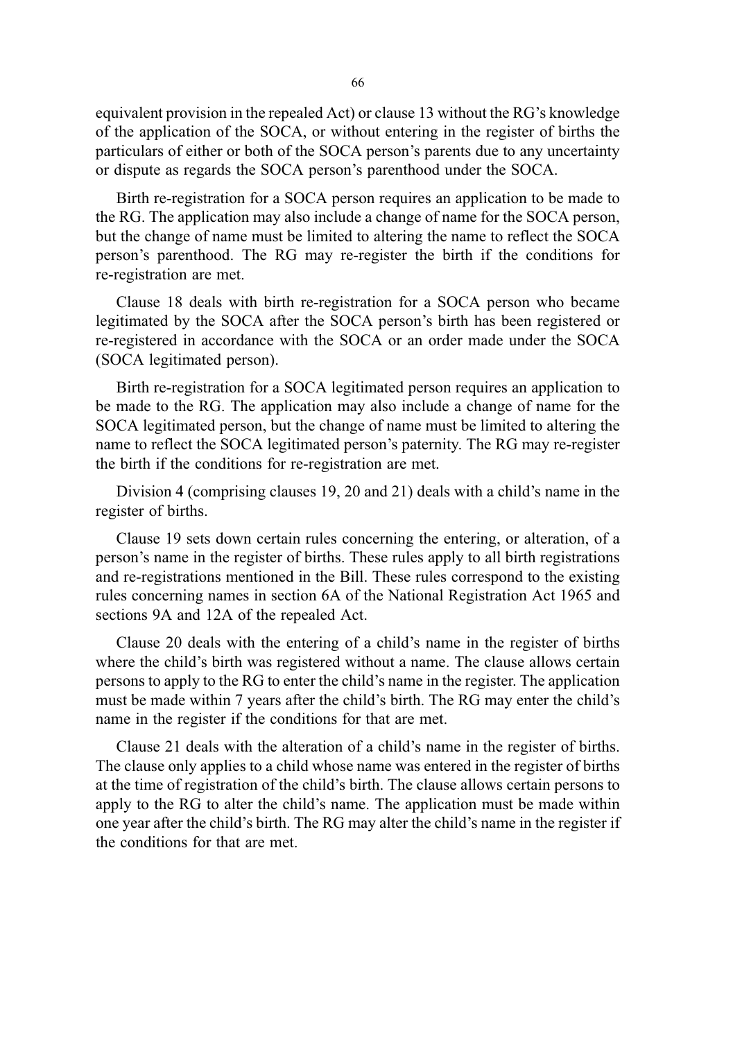equivalent provision in the repealed Act) or clause 13 without the RG's knowledge of the application of the SOCA, or without entering in the register of births the particulars of either or both of the SOCA person's parents due to any uncertainty or dispute as regards the SOCA person's parenthood under the SOCA.

Birth re-registration for a SOCA person requires an application to be made to the RG. The application may also include a change of name for the SOCA person, but the change of name must be limited to altering the name to reflect the SOCA person's parenthood. The RG may re-register the birth if the conditions for re-registration are met.

Clause 18 deals with birth re-registration for a SOCA person who became legitimated by the SOCA after the SOCA person's birth has been registered or re-registered in accordance with the SOCA or an order made under the SOCA (SOCA legitimated person).

Birth re-registration for a SOCA legitimated person requires an application to be made to the RG. The application may also include a change of name for the SOCA legitimated person, but the change of name must be limited to altering the name to reflect the SOCA legitimated person's paternity. The RG may re-register the birth if the conditions for re-registration are met.

Division 4 (comprising clauses 19, 20 and 21) deals with a child's name in the register of births.

Clause 19 sets down certain rules concerning the entering, or alteration, of a person's name in the register of births. These rules apply to all birth registrations and re-registrations mentioned in the Bill. These rules correspond to the existing rules concerning names in section 6A of the National Registration Act 1965 and sections 9A and 12A of the repealed Act.

Clause 20 deals with the entering of a child's name in the register of births where the child's birth was registered without a name. The clause allows certain persons to apply to the RG to enter the child's name in the register. The application must be made within 7 years after the child's birth. The RG may enter the child's name in the register if the conditions for that are met.

Clause 21 deals with the alteration of a child's name in the register of births. The clause only applies to a child whose name was entered in the register of births at the time of registration of the child's birth. The clause allows certain persons to apply to the RG to alter the child's name. The application must be made within one year after the child's birth. The RG may alter the child's name in the register if the conditions for that are met.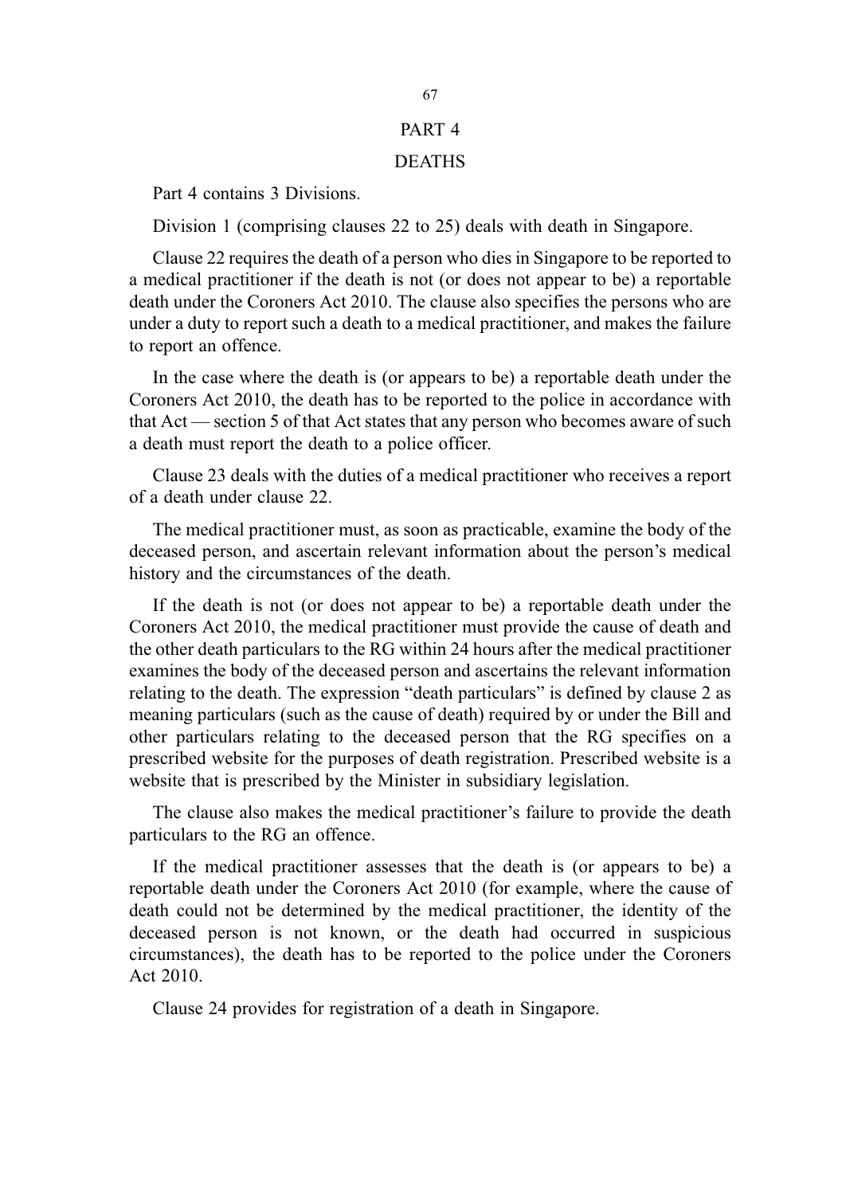## PART 4

## DEATHS

Part 4 contains 3 Divisions.

Division 1 (comprising clauses 22 to 25) deals with death in Singapore.

Clause 22 requires the death of a person who dies in Singapore to be reported to a medical practitioner if the death is not (or does not appear to be) a reportable death under the Coroners Act 2010. The clause also specifies the persons who are under a duty to report such a death to a medical practitioner, and makes the failure to report an offence.

In the case where the death is (or appears to be) a reportable death under the Coroners Act 2010, the death has to be reported to the police in accordance with that Act — section 5 of that Act states that any person who becomes aware of such a death must report the death to a police officer.

Clause 23 deals with the duties of a medical practitioner who receives a report of a death under clause 22.

The medical practitioner must, as soon as practicable, examine the body of the deceased person, and ascertain relevant information about the person's medical history and the circumstances of the death.

If the death is not (or does not appear to be) a reportable death under the Coroners Act 2010, the medical practitioner must provide the cause of death and the other death particulars to the RG within 24 hours after the medical practitioner examines the body of the deceased person and ascertains the relevant information relating to the death. The expression "death particulars" is defined by clause 2 as meaning particulars (such as the cause of death) required by or under the Bill and other particulars relating to the deceased person that the RG specifies on a prescribed website for the purposes of death registration. Prescribed website is a website that is prescribed by the Minister in subsidiary legislation.

The clause also makes the medical practitioner's failure to provide the death particulars to the RG an offence.

If the medical practitioner assesses that the death is (or appears to be) a reportable death under the Coroners Act 2010 (for example, where the cause of death could not be determined by the medical practitioner, the identity of the deceased person is not known, or the death had occurred in suspicious circumstances), the death has to be reported to the police under the Coroners Act 2010.

Clause 24 provides for registration of a death in Singapore.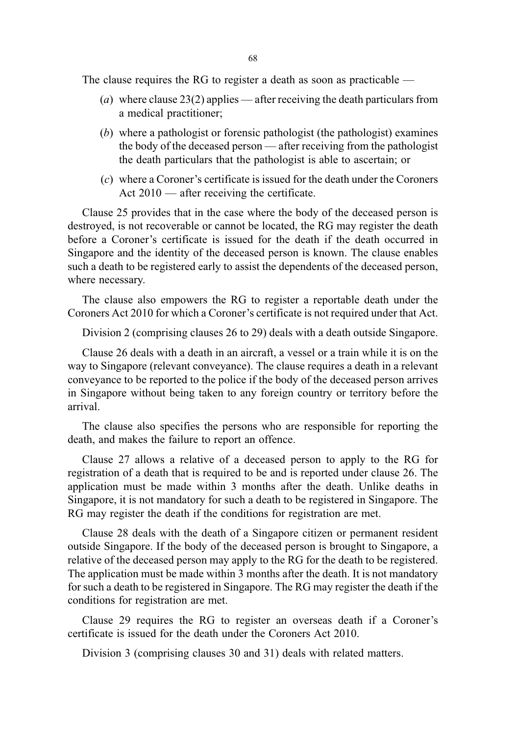The clause requires the RG to register a death as soon as practicable —

- (*a*) where clause 23(2) applies — after receiving the death particulars from a medical practitioner;
- (*b*) where a pathologist or forensic pathologist (the pathologist) examines the body of the deceased person — after receiving from the pathologist the death particulars that the pathologist is able to ascertain; or
- (*c*) where a Coroner's certificate is issued for the death under the Coroners Act 2010 — after receiving the certificate.

Clause 25 provides that in the case where the body of the deceased person is destroyed, is not recoverable or cannot be located, the RG may register the death before a Coroner's certificate is issued for the death if the death occurred in Singapore and the identity of the deceased person is known. The clause enables such a death to be registered early to assist the dependents of the deceased person, where necessary.

The clause also empowers the RG to register a reportable death under the Coroners Act 2010 for which a Coroner's certificate is not required under that Act.

Division 2 (comprising clauses 26 to 29) deals with a death outside Singapore.

Clause 26 deals with a death in an aircraft, a vessel or a train while it is on the way to Singapore (relevant conveyance). The clause requires a death in a relevant conveyance to be reported to the police if the body of the deceased person arrives in Singapore without being taken to any foreign country or territory before the arrival.

The clause also specifies the persons who are responsible for reporting the death, and makes the failure to report an offence.

Clause 27 allows a relative of a deceased person to apply to the RG for registration of a death that is required to be and is reported under clause 26. The application must be made within 3 months after the death. Unlike deaths in Singapore, it is not mandatory for such a death to be registered in Singapore. The RG may register the death if the conditions for registration are met.

Clause 28 deals with the death of a Singapore citizen or permanent resident outside Singapore. If the body of the deceased person is brought to Singapore, a relative of the deceased person may apply to the RG for the death to be registered. The application must be made within 3 months after the death. It is not mandatory for such a death to be registered in Singapore. The RG may register the death if the conditions for registration are met.

Clause 29 requires the RG to register an overseas death if a Coroner's certificate is issued for the death under the Coroners Act 2010.

Division 3 (comprising clauses 30 and 31) deals with related matters.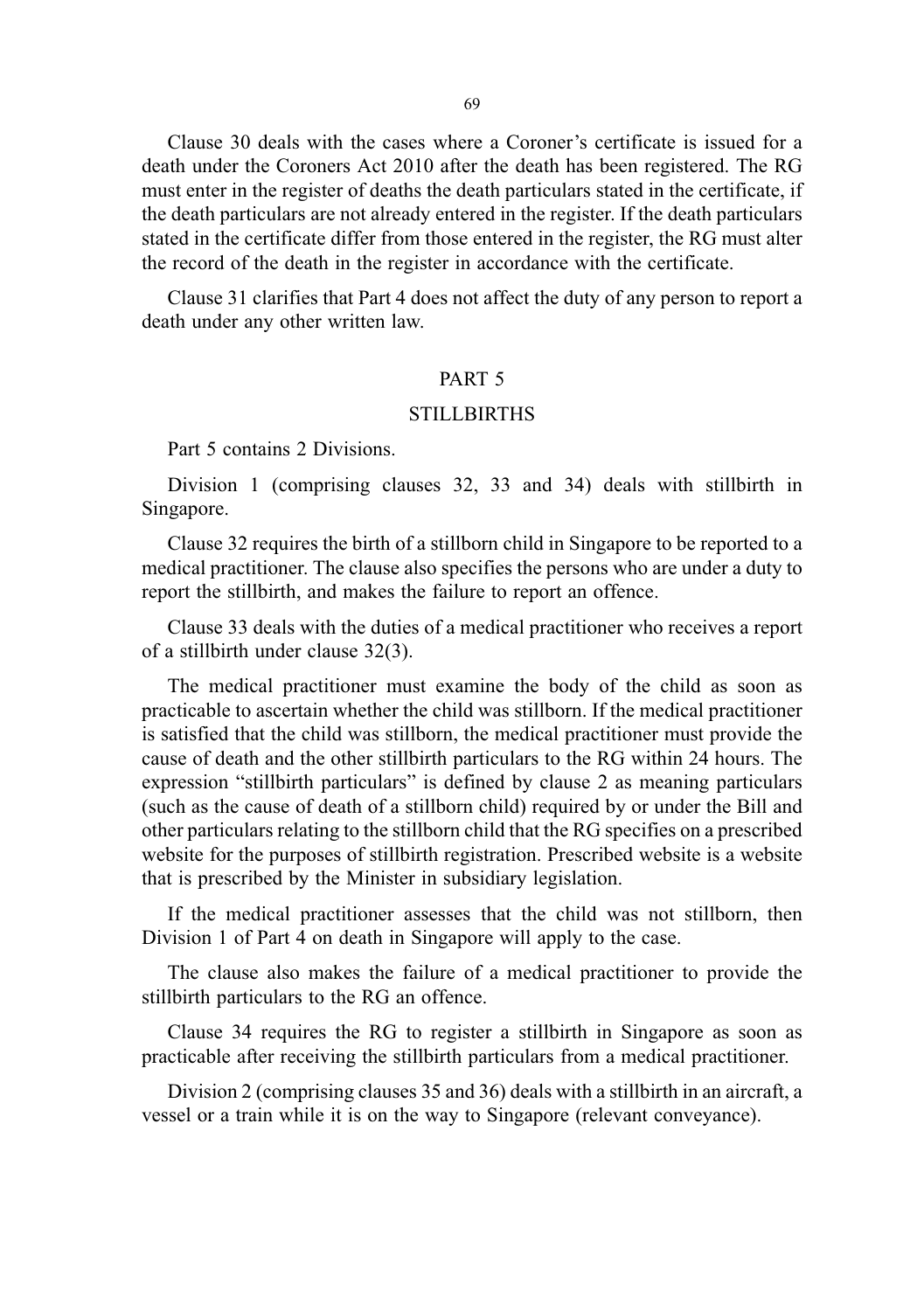Clause 30 deals with the cases where a Coroner's certificate is issued for a death under the Coroners Act 2010 after the death has been registered. The RG must enter in the register of deaths the death particulars stated in the certificate, if the death particulars are not already entered in the register. If the death particulars stated in the certificate differ from those entered in the register, the RG must alter the record of the death in the register in accordance with the certificate.

Clause 31 clarifies that Part 4 does not affect the duty of any person to report a death under any other written law.

## PART 5

## STILLBIRTHS

Part 5 contains 2 Divisions.

Division 1 (comprising clauses 32, 33 and 34) deals with stillbirth in Singapore.

Clause 32 requires the birth of a stillborn child in Singapore to be reported to a medical practitioner. The clause also specifies the persons who are under a duty to report the stillbirth, and makes the failure to report an offence.

Clause 33 deals with the duties of a medical practitioner who receives a report of a stillbirth under clause 32(3).

The medical practitioner must examine the body of the child as soon as practicable to ascertain whether the child was stillborn. If the medical practitioner is satisfied that the child was stillborn, the medical practitioner must provide the cause of death and the other stillbirth particulars to the RG within 24 hours. The expression "stillbirth particulars" is defined by clause 2 as meaning particulars (such as the cause of death of a stillborn child) required by or under the Bill and other particulars relating to the stillborn child that the RG specifies on a prescribed website for the purposes of stillbirth registration. Prescribed website is a website that is prescribed by the Minister in subsidiary legislation.

If the medical practitioner assesses that the child was not stillborn, then Division 1 of Part 4 on death in Singapore will apply to the case.

The clause also makes the failure of a medical practitioner to provide the stillbirth particulars to the RG an offence.

Clause 34 requires the RG to register a stillbirth in Singapore as soon as practicable after receiving the stillbirth particulars from a medical practitioner.

Division 2 (comprising clauses 35 and 36) deals with a stillbirth in an aircraft, a vessel or a train while it is on the way to Singapore (relevant conveyance).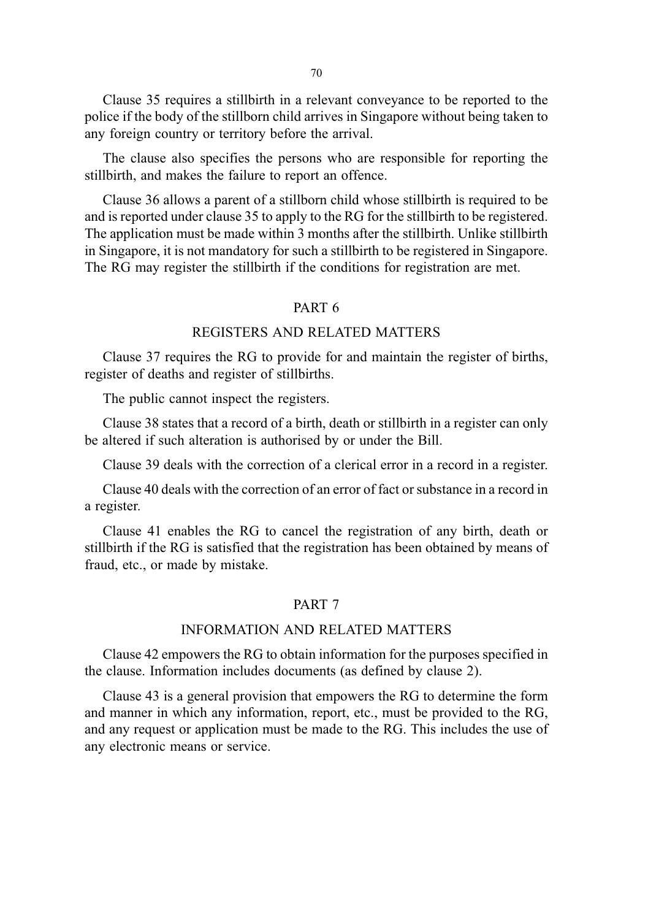Clause 35 requires a stillbirth in a relevant conveyance to be reported to the police if the body of the stillborn child arrives in Singapore without being taken to any foreign country or territory before the arrival.

The clause also specifies the persons who are responsible for reporting the stillbirth, and makes the failure to report an offence.

Clause 36 allows a parent of a stillborn child whose stillbirth is required to be and is reported under clause 35 to apply to the RG for the stillbirth to be registered. The application must be made within 3 months after the stillbirth. Unlike stillbirth in Singapore, it is not mandatory for such a stillbirth to be registered in Singapore. The RG may register the stillbirth if the conditions for registration are met.

## PART 6

## REGISTERS AND RELATED MATTERS

Clause 37 requires the RG to provide for and maintain the register of births, register of deaths and register of stillbirths.

The public cannot inspect the registers.

Clause 38 states that a record of a birth, death or stillbirth in a register can only be altered if such alteration is authorised by or under the Bill.

Clause 39 deals with the correction of a clerical error in a record in a register.

Clause 40 deals with the correction of an error of fact or substance in a record in a register.

Clause 41 enables the RG to cancel the registration of any birth, death or stillbirth if the RG is satisfied that the registration has been obtained by means of fraud, etc., or made by mistake.

## PART 7

## INFORMATION AND RELATED MATTERS

Clause 42 empowers the RG to obtain information for the purposes specified in the clause. Information includes documents (as defined by clause 2).

Clause 43 is a general provision that empowers the RG to determine the form and manner in which any information, report, etc., must be provided to the RG, and any request or application must be made to the RG. This includes the use of any electronic means or service.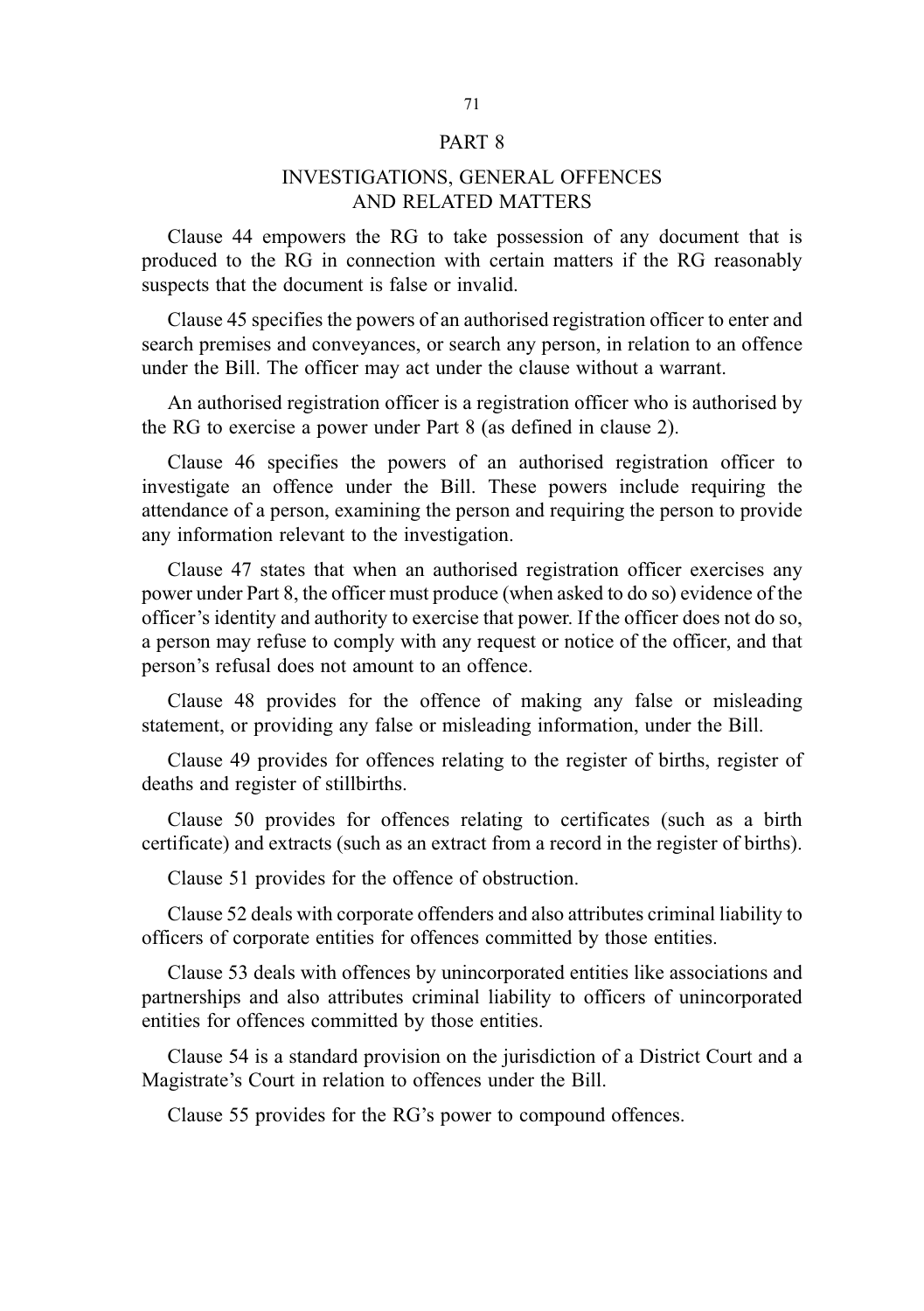## PART 8

## INVESTIGATIONS, GENERAL OFFENCES AND RELATED MATTERS

Clause 44 empowers the RG to take possession of any document that is produced to the RG in connection with certain matters if the RG reasonably suspects that the document is false or invalid.

Clause 45 specifies the powers of an authorised registration officer to enter and search premises and conveyances, or search any person, in relation to an offence under the Bill. The officer may act under the clause without a warrant.

An authorised registration officer is a registration officer who is authorised by the RG to exercise a power under Part 8 (as defined in clause 2).

Clause 46 specifies the powers of an authorised registration officer to investigate an offence under the Bill. These powers include requiring the attendance of a person, examining the person and requiring the person to provide any information relevant to the investigation.

Clause 47 states that when an authorised registration officer exercises any power under Part 8, the officer must produce (when asked to do so) evidence of the officer's identity and authority to exercise that power. If the officer does not do so, a person may refuse to comply with any request or notice of the officer, and that person's refusal does not amount to an offence.

Clause 48 provides for the offence of making any false or misleading statement, or providing any false or misleading information, under the Bill.

Clause 49 provides for offences relating to the register of births, register of deaths and register of stillbirths.

Clause 50 provides for offences relating to certificates (such as a birth certificate) and extracts (such as an extract from a record in the register of births).

Clause 51 provides for the offence of obstruction.

Clause 52 deals with corporate offenders and also attributes criminal liability to officers of corporate entities for offences committed by those entities.

Clause 53 deals with offences by unincorporated entities like associations and partnerships and also attributes criminal liability to officers of unincorporated entities for offences committed by those entities.

Clause 54 is a standard provision on the jurisdiction of a District Court and a Magistrate's Court in relation to offences under the Bill.

Clause 55 provides for the RG's power to compound offences.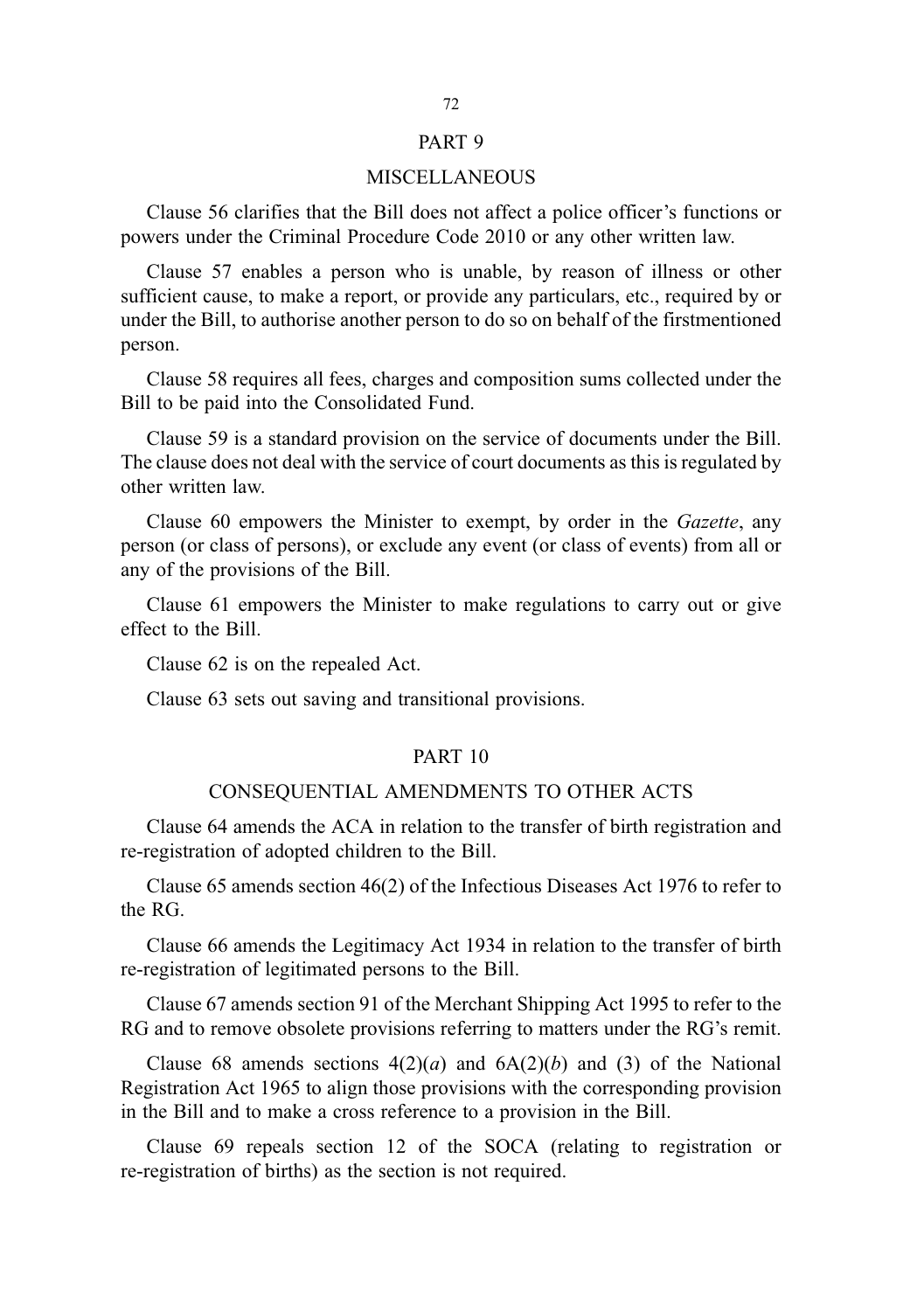## PART 9

## MISCELLANEOUS

Clause 56 clarifies that the Bill does not affect a police officer's functions or powers under the Criminal Procedure Code 2010 or any other written law.

Clause 57 enables a person who is unable, by reason of illness or other sufficient cause, to make a report, or provide any particulars, etc., required by or under the Bill, to authorise another person to do so on behalf of the firstmentioned person.

Clause 58 requires all fees, charges and composition sums collected under the Bill to be paid into the Consolidated Fund.

Clause 59 is a standard provision on the service of documents under the Bill. The clause does not deal with the service of court documents as this is regulated by other written law.

Clause 60 empowers the Minister to exempt, by order in the *Gazette*, any person (or class of persons), or exclude any event (or class of events) from all or any of the provisions of the Bill.

Clause 61 empowers the Minister to make regulations to carry out or give effect to the Bill.

Clause 62 is on the repealed Act.

Clause 63 sets out saving and transitional provisions.

## PART 10

## CONSEQUENTIAL AMENDMENTS TO OTHER ACTS

Clause 64 amends the ACA in relation to the transfer of birth registration and re-registration of adopted children to the Bill.

Clause 65 amends section 46(2) of the Infectious Diseases Act 1976 to refer to the RG.

Clause 66 amends the Legitimacy Act 1934 in relation to the transfer of birth re-registration of legitimated persons to the Bill.

Clause 67 amends section 91 of the Merchant Shipping Act 1995 to refer to the RG and to remove obsolete provisions referring to matters under the RG's remit.

Clause 68 amends sections 4(2)(*a*) and 6A(2)(*b*) and (3) of the National Registration Act 1965 to align those provisions with the corresponding provision in the Bill and to make a cross reference to a provision in the Bill.

Clause 69 repeals section 12 of the SOCA (relating to registration or re-registration of births) as the section is not required.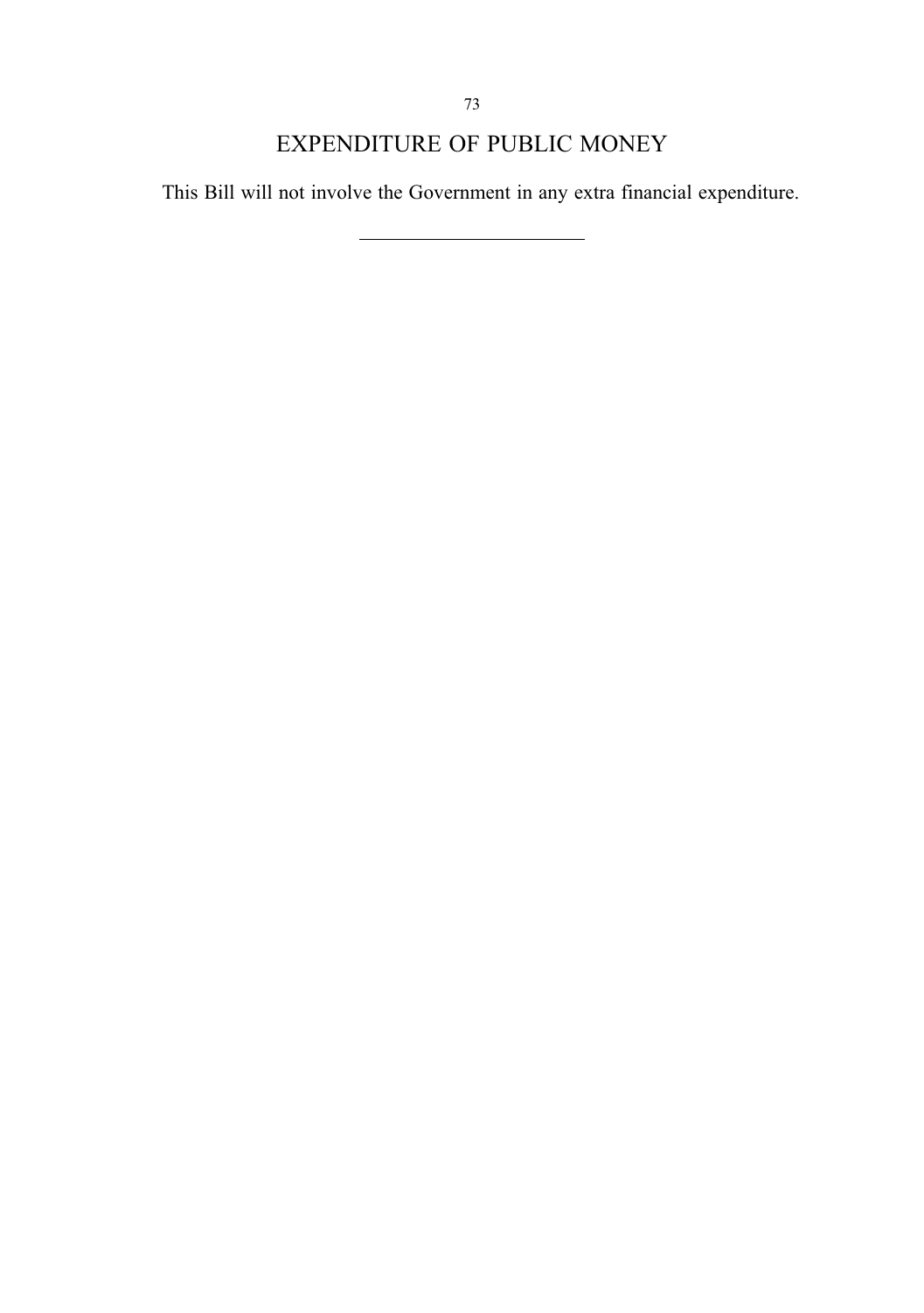# EXPENDITURE OF PUBLIC MONEY

This Bill will not involve the Government in any extra financial expenditure.